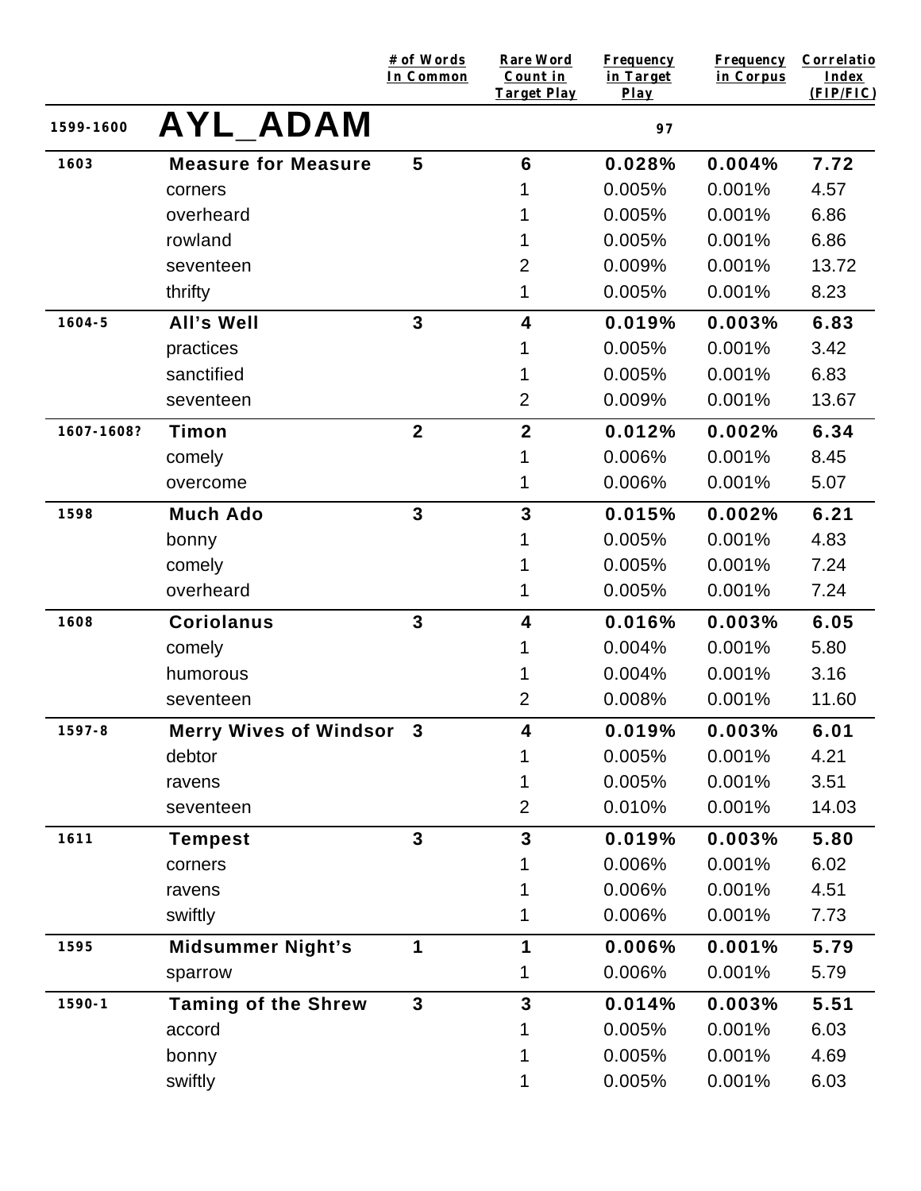| | | # of Words In Common | Rare Word Count in Target Play | Frequency in Target Play | Frequency in Corpus | Correlatio Index (FIP/FIC) |
|---|---|---|---|---|---|---|
| 1599-1600 | **AYL_ADAM** | | | 97 | | |
| 1603 | **Measure for Measure** | **5** | **6** | **0.028%** | **0.004%** | **7.72** |
| | corners | | 1 | 0.005% | 0.001% | 4.57 |
| | overheard | | 1 | 0.005% | 0.001% | 6.86 |
| | rowland | | 1 | 0.005% | 0.001% | 6.86 |
| | seventeen | | 2 | 0.009% | 0.001% | 13.72 |
| | thrifty | | 1 | 0.005% | 0.001% | 8.23 |
| 1604-5 | **All's Well** | **3** | **4** | **0.019%** | **0.003%** | **6.83** |
| | practices | | 1 | 0.005% | 0.001% | 3.42 |
| | sanctified | | 1 | 0.005% | 0.001% | 6.83 |
| | seventeen | | 2 | 0.009% | 0.001% | 13.67 |
| 1607-1608? | **Timon** | **2** | **2** | **0.012%** | **0.002%** | **6.34** |
| | comely | | 1 | 0.006% | 0.001% | 8.45 |
| | overcome | | 1 | 0.006% | 0.001% | 5.07 |
| 1598 | **Much Ado** | **3** | **3** | **0.015%** | **0.002%** | **6.21** |
| | bonny | | 1 | 0.005% | 0.001% | 4.83 |
| | comely | | 1 | 0.005% | 0.001% | 7.24 |
| | overheard | | 1 | 0.005% | 0.001% | 7.24 |
| 1608 | **Coriolanus** | **3** | **4** | **0.016%** | **0.003%** | **6.05** |
| | comely | | 1 | 0.004% | 0.001% | 5.80 |
| | humorous | | 1 | 0.004% | 0.001% | 3.16 |
| | seventeen | | 2 | 0.008% | 0.001% | 11.60 |
| 1597-8 | **Merry Wives of Windsor** | **3** | **4** | **0.019%** | **0.003%** | **6.01** |
| | debtor | | 1 | 0.005% | 0.001% | 4.21 |
| | ravens | | 1 | 0.005% | 0.001% | 3.51 |
| | seventeen | | 2 | 0.010% | 0.001% | 14.03 |
| 1611 | **Tempest** | **3** | **3** | **0.019%** | **0.003%** | **5.80** |
| | corners | | 1 | 0.006% | 0.001% | 6.02 |
| | ravens | | 1 | 0.006% | 0.001% | 4.51 |
| | swiftly | | 1 | 0.006% | 0.001% | 7.73 |
| 1595 | **Midsummer Night's** | **1** | **1** | **0.006%** | **0.001%** | **5.79** |
| | sparrow | | 1 | 0.006% | 0.001% | 5.79 |
| 1590-1 | **Taming of the Shrew** | **3** | **3** | **0.014%** | **0.003%** | **5.51** |
| | accord | | 1 | 0.005% | 0.001% | 6.03 |
| | bonny | | 1 | 0.005% | 0.001% | 4.69 |
| | swiftly | | 1 | 0.005% | 0.001% | 6.03 |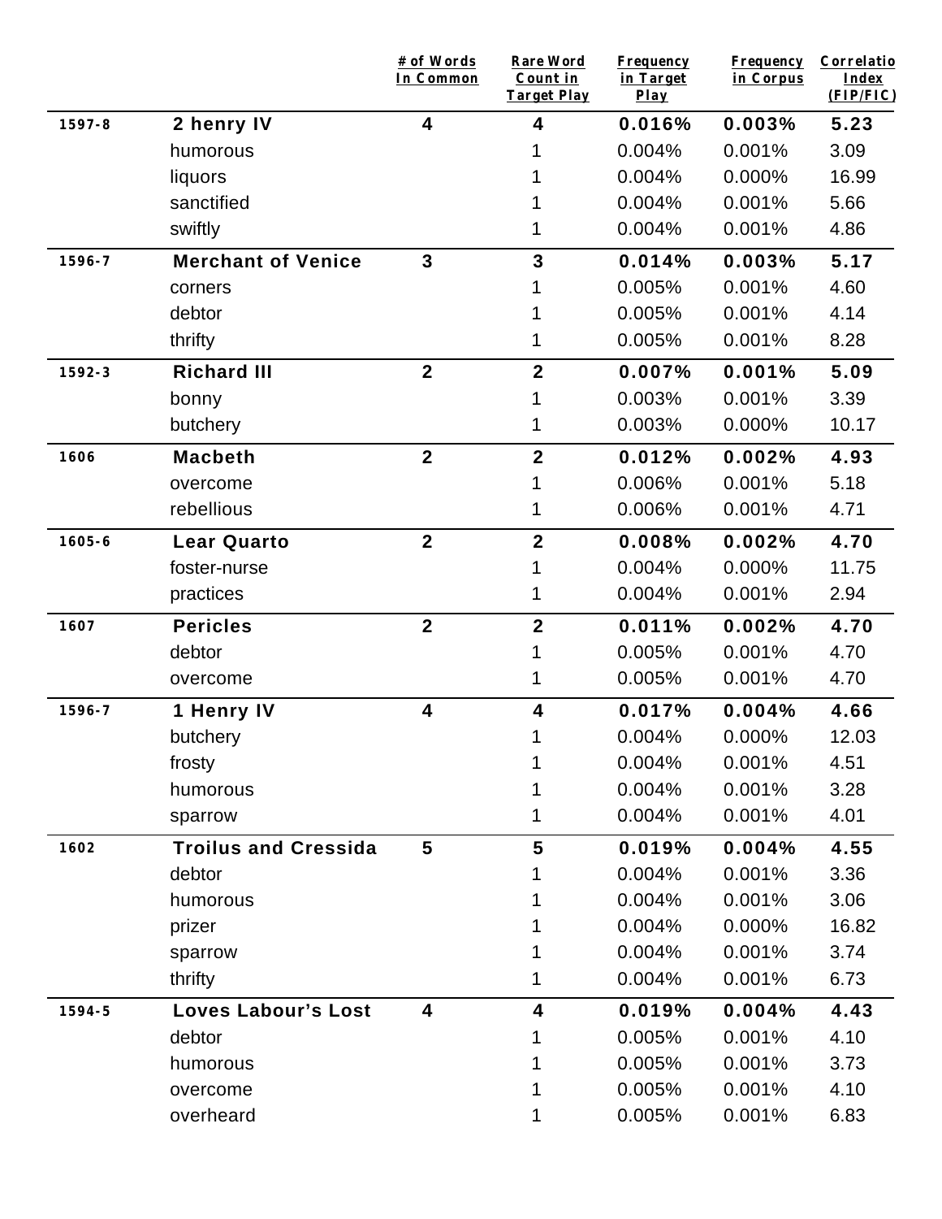| | | # of Words In Common | Rare Word Count in Target Play | Frequency in Target Play | Frequency in Corpus | Correlatio Index (FIP/FIC) |
|---|---|---|---|---|---|---|
| **1597-8** | **2 henry IV** | **4** | **4** | **0.016%** | **0.003%** | **5.23** |
| | humorous | | 1 | 0.004% | 0.001% | 3.09 |
| | liquors | | 1 | 0.004% | 0.000% | 16.99 |
| | sanctified | | 1 | 0.004% | 0.001% | 5.66 |
| | swiftly | | 1 | 0.004% | 0.001% | 4.86 |
| **1596-7** | **Merchant of Venice** | **3** | **3** | **0.014%** | **0.003%** | **5.17** |
| | corners | | 1 | 0.005% | 0.001% | 4.60 |
| | debtor | | 1 | 0.005% | 0.001% | 4.14 |
| | thrifty | | 1 | 0.005% | 0.001% | 8.28 |
| **1592-3** | **Richard III** | **2** | **2** | **0.007%** | **0.001%** | **5.09** |
| | bonny | | 1 | 0.003% | 0.001% | 3.39 |
| | butchery | | 1 | 0.003% | 0.000% | 10.17 |
| **1606** | **Macbeth** | **2** | **2** | **0.012%** | **0.002%** | **4.93** |
| | overcome | | 1 | 0.006% | 0.001% | 5.18 |
| | rebellious | | 1 | 0.006% | 0.001% | 4.71 |
| **1605-6** | **Lear Quarto** | **2** | **2** | **0.008%** | **0.002%** | **4.70** |
| | foster-nurse | | 1 | 0.004% | 0.000% | 11.75 |
| | practices | | 1 | 0.004% | 0.001% | 2.94 |
| **1607** | **Pericles** | **2** | **2** | **0.011%** | **0.002%** | **4.70** |
| | debtor | | 1 | 0.005% | 0.001% | 4.70 |
| | overcome | | 1 | 0.005% | 0.001% | 4.70 |
| **1596-7** | **1 Henry IV** | **4** | **4** | **0.017%** | **0.004%** | **4.66** |
| | butchery | | 1 | 0.004% | 0.000% | 12.03 |
| | frosty | | 1 | 0.004% | 0.001% | 4.51 |
| | humorous | | 1 | 0.004% | 0.001% | 3.28 |
| | sparrow | | 1 | 0.004% | 0.001% | 4.01 |
| **1602** | **Troilus and Cressida** | **5** | **5** | **0.019%** | **0.004%** | **4.55** |
| | debtor | | 1 | 0.004% | 0.001% | 3.36 |
| | humorous | | 1 | 0.004% | 0.001% | 3.06 |
| | prizer | | 1 | 0.004% | 0.000% | 16.82 |
| | sparrow | | 1 | 0.004% | 0.001% | 3.74 |
| | thrifty | | 1 | 0.004% | 0.001% | 6.73 |
| **1594-5** | **Loves Labour's Lost** | **4** | **4** | **0.019%** | **0.004%** | **4.43** |
| | debtor | | 1 | 0.005% | 0.001% | 4.10 |
| | humorous | | 1 | 0.005% | 0.001% | 3.73 |
| | overcome | | 1 | 0.005% | 0.001% | 4.10 |
| | overheard | | 1 | 0.005% | 0.001% | 6.83 |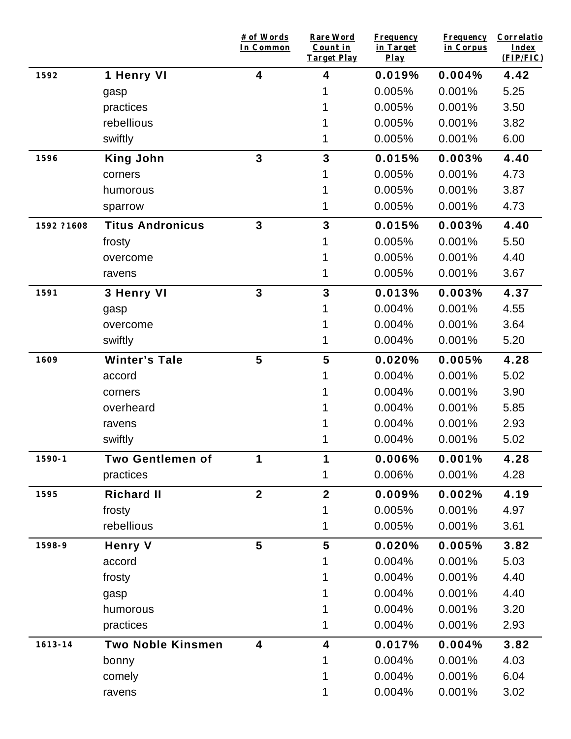| | | # of Words In Common | Rare Word Count in Target Play | Frequency in Target Play | Frequency in Corpus | Correlatio Index (FIP/FIC) |
|---|---|---|---|---|---|---|
| **1592** | **1 Henry VI** | **4** | **4** | **0.019%** | **0.004%** | **4.42** |
| | gasp | | 1 | 0.005% | 0.001% | 5.25 |
| | practices | | 1 | 0.005% | 0.001% | 3.50 |
| | rebellious | | 1 | 0.005% | 0.001% | 3.82 |
| | swiftly | | 1 | 0.005% | 0.001% | 6.00 |
| **1596** | **King John** | **3** | **3** | **0.015%** | **0.003%** | **4.40** |
| | corners | | 1 | 0.005% | 0.001% | 4.73 |
| | humorous | | 1 | 0.005% | 0.001% | 3.87 |
| | sparrow | | 1 | 0.005% | 0.001% | 4.73 |
| **1592 ?1608** | **Titus Andronicus** | **3** | **3** | **0.015%** | **0.003%** | **4.40** |
| | frosty | | 1 | 0.005% | 0.001% | 5.50 |
| | overcome | | 1 | 0.005% | 0.001% | 4.40 |
| | ravens | | 1 | 0.005% | 0.001% | 3.67 |
| **1591** | **3 Henry VI** | **3** | **3** | **0.013%** | **0.003%** | **4.37** |
| | gasp | | 1 | 0.004% | 0.001% | 4.55 |
| | overcome | | 1 | 0.004% | 0.001% | 3.64 |
| | swiftly | | 1 | 0.004% | 0.001% | 5.20 |
| **1609** | **Winter's Tale** | **5** | **5** | **0.020%** | **0.005%** | **4.28** |
| | accord | | 1 | 0.004% | 0.001% | 5.02 |
| | corners | | 1 | 0.004% | 0.001% | 3.90 |
| | overheard | | 1 | 0.004% | 0.001% | 5.85 |
| | ravens | | 1 | 0.004% | 0.001% | 2.93 |
| | swiftly | | 1 | 0.004% | 0.001% | 5.02 |
| **1590-1** | **Two Gentlemen of** | **1** | **1** | **0.006%** | **0.001%** | **4.28** |
| | practices | | 1 | 0.006% | 0.001% | 4.28 |
| **1595** | **Richard II** | **2** | **2** | **0.009%** | **0.002%** | **4.19** |
| | frosty | | 1 | 0.005% | 0.001% | 4.97 |
| | rebellious | | 1 | 0.005% | 0.001% | 3.61 |
| **1598-9** | **Henry V** | **5** | **5** | **0.020%** | **0.005%** | **3.82** |
| | accord | | 1 | 0.004% | 0.001% | 5.03 |
| | frosty | | 1 | 0.004% | 0.001% | 4.40 |
| | gasp | | 1 | 0.004% | 0.001% | 4.40 |
| | humorous | | 1 | 0.004% | 0.001% | 3.20 |
| | practices | | 1 | 0.004% | 0.001% | 2.93 |
| **1613-14** | **Two Noble Kinsmen** | **4** | **4** | **0.017%** | **0.004%** | **3.82** |
| | bonny | | 1 | 0.004% | 0.001% | 4.03 |
| | comely | | 1 | 0.004% | 0.001% | 6.04 |
| | ravens | | 1 | 0.004% | 0.001% | 3.02 |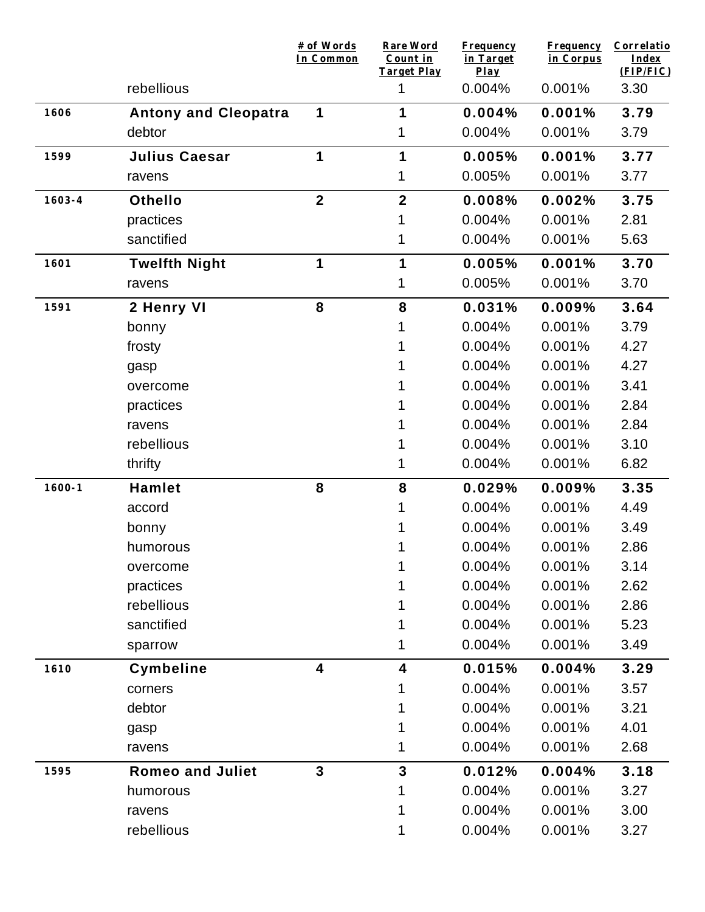| | | # of Words In Common | Rare Word Count in Target Play | Frequency in Target Play | Frequency in Corpus | Correlation Index (FIP/FIC) |
|---|---|---|---|---|---|---|
| | rebellious | | 1 | 0.004% | 0.001% | 3.30 |
| **1606** | **Antony and Cleopatra** | **1** | **1** | **0.004%** | **0.001%** | **3.79** |
| | debtor | | 1 | 0.004% | 0.001% | 3.79 |
| **1599** | **Julius Caesar** | **1** | **1** | **0.005%** | **0.001%** | **3.77** |
| | ravens | | 1 | 0.005% | 0.001% | 3.77 |
| **1603-4** | **Othello** | **2** | **2** | **0.008%** | **0.002%** | **3.75** |
| | practices | | 1 | 0.004% | 0.001% | 2.81 |
| | sanctified | | 1 | 0.004% | 0.001% | 5.63 |
| **1601** | **Twelfth Night** | **1** | **1** | **0.005%** | **0.001%** | **3.70** |
| | ravens | | 1 | 0.005% | 0.001% | 3.70 |
| **1591** | **2 Henry VI** | **8** | **8** | **0.031%** | **0.009%** | **3.64** |
| | bonny | | 1 | 0.004% | 0.001% | 3.79 |
| | frosty | | 1 | 0.004% | 0.001% | 4.27 |
| | gasp | | 1 | 0.004% | 0.001% | 4.27 |
| | overcome | | 1 | 0.004% | 0.001% | 3.41 |
| | practices | | 1 | 0.004% | 0.001% | 2.84 |
| | ravens | | 1 | 0.004% | 0.001% | 2.84 |
| | rebellious | | 1 | 0.004% | 0.001% | 3.10 |
| | thrifty | | 1 | 0.004% | 0.001% | 6.82 |
| **1600-1** | **Hamlet** | **8** | **8** | **0.029%** | **0.009%** | **3.35** |
| | accord | | 1 | 0.004% | 0.001% | 4.49 |
| | bonny | | 1 | 0.004% | 0.001% | 3.49 |
| | humorous | | 1 | 0.004% | 0.001% | 2.86 |
| | overcome | | 1 | 0.004% | 0.001% | 3.14 |
| | practices | | 1 | 0.004% | 0.001% | 2.62 |
| | rebellious | | 1 | 0.004% | 0.001% | 2.86 |
| | sanctified | | 1 | 0.004% | 0.001% | 5.23 |
| | sparrow | | 1 | 0.004% | 0.001% | 3.49 |
| **1610** | **Cymbeline** | **4** | **4** | **0.015%** | **0.004%** | **3.29** |
| | corners | | 1 | 0.004% | 0.001% | 3.57 |
| | debtor | | 1 | 0.004% | 0.001% | 3.21 |
| | gasp | | 1 | 0.004% | 0.001% | 4.01 |
| | ravens | | 1 | 0.004% | 0.001% | 2.68 |
| **1595** | **Romeo and Juliet** | **3** | **3** | **0.012%** | **0.004%** | **3.18** |
| | humorous | | 1 | 0.004% | 0.001% | 3.27 |
| | ravens | | 1 | 0.004% | 0.001% | 3.00 |
| | rebellious | | 1 | 0.004% | 0.001% | 3.27 |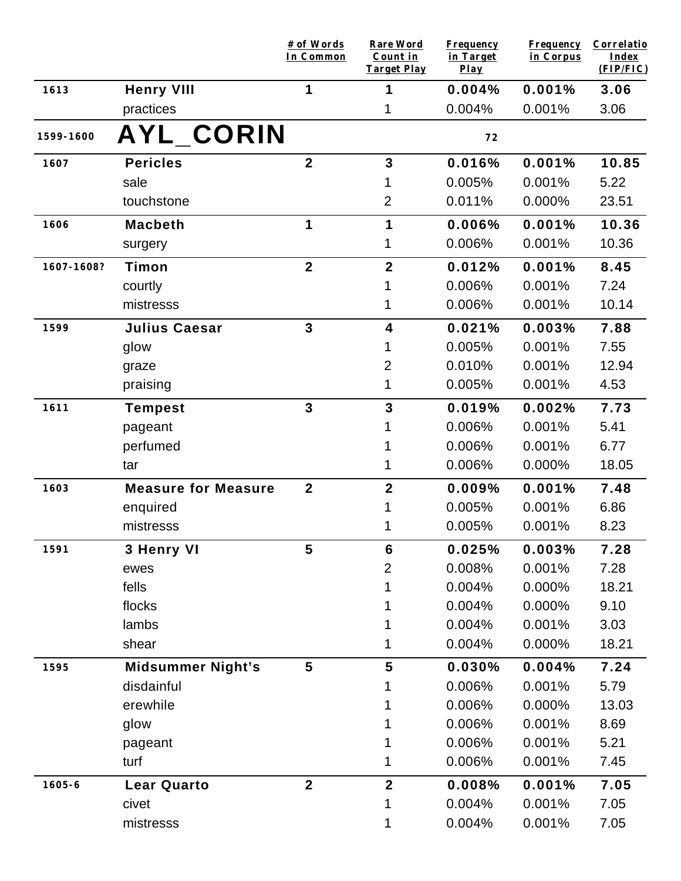| | | # of Words In Common | Rare Word Count in Target Play | Frequency in Target Play | Frequency in Corpus | Correlatio Index (FIP/FIC) |
|---|---|---|---|---|---|---|
| 1613 | **Henry VIII** | **1** | **1** | **0.004%** | **0.001%** | **3.06** |
| | practices | | 1 | 0.004% | 0.001% | 3.06 |
| 1599-1600 | **AYL_CORIN** | | | 72 | | |
| 1607 | **Pericles** | **2** | **3** | **0.016%** | **0.001%** | **10.85** |
| | sale | | 1 | 0.005% | 0.001% | 5.22 |
| | touchstone | | 2 | 0.011% | 0.000% | 23.51 |
| 1606 | **Macbeth** | **1** | **1** | **0.006%** | **0.001%** | **10.36** |
| | surgery | | 1 | 0.006% | 0.001% | 10.36 |
| 1607-1608? | **Timon** | **2** | **2** | **0.012%** | **0.001%** | **8.45** |
| | courtly | | 1 | 0.006% | 0.001% | 7.24 |
| | mistresss | | 1 | 0.006% | 0.001% | 10.14 |
| 1599 | **Julius Caesar** | **3** | **4** | **0.021%** | **0.003%** | **7.88** |
| | glow | | 1 | 0.005% | 0.001% | 7.55 |
| | graze | | 2 | 0.010% | 0.001% | 12.94 |
| | praising | | 1 | 0.005% | 0.001% | 4.53 |
| 1611 | **Tempest** | **3** | **3** | **0.019%** | **0.002%** | **7.73** |
| | pageant | | 1 | 0.006% | 0.001% | 5.41 |
| | perfumed | | 1 | 0.006% | 0.001% | 6.77 |
| | tar | | 1 | 0.006% | 0.000% | 18.05 |
| 1603 | **Measure for Measure** | **2** | **2** | **0.009%** | **0.001%** | **7.48** |
| | enquired | | 1 | 0.005% | 0.001% | 6.86 |
| | mistresss | | 1 | 0.005% | 0.001% | 8.23 |
| 1591 | **3 Henry VI** | **5** | **6** | **0.025%** | **0.003%** | **7.28** |
| | ewes | | 2 | 0.008% | 0.001% | 7.28 |
| | fells | | 1 | 0.004% | 0.000% | 18.21 |
| | flocks | | 1 | 0.004% | 0.000% | 9.10 |
| | lambs | | 1 | 0.004% | 0.001% | 3.03 |
| | shear | | 1 | 0.004% | 0.000% | 18.21 |
| 1595 | **Midsummer Night's** | **5** | **5** | **0.030%** | **0.004%** | **7.24** |
| | disdainful | | 1 | 0.006% | 0.001% | 5.79 |
| | erewhile | | 1 | 0.006% | 0.000% | 13.03 |
| | glow | | 1 | 0.006% | 0.001% | 8.69 |
| | pageant | | 1 | 0.006% | 0.001% | 5.21 |
| | turf | | 1 | 0.006% | 0.001% | 7.45 |
| 1605-6 | **Lear Quarto** | **2** | **2** | **0.008%** | **0.001%** | **7.05** |
| | civet | | 1 | 0.004% | 0.001% | 7.05 |
| | mistresss | | 1 | 0.004% | 0.001% | 7.05 |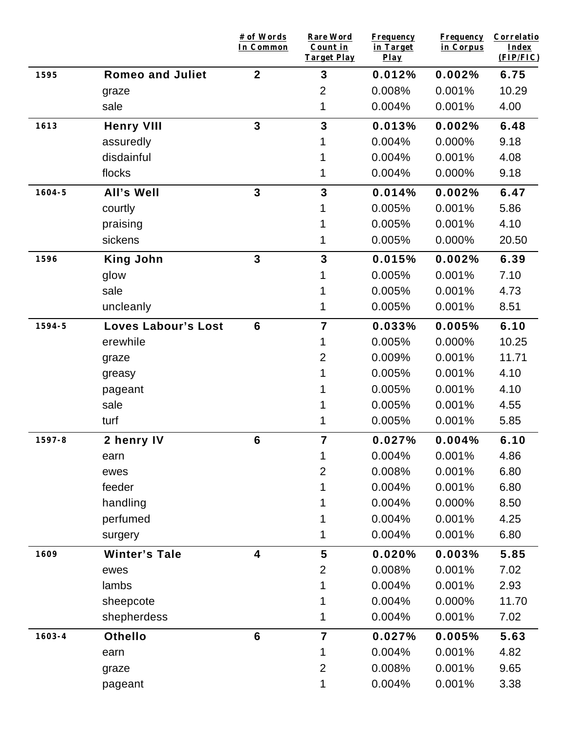| | | # of Words In Common | Rare Word Count in Target Play | Frequency in Target Play | Frequency in Corpus | Correlatio Index (FIP/FIC) |
|---|---|---|---|---|---|---|
| **1595** | **Romeo and Juliet** | **2** | **3** | **0.012%** | **0.002%** | **6.75** |
| | graze | | 2 | 0.008% | 0.001% | 10.29 |
| | sale | | 1 | 0.004% | 0.001% | 4.00 |
| **1613** | **Henry VIII** | **3** | **3** | **0.013%** | **0.002%** | **6.48** |
| | assuredly | | 1 | 0.004% | 0.000% | 9.18 |
| | disdainful | | 1 | 0.004% | 0.001% | 4.08 |
| | flocks | | 1 | 0.004% | 0.000% | 9.18 |
| **1604-5** | **All's Well** | **3** | **3** | **0.014%** | **0.002%** | **6.47** |
| | courtly | | 1 | 0.005% | 0.001% | 5.86 |
| | praising | | 1 | 0.005% | 0.001% | 4.10 |
| | sickens | | 1 | 0.005% | 0.000% | 20.50 |
| **1596** | **King John** | **3** | **3** | **0.015%** | **0.002%** | **6.39** |
| | glow | | 1 | 0.005% | 0.001% | 7.10 |
| | sale | | 1 | 0.005% | 0.001% | 4.73 |
| | uncleanly | | 1 | 0.005% | 0.001% | 8.51 |
| **1594-5** | **Loves Labour's Lost** | **6** | **7** | **0.033%** | **0.005%** | **6.10** |
| | erewhile | | 1 | 0.005% | 0.000% | 10.25 |
| | graze | | 2 | 0.009% | 0.001% | 11.71 |
| | greasy | | 1 | 0.005% | 0.001% | 4.10 |
| | pageant | | 1 | 0.005% | 0.001% | 4.10 |
| | sale | | 1 | 0.005% | 0.001% | 4.55 |
| | turf | | 1 | 0.005% | 0.001% | 5.85 |
| **1597-8** | **2 henry IV** | **6** | **7** | **0.027%** | **0.004%** | **6.10** |
| | earn | | 1 | 0.004% | 0.001% | 4.86 |
| | ewes | | 2 | 0.008% | 0.001% | 6.80 |
| | feeder | | 1 | 0.004% | 0.001% | 6.80 |
| | handling | | 1 | 0.004% | 0.000% | 8.50 |
| | perfumed | | 1 | 0.004% | 0.001% | 4.25 |
| | surgery | | 1 | 0.004% | 0.001% | 6.80 |
| **1609** | **Winter's Tale** | **4** | **5** | **0.020%** | **0.003%** | **5.85** |
| | ewes | | 2 | 0.008% | 0.001% | 7.02 |
| | lambs | | 1 | 0.004% | 0.001% | 2.93 |
| | sheepcote | | 1 | 0.004% | 0.000% | 11.70 |
| | shepherdess | | 1 | 0.004% | 0.001% | 7.02 |
| **1603-4** | **Othello** | **6** | **7** | **0.027%** | **0.005%** | **5.63** |
| | earn | | 1 | 0.004% | 0.001% | 4.82 |
| | graze | | 2 | 0.008% | 0.001% | 9.65 |
| | pageant | | 1 | 0.004% | 0.001% | 3.38 |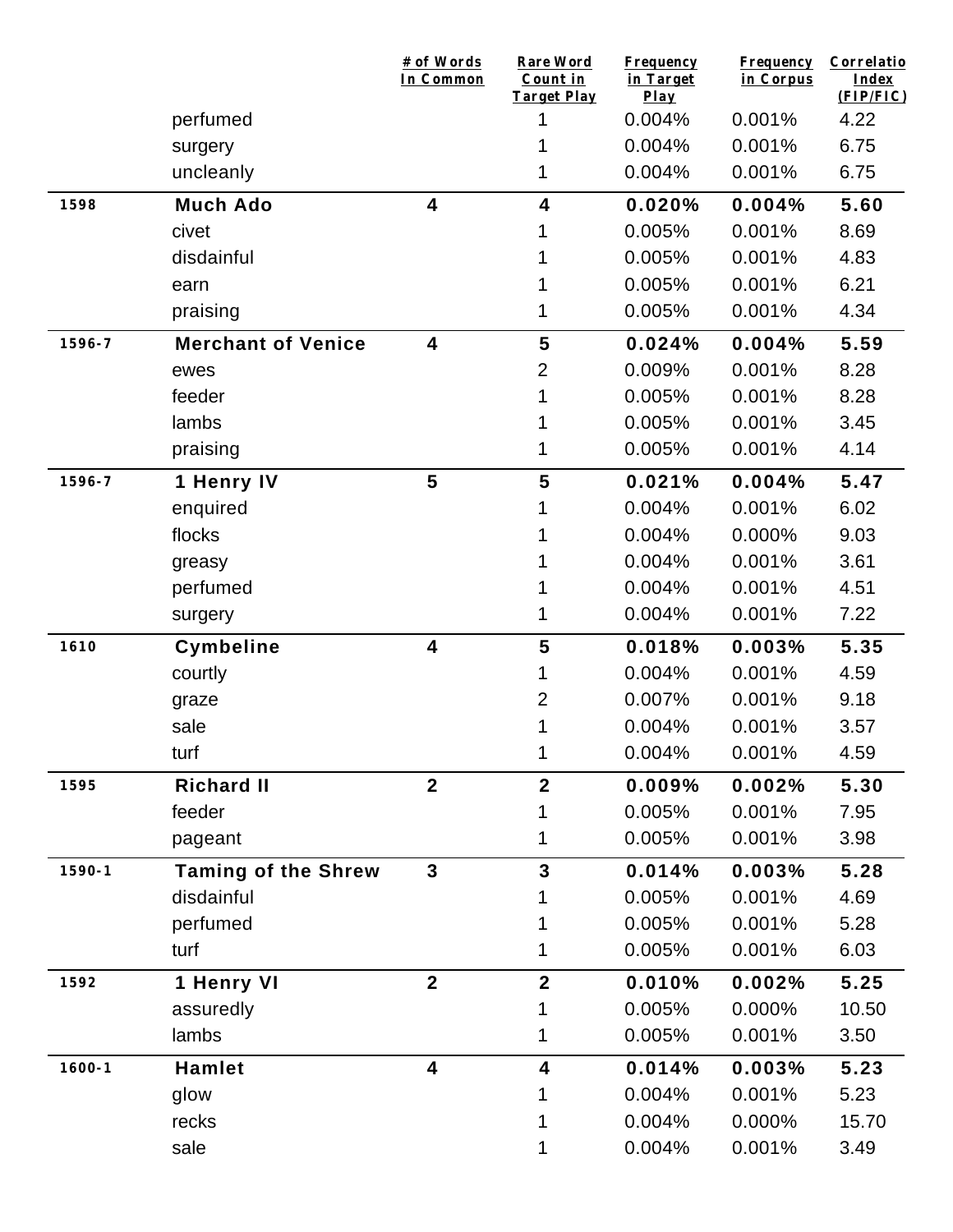| | | # of Words In Common | Rare Word Count in Target Play | Frequency in Target Play | Frequency in Corpus | Correlatio Index (FIP/FIC) |
|---|---|---|---|---|---|---|
| | perfumed | | 1 | 0.004% | 0.001% | 4.22 |
| | surgery | | 1 | 0.004% | 0.001% | 6.75 |
| | uncleanly | | 1 | 0.004% | 0.001% | 6.75 |
| **1598** | **Much Ado** | **4** | **4** | **0.020%** | **0.004%** | **5.60** |
| | civet | | 1 | 0.005% | 0.001% | 8.69 |
| | disdainful | | 1 | 0.005% | 0.001% | 4.83 |
| | earn | | 1 | 0.005% | 0.001% | 6.21 |
| | praising | | 1 | 0.005% | 0.001% | 4.34 |
| **1596-7** | **Merchant of Venice** | **4** | **5** | **0.024%** | **0.004%** | **5.59** |
| | ewes | | 2 | 0.009% | 0.001% | 8.28 |
| | feeder | | 1 | 0.005% | 0.001% | 8.28 |
| | lambs | | 1 | 0.005% | 0.001% | 3.45 |
| | praising | | 1 | 0.005% | 0.001% | 4.14 |
| **1596-7** | **1 Henry IV** | **5** | **5** | **0.021%** | **0.004%** | **5.47** |
| | enquired | | 1 | 0.004% | 0.001% | 6.02 |
| | flocks | | 1 | 0.004% | 0.000% | 9.03 |
| | greasy | | 1 | 0.004% | 0.001% | 3.61 |
| | perfumed | | 1 | 0.004% | 0.001% | 4.51 |
| | surgery | | 1 | 0.004% | 0.001% | 7.22 |
| **1610** | **Cymbeline** | **4** | **5** | **0.018%** | **0.003%** | **5.35** |
| | courtly | | 1 | 0.004% | 0.001% | 4.59 |
| | graze | | 2 | 0.007% | 0.001% | 9.18 |
| | sale | | 1 | 0.004% | 0.001% | 3.57 |
| | turf | | 1 | 0.004% | 0.001% | 4.59 |
| **1595** | **Richard II** | **2** | **2** | **0.009%** | **0.002%** | **5.30** |
| | feeder | | 1 | 0.005% | 0.001% | 7.95 |
| | pageant | | 1 | 0.005% | 0.001% | 3.98 |
| **1590-1** | **Taming of the Shrew** | **3** | **3** | **0.014%** | **0.003%** | **5.28** |
| | disdainful | | 1 | 0.005% | 0.001% | 4.69 |
| | perfumed | | 1 | 0.005% | 0.001% | 5.28 |
| | turf | | 1 | 0.005% | 0.001% | 6.03 |
| **1592** | **1 Henry VI** | **2** | **2** | **0.010%** | **0.002%** | **5.25** |
| | assuredly | | 1 | 0.005% | 0.000% | 10.50 |
| | lambs | | 1 | 0.005% | 0.001% | 3.50 |
| **1600-1** | **Hamlet** | **4** | **4** | **0.014%** | **0.003%** | **5.23** |
| | glow | | 1 | 0.004% | 0.001% | 5.23 |
| | recks | | 1 | 0.004% | 0.000% | 15.70 |
| | sale | | 1 | 0.004% | 0.001% | 3.49 |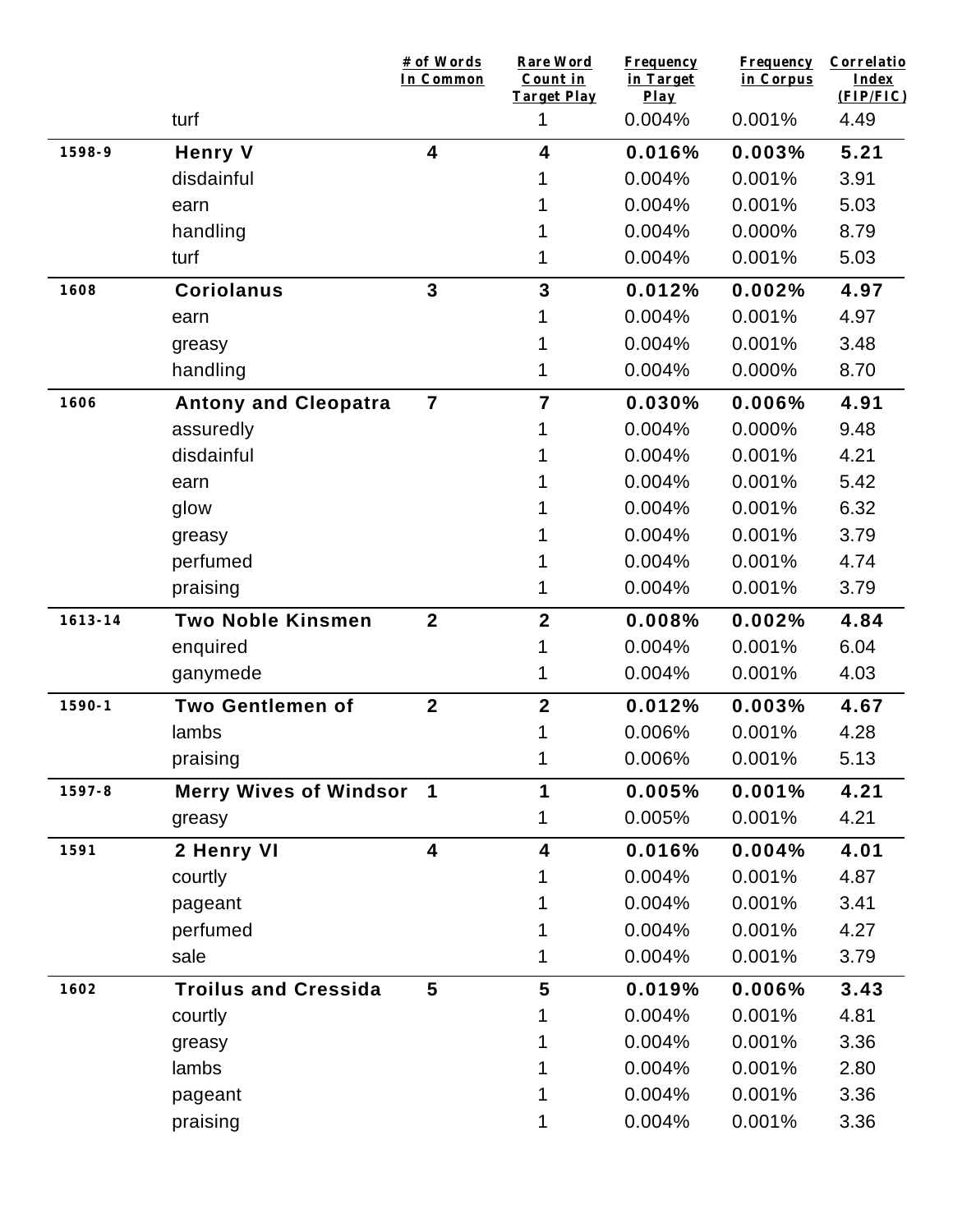| | | # of Words In Common | Rare Word Count in Target Play | Frequency in Target Play | Frequency in Corpus | Correlatio Index (FIP/FIC) |
|---|---|---|---|---|---|---|
| | turf | | 1 | 0.004% | 0.001% | 4.49 |
| **1598-9** | **Henry V** | **4** | **4** | **0.016%** | **0.003%** | **5.21** |
| | disdainful | | 1 | 0.004% | 0.001% | 3.91 |
| | earn | | 1 | 0.004% | 0.001% | 5.03 |
| | handling | | 1 | 0.004% | 0.000% | 8.79 |
| | turf | | 1 | 0.004% | 0.001% | 5.03 |
| **1608** | **Coriolanus** | **3** | **3** | **0.012%** | **0.002%** | **4.97** |
| | earn | | 1 | 0.004% | 0.001% | 4.97 |
| | greasy | | 1 | 0.004% | 0.001% | 3.48 |
| | handling | | 1 | 0.004% | 0.000% | 8.70 |
| **1606** | **Antony and Cleopatra** | **7** | **7** | **0.030%** | **0.006%** | **4.91** |
| | assuredly | | 1 | 0.004% | 0.000% | 9.48 |
| | disdainful | | 1 | 0.004% | 0.001% | 4.21 |
| | earn | | 1 | 0.004% | 0.001% | 5.42 |
| | glow | | 1 | 0.004% | 0.001% | 6.32 |
| | greasy | | 1 | 0.004% | 0.001% | 3.79 |
| | perfumed | | 1 | 0.004% | 0.001% | 4.74 |
| | praising | | 1 | 0.004% | 0.001% | 3.79 |
| **1613-14** | **Two Noble Kinsmen** | **2** | **2** | **0.008%** | **0.002%** | **4.84** |
| | enquired | | 1 | 0.004% | 0.001% | 6.04 |
| | ganymede | | 1 | 0.004% | 0.001% | 4.03 |
| **1590-1** | **Two Gentlemen of** | **2** | **2** | **0.012%** | **0.003%** | **4.67** |
| | lambs | | 1 | 0.006% | 0.001% | 4.28 |
| | praising | | 1 | 0.006% | 0.001% | 5.13 |
| **1597-8** | **Merry Wives of Windsor** | **1** | **1** | **0.005%** | **0.001%** | **4.21** |
| | greasy | | 1 | 0.005% | 0.001% | 4.21 |
| **1591** | **2 Henry VI** | **4** | **4** | **0.016%** | **0.004%** | **4.01** |
| | courtly | | 1 | 0.004% | 0.001% | 4.87 |
| | pageant | | 1 | 0.004% | 0.001% | 3.41 |
| | perfumed | | 1 | 0.004% | 0.001% | 4.27 |
| | sale | | 1 | 0.004% | 0.001% | 3.79 |
| **1602** | **Troilus and Cressida** | **5** | **5** | **0.019%** | **0.006%** | **3.43** |
| | courtly | | 1 | 0.004% | 0.001% | 4.81 |
| | greasy | | 1 | 0.004% | 0.001% | 3.36 |
| | lambs | | 1 | 0.004% | 0.001% | 2.80 |
| | pageant | | 1 | 0.004% | 0.001% | 3.36 |
| | praising | | 1 | 0.004% | 0.001% | 3.36 |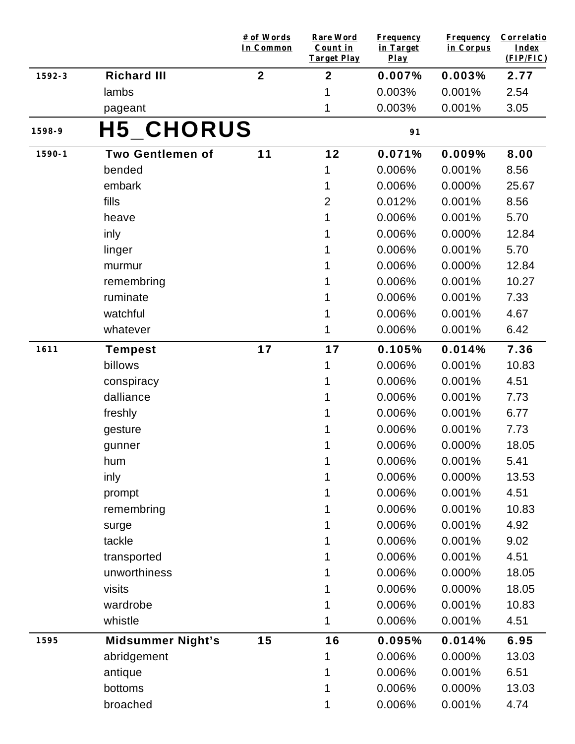| | | # of Words In Common | Rare Word Count in Target Play | Frequency in Target Play | Frequency in Corpus | Correlatio Index (FIP/FIC) |
|---|---|---|---|---|---|---|
| 1592-3 | **Richard III** | **2** | **2** | **0.007%** | **0.003%** | **2.77** |
| | lambs | | 1 | 0.003% | 0.001% | 2.54 |
| | pageant | | 1 | 0.003% | 0.001% | 3.05 |
| 1598-9 | **H5_CHORUS** | | | 91 | | |
| 1590-1 | **Two Gentlemen of** | **11** | **12** | **0.071%** | **0.009%** | **8.00** |
| | bended | | 1 | 0.006% | 0.001% | 8.56 |
| | embark | | 1 | 0.006% | 0.000% | 25.67 |
| | fills | | 2 | 0.012% | 0.001% | 8.56 |
| | heave | | 1 | 0.006% | 0.001% | 5.70 |
| | inly | | 1 | 0.006% | 0.000% | 12.84 |
| | linger | | 1 | 0.006% | 0.001% | 5.70 |
| | murmur | | 1 | 0.006% | 0.000% | 12.84 |
| | remembring | | 1 | 0.006% | 0.001% | 10.27 |
| | ruminate | | 1 | 0.006% | 0.001% | 7.33 |
| | watchful | | 1 | 0.006% | 0.001% | 4.67 |
| | whatever | | 1 | 0.006% | 0.001% | 6.42 |
| 1611 | **Tempest** | **17** | **17** | **0.105%** | **0.014%** | **7.36** |
| | billows | | 1 | 0.006% | 0.001% | 10.83 |
| | conspiracy | | 1 | 0.006% | 0.001% | 4.51 |
| | dalliance | | 1 | 0.006% | 0.001% | 7.73 |
| | freshly | | 1 | 0.006% | 0.001% | 6.77 |
| | gesture | | 1 | 0.006% | 0.001% | 7.73 |
| | gunner | | 1 | 0.006% | 0.000% | 18.05 |
| | hum | | 1 | 0.006% | 0.001% | 5.41 |
| | inly | | 1 | 0.006% | 0.000% | 13.53 |
| | prompt | | 1 | 0.006% | 0.001% | 4.51 |
| | remembring | | 1 | 0.006% | 0.001% | 10.83 |
| | surge | | 1 | 0.006% | 0.001% | 4.92 |
| | tackle | | 1 | 0.006% | 0.001% | 9.02 |
| | transported | | 1 | 0.006% | 0.001% | 4.51 |
| | unworthiness | | 1 | 0.006% | 0.000% | 18.05 |
| | visits | | 1 | 0.006% | 0.000% | 18.05 |
| | wardrobe | | 1 | 0.006% | 0.001% | 10.83 |
| | whistle | | 1 | 0.006% | 0.001% | 4.51 |
| 1595 | **Midsummer Night's** | **15** | **16** | **0.095%** | **0.014%** | **6.95** |
| | abridgement | | 1 | 0.006% | 0.000% | 13.03 |
| | antique | | 1 | 0.006% | 0.001% | 6.51 |
| | bottoms | | 1 | 0.006% | 0.000% | 13.03 |
| | broached | | 1 | 0.006% | 0.001% | 4.74 |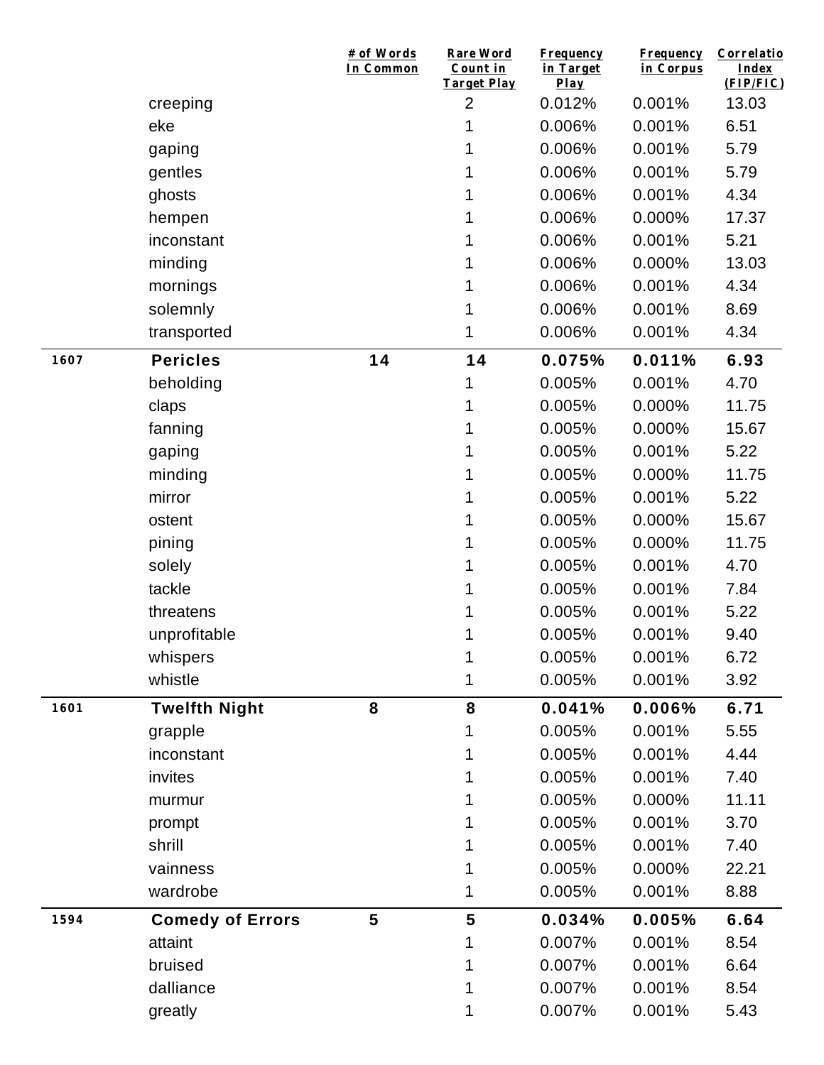| | | # of Words In Common | Rare Word Count in Target Play | Frequency in Target Play | Frequency in Corpus | Correlation Index (FIP/FIC) |
|---|---|---|---|---|---|---|
| | creeping | | 2 | 0.012% | 0.001% | 13.03 |
| | eke | | 1 | 0.006% | 0.001% | 6.51 |
| | gaping | | 1 | 0.006% | 0.001% | 5.79 |
| | gentles | | 1 | 0.006% | 0.001% | 5.79 |
| | ghosts | | 1 | 0.006% | 0.001% | 4.34 |
| | hempen | | 1 | 0.006% | 0.000% | 17.37 |
| | inconstant | | 1 | 0.006% | 0.001% | 5.21 |
| | minding | | 1 | 0.006% | 0.000% | 13.03 |
| | mornings | | 1 | 0.006% | 0.001% | 4.34 |
| | solemnly | | 1 | 0.006% | 0.001% | 8.69 |
| | transported | | 1 | 0.006% | 0.001% | 4.34 |
| **1607** | **Pericles** | **14** | **14** | **0.075%** | **0.011%** | **6.93** |
| | beholding | | 1 | 0.005% | 0.001% | 4.70 |
| | claps | | 1 | 0.005% | 0.000% | 11.75 |
| | fanning | | 1 | 0.005% | 0.000% | 15.67 |
| | gaping | | 1 | 0.005% | 0.001% | 5.22 |
| | minding | | 1 | 0.005% | 0.000% | 11.75 |
| | mirror | | 1 | 0.005% | 0.001% | 5.22 |
| | ostent | | 1 | 0.005% | 0.000% | 15.67 |
| | pining | | 1 | 0.005% | 0.000% | 11.75 |
| | solely | | 1 | 0.005% | 0.001% | 4.70 |
| | tackle | | 1 | 0.005% | 0.001% | 7.84 |
| | threatens | | 1 | 0.005% | 0.001% | 5.22 |
| | unprofitable | | 1 | 0.005% | 0.001% | 9.40 |
| | whispers | | 1 | 0.005% | 0.001% | 6.72 |
| | whistle | | 1 | 0.005% | 0.001% | 3.92 |
| **1601** | **Twelfth Night** | **8** | **8** | **0.041%** | **0.006%** | **6.71** |
| | grapple | | 1 | 0.005% | 0.001% | 5.55 |
| | inconstant | | 1 | 0.005% | 0.001% | 4.44 |
| | invites | | 1 | 0.005% | 0.001% | 7.40 |
| | murmur | | 1 | 0.005% | 0.000% | 11.11 |
| | prompt | | 1 | 0.005% | 0.001% | 3.70 |
| | shrill | | 1 | 0.005% | 0.001% | 7.40 |
| | vainness | | 1 | 0.005% | 0.000% | 22.21 |
| | wardrobe | | 1 | 0.005% | 0.001% | 8.88 |
| **1594** | **Comedy of Errors** | **5** | **5** | **0.034%** | **0.005%** | **6.64** |
| | attaint | | 1 | 0.007% | 0.001% | 8.54 |
| | bruised | | 1 | 0.007% | 0.001% | 6.64 |
| | dalliance | | 1 | 0.007% | 0.001% | 8.54 |
| | greatly | | 1 | 0.007% | 0.001% | 5.43 |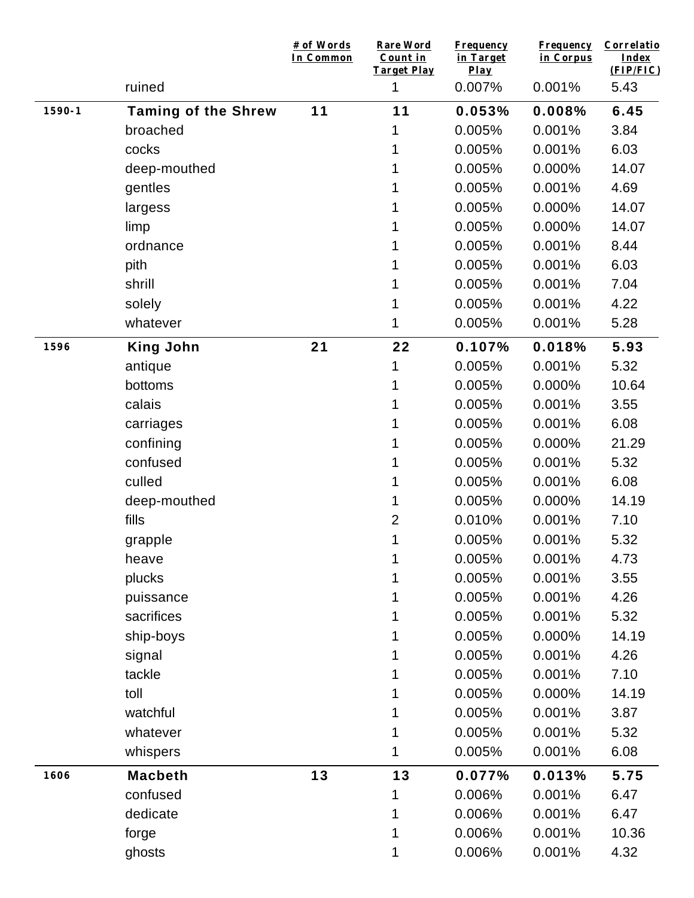| | | # of Words In Common | Rare Word Count in Target Play | Frequency in Target Play | Frequency in Corpus | Correlatio Index (FIP/FIC) |
|---|---|---|---|---|---|---|
| | ruined | | 1 | 0.007% | 0.001% | 5.43 |
| 1590-1 | **Taming of the Shrew** | **11** | **11** | **0.053%** | **0.008%** | **6.45** |
| | broached | | 1 | 0.005% | 0.001% | 3.84 |
| | cocks | | 1 | 0.005% | 0.001% | 6.03 |
| | deep-mouthed | | 1 | 0.005% | 0.000% | 14.07 |
| | gentles | | 1 | 0.005% | 0.001% | 4.69 |
| | largess | | 1 | 0.005% | 0.000% | 14.07 |
| | limp | | 1 | 0.005% | 0.000% | 14.07 |
| | ordnance | | 1 | 0.005% | 0.001% | 8.44 |
| | pith | | 1 | 0.005% | 0.001% | 6.03 |
| | shrill | | 1 | 0.005% | 0.001% | 7.04 |
| | solely | | 1 | 0.005% | 0.001% | 4.22 |
| | whatever | | 1 | 0.005% | 0.001% | 5.28 |
| 1596 | **King John** | **21** | **22** | **0.107%** | **0.018%** | **5.93** |
| | antique | | 1 | 0.005% | 0.001% | 5.32 |
| | bottoms | | 1 | 0.005% | 0.000% | 10.64 |
| | calais | | 1 | 0.005% | 0.001% | 3.55 |
| | carriages | | 1 | 0.005% | 0.001% | 6.08 |
| | confining | | 1 | 0.005% | 0.000% | 21.29 |
| | confused | | 1 | 0.005% | 0.001% | 5.32 |
| | culled | | 1 | 0.005% | 0.001% | 6.08 |
| | deep-mouthed | | 1 | 0.005% | 0.000% | 14.19 |
| | fills | | 2 | 0.010% | 0.001% | 7.10 |
| | grapple | | 1 | 0.005% | 0.001% | 5.32 |
| | heave | | 1 | 0.005% | 0.001% | 4.73 |
| | plucks | | 1 | 0.005% | 0.001% | 3.55 |
| | puissance | | 1 | 0.005% | 0.001% | 4.26 |
| | sacrifices | | 1 | 0.005% | 0.001% | 5.32 |
| | ship-boys | | 1 | 0.005% | 0.000% | 14.19 |
| | signal | | 1 | 0.005% | 0.001% | 4.26 |
| | tackle | | 1 | 0.005% | 0.001% | 7.10 |
| | toll | | 1 | 0.005% | 0.000% | 14.19 |
| | watchful | | 1 | 0.005% | 0.001% | 3.87 |
| | whatever | | 1 | 0.005% | 0.001% | 5.32 |
| | whispers | | 1 | 0.005% | 0.001% | 6.08 |
| 1606 | **Macbeth** | **13** | **13** | **0.077%** | **0.013%** | **5.75** |
| | confused | | 1 | 0.006% | 0.001% | 6.47 |
| | dedicate | | 1 | 0.006% | 0.001% | 6.47 |
| | forge | | 1 | 0.006% | 0.001% | 10.36 |
| | ghosts | | 1 | 0.006% | 0.001% | 4.32 |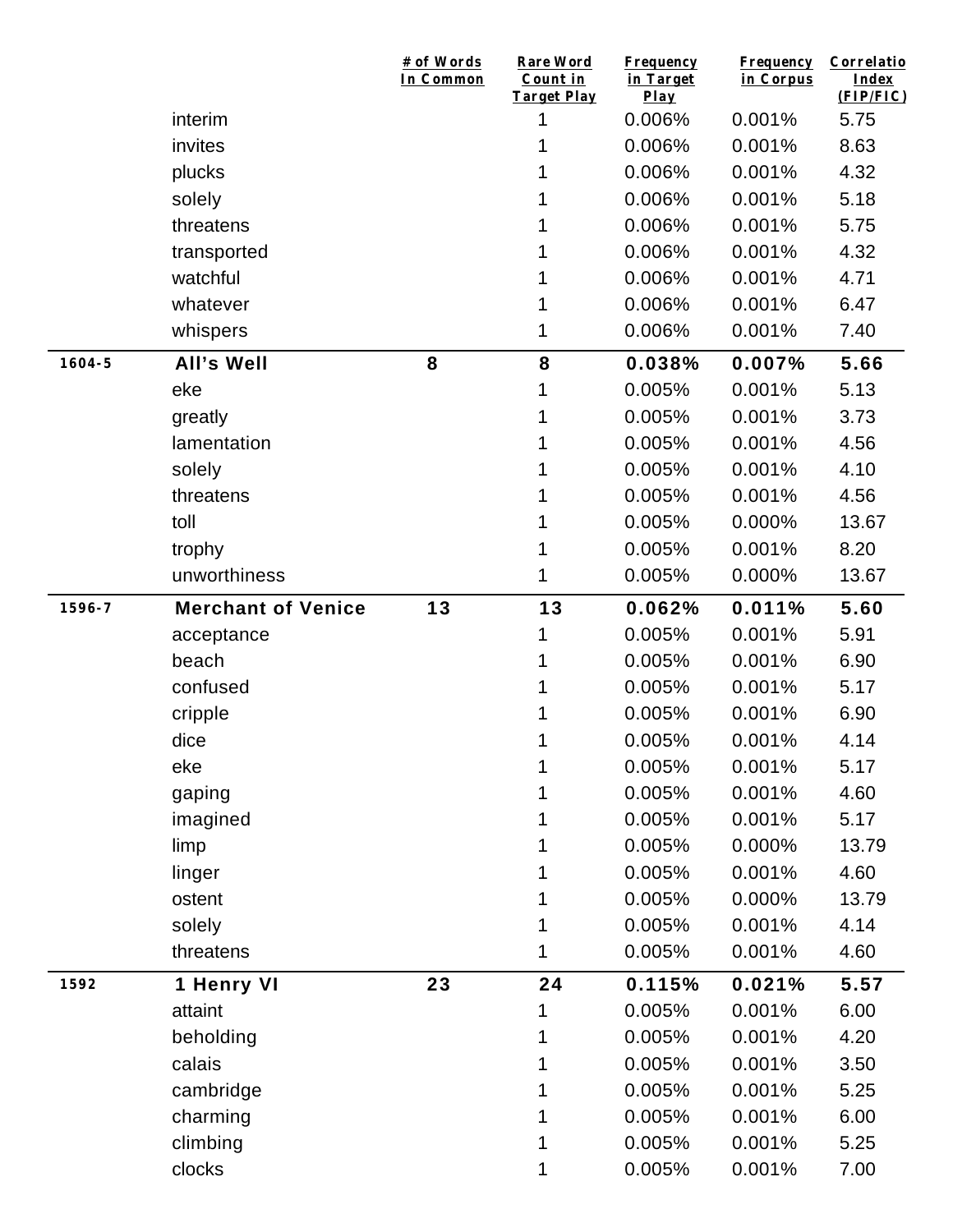| | | # of Words In Common | Rare Word Count in Target Play | Frequency in Target Play | Frequency in Corpus | Correlatio Index (FIP/FIC) |
|---|---|---|---|---|---|---|
| | interim | | 1 | 0.006% | 0.001% | 5.75 |
| | invites | | 1 | 0.006% | 0.001% | 8.63 |
| | plucks | | 1 | 0.006% | 0.001% | 4.32 |
| | solely | | 1 | 0.006% | 0.001% | 5.18 |
| | threatens | | 1 | 0.006% | 0.001% | 5.75 |
| | transported | | 1 | 0.006% | 0.001% | 4.32 |
| | watchful | | 1 | 0.006% | 0.001% | 4.71 |
| | whatever | | 1 | 0.006% | 0.001% | 6.47 |
| | whispers | | 1 | 0.006% | 0.001% | 7.40 |
| **1604-5** | **All's Well** | **8** | **8** | **0.038%** | **0.007%** | **5.66** |
| | eke | | 1 | 0.005% | 0.001% | 5.13 |
| | greatly | | 1 | 0.005% | 0.001% | 3.73 |
| | lamentation | | 1 | 0.005% | 0.001% | 4.56 |
| | solely | | 1 | 0.005% | 0.001% | 4.10 |
| | threatens | | 1 | 0.005% | 0.001% | 4.56 |
| | toll | | 1 | 0.005% | 0.000% | 13.67 |
| | trophy | | 1 | 0.005% | 0.001% | 8.20 |
| | unworthiness | | 1 | 0.005% | 0.000% | 13.67 |
| **1596-7** | **Merchant of Venice** | **13** | **13** | **0.062%** | **0.011%** | **5.60** |
| | acceptance | | 1 | 0.005% | 0.001% | 5.91 |
| | beach | | 1 | 0.005% | 0.001% | 6.90 |
| | confused | | 1 | 0.005% | 0.001% | 5.17 |
| | cripple | | 1 | 0.005% | 0.001% | 6.90 |
| | dice | | 1 | 0.005% | 0.001% | 4.14 |
| | eke | | 1 | 0.005% | 0.001% | 5.17 |
| | gaping | | 1 | 0.005% | 0.001% | 4.60 |
| | imagined | | 1 | 0.005% | 0.001% | 5.17 |
| | limp | | 1 | 0.005% | 0.000% | 13.79 |
| | linger | | 1 | 0.005% | 0.001% | 4.60 |
| | ostent | | 1 | 0.005% | 0.000% | 13.79 |
| | solely | | 1 | 0.005% | 0.001% | 4.14 |
| | threatens | | 1 | 0.005% | 0.001% | 4.60 |
| **1592** | **1 Henry VI** | **23** | **24** | **0.115%** | **0.021%** | **5.57** |
| | attaint | | 1 | 0.005% | 0.001% | 6.00 |
| | beholding | | 1 | 0.005% | 0.001% | 4.20 |
| | calais | | 1 | 0.005% | 0.001% | 3.50 |
| | cambridge | | 1 | 0.005% | 0.001% | 5.25 |
| | charming | | 1 | 0.005% | 0.001% | 6.00 |
| | climbing | | 1 | 0.005% | 0.001% | 5.25 |
| | clocks | | 1 | 0.005% | 0.001% | 7.00 |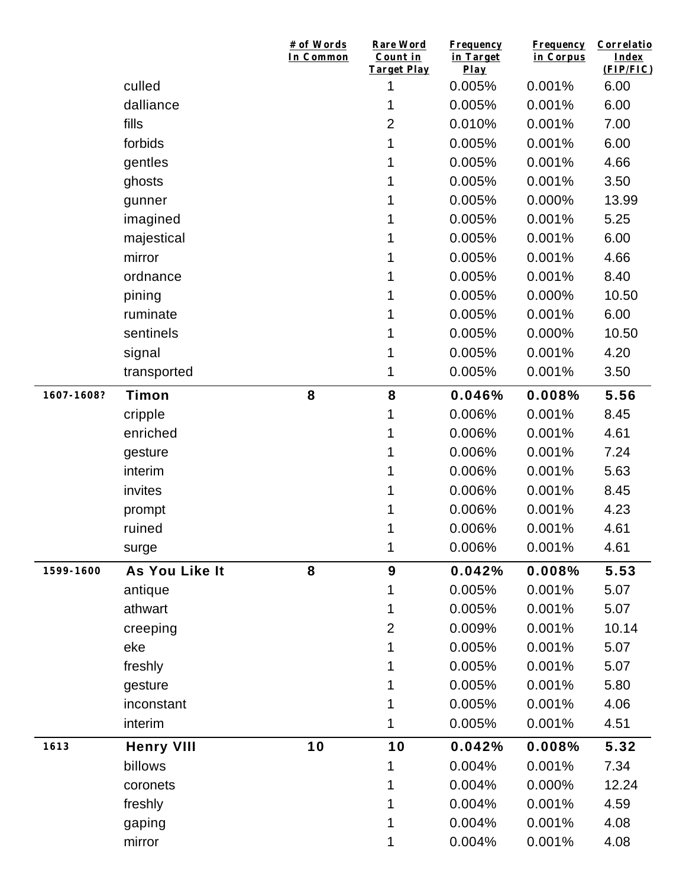| | | # of Words In Common | Rare Word Count in Target Play | Frequency in Target Play | Frequency in Corpus | Correlation Index (FIP/FIC) |
|---|---|---|---|---|---|---|
| | culled | | 1 | 0.005% | 0.001% | 6.00 |
| | dalliance | | 1 | 0.005% | 0.001% | 6.00 |
| | fills | | 2 | 0.010% | 0.001% | 7.00 |
| | forbids | | 1 | 0.005% | 0.001% | 6.00 |
| | gentles | | 1 | 0.005% | 0.001% | 4.66 |
| | ghosts | | 1 | 0.005% | 0.001% | 3.50 |
| | gunner | | 1 | 0.005% | 0.000% | 13.99 |
| | imagined | | 1 | 0.005% | 0.001% | 5.25 |
| | majestical | | 1 | 0.005% | 0.001% | 6.00 |
| | mirror | | 1 | 0.005% | 0.001% | 4.66 |
| | ordnance | | 1 | 0.005% | 0.001% | 8.40 |
| | pining | | 1 | 0.005% | 0.000% | 10.50 |
| | ruminate | | 1 | 0.005% | 0.001% | 6.00 |
| | sentinels | | 1 | 0.005% | 0.000% | 10.50 |
| | signal | | 1 | 0.005% | 0.001% | 4.20 |
| | transported | | 1 | 0.005% | 0.001% | 3.50 |
| **1607-1608?** | **Timon** | **8** | **8** | **0.046%** | **0.008%** | **5.56** |
| | cripple | | 1 | 0.006% | 0.001% | 8.45 |
| | enriched | | 1 | 0.006% | 0.001% | 4.61 |
| | gesture | | 1 | 0.006% | 0.001% | 7.24 |
| | interim | | 1 | 0.006% | 0.001% | 5.63 |
| | invites | | 1 | 0.006% | 0.001% | 8.45 |
| | prompt | | 1 | 0.006% | 0.001% | 4.23 |
| | ruined | | 1 | 0.006% | 0.001% | 4.61 |
| | surge | | 1 | 0.006% | 0.001% | 4.61 |
| **1599-1600** | **As You Like It** | **8** | **9** | **0.042%** | **0.008%** | **5.53** |
| | antique | | 1 | 0.005% | 0.001% | 5.07 |
| | athwart | | 1 | 0.005% | 0.001% | 5.07 |
| | creeping | | 2 | 0.009% | 0.001% | 10.14 |
| | eke | | 1 | 0.005% | 0.001% | 5.07 |
| | freshly | | 1 | 0.005% | 0.001% | 5.07 |
| | gesture | | 1 | 0.005% | 0.001% | 5.80 |
| | inconstant | | 1 | 0.005% | 0.001% | 4.06 |
| | interim | | 1 | 0.005% | 0.001% | 4.51 |
| **1613** | **Henry VIII** | **10** | **10** | **0.042%** | **0.008%** | **5.32** |
| | billows | | 1 | 0.004% | 0.001% | 7.34 |
| | coronets | | 1 | 0.004% | 0.000% | 12.24 |
| | freshly | | 1 | 0.004% | 0.001% | 4.59 |
| | gaping | | 1 | 0.004% | 0.001% | 4.08 |
| | mirror | | 1 | 0.004% | 0.001% | 4.08 |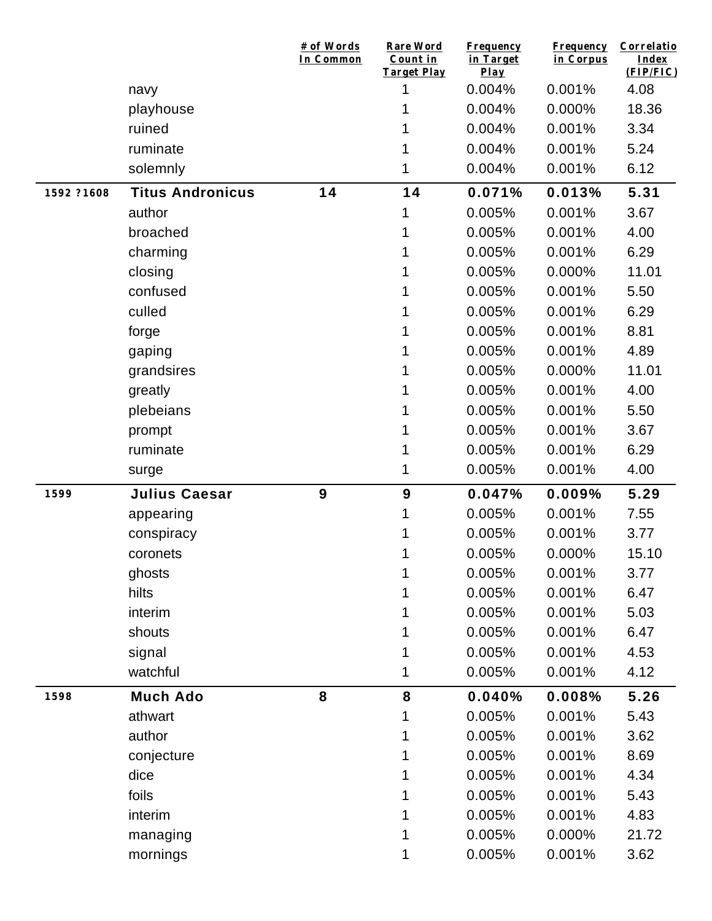| | | # of Words In Common | Rare Word Count in Target Play | Frequency in Target Play | Frequency in Corpus | Correlatio Index (FIP/FIC) |
|---|---|---|---|---|---|---|
| | navy | | 1 | 0.004% | 0.001% | 4.08 |
| | playhouse | | 1 | 0.004% | 0.000% | 18.36 |
| | ruined | | 1 | 0.004% | 0.001% | 3.34 |
| | ruminate | | 1 | 0.004% | 0.001% | 5.24 |
| | solemnly | | 1 | 0.004% | 0.001% | 6.12 |
| **1592 ?1608** | **Titus Andronicus** | **14** | **14** | **0.071%** | **0.013%** | **5.31** |
| | author | | 1 | 0.005% | 0.001% | 3.67 |
| | broached | | 1 | 0.005% | 0.001% | 4.00 |
| | charming | | 1 | 0.005% | 0.001% | 6.29 |
| | closing | | 1 | 0.005% | 0.000% | 11.01 |
| | confused | | 1 | 0.005% | 0.001% | 5.50 |
| | culled | | 1 | 0.005% | 0.001% | 6.29 |
| | forge | | 1 | 0.005% | 0.001% | 8.81 |
| | gaping | | 1 | 0.005% | 0.001% | 4.89 |
| | grandsires | | 1 | 0.005% | 0.000% | 11.01 |
| | greatly | | 1 | 0.005% | 0.001% | 4.00 |
| | plebeians | | 1 | 0.005% | 0.001% | 5.50 |
| | prompt | | 1 | 0.005% | 0.001% | 3.67 |
| | ruminate | | 1 | 0.005% | 0.001% | 6.29 |
| | surge | | 1 | 0.005% | 0.001% | 4.00 |
| **1599** | **Julius Caesar** | **9** | **9** | **0.047%** | **0.009%** | **5.29** |
| | appearing | | 1 | 0.005% | 0.001% | 7.55 |
| | conspiracy | | 1 | 0.005% | 0.001% | 3.77 |
| | coronets | | 1 | 0.005% | 0.000% | 15.10 |
| | ghosts | | 1 | 0.005% | 0.001% | 3.77 |
| | hilts | | 1 | 0.005% | 0.001% | 6.47 |
| | interim | | 1 | 0.005% | 0.001% | 5.03 |
| | shouts | | 1 | 0.005% | 0.001% | 6.47 |
| | signal | | 1 | 0.005% | 0.001% | 4.53 |
| | watchful | | 1 | 0.005% | 0.001% | 4.12 |
| **1598** | **Much Ado** | **8** | **8** | **0.040%** | **0.008%** | **5.26** |
| | athwart | | 1 | 0.005% | 0.001% | 5.43 |
| | author | | 1 | 0.005% | 0.001% | 3.62 |
| | conjecture | | 1 | 0.005% | 0.001% | 8.69 |
| | dice | | 1 | 0.005% | 0.001% | 4.34 |
| | foils | | 1 | 0.005% | 0.001% | 5.43 |
| | interim | | 1 | 0.005% | 0.001% | 4.83 |
| | managing | | 1 | 0.005% | 0.000% | 21.72 |
| | mornings | | 1 | 0.005% | 0.001% | 3.62 |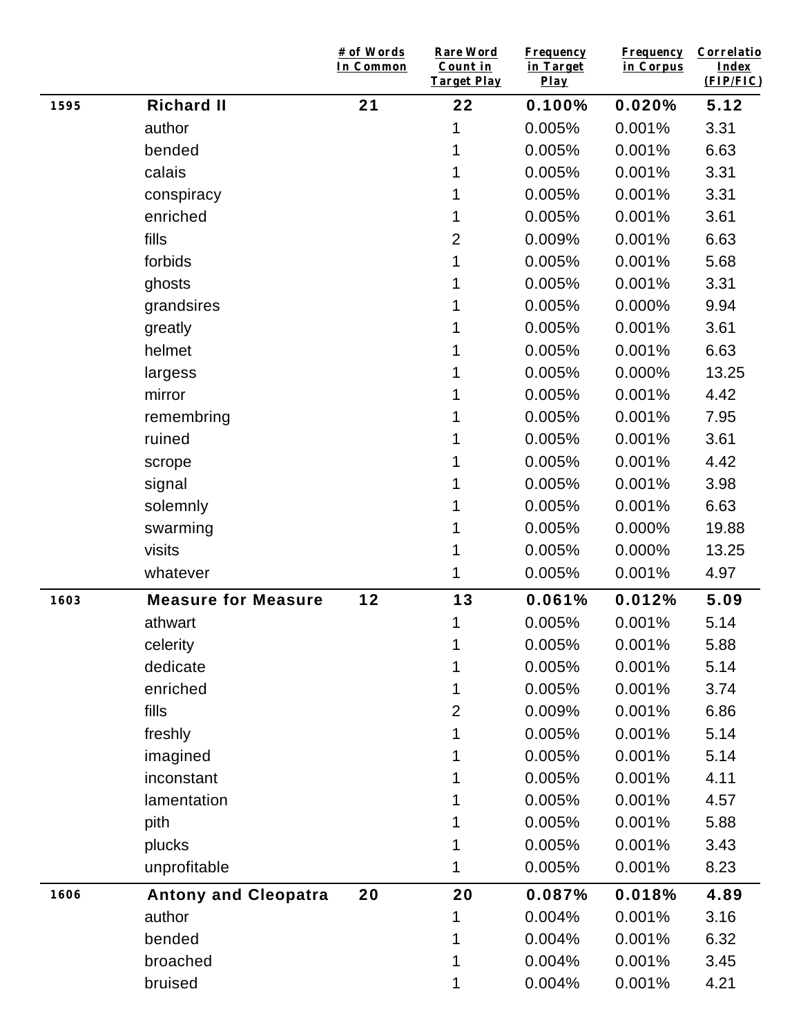| | | # of Words In Common | Rare Word Count in Target Play | Frequency in Target Play | Frequency in Corpus | Correlatio Index (FIP/FIC) |
|---|---|---|---|---|---|---|
| **1595** | **Richard II** | **21** | **22** | **0.100%** | **0.020%** | **5.12** |
| | author | | 1 | 0.005% | 0.001% | 3.31 |
| | bended | | 1 | 0.005% | 0.001% | 6.63 |
| | calais | | 1 | 0.005% | 0.001% | 3.31 |
| | conspiracy | | 1 | 0.005% | 0.001% | 3.31 |
| | enriched | | 1 | 0.005% | 0.001% | 3.61 |
| | fills | | 2 | 0.009% | 0.001% | 6.63 |
| | forbids | | 1 | 0.005% | 0.001% | 5.68 |
| | ghosts | | 1 | 0.005% | 0.001% | 3.31 |
| | grandsires | | 1 | 0.005% | 0.000% | 9.94 |
| | greatly | | 1 | 0.005% | 0.001% | 3.61 |
| | helmet | | 1 | 0.005% | 0.001% | 6.63 |
| | largess | | 1 | 0.005% | 0.000% | 13.25 |
| | mirror | | 1 | 0.005% | 0.001% | 4.42 |
| | remembring | | 1 | 0.005% | 0.001% | 7.95 |
| | ruined | | 1 | 0.005% | 0.001% | 3.61 |
| | scrope | | 1 | 0.005% | 0.001% | 4.42 |
| | signal | | 1 | 0.005% | 0.001% | 3.98 |
| | solemnly | | 1 | 0.005% | 0.001% | 6.63 |
| | swarming | | 1 | 0.005% | 0.000% | 19.88 |
| | visits | | 1 | 0.005% | 0.000% | 13.25 |
| | whatever | | 1 | 0.005% | 0.001% | 4.97 |
| **1603** | **Measure for Measure** | **12** | **13** | **0.061%** | **0.012%** | **5.09** |
| | athwart | | 1 | 0.005% | 0.001% | 5.14 |
| | celerity | | 1 | 0.005% | 0.001% | 5.88 |
| | dedicate | | 1 | 0.005% | 0.001% | 5.14 |
| | enriched | | 1 | 0.005% | 0.001% | 3.74 |
| | fills | | 2 | 0.009% | 0.001% | 6.86 |
| | freshly | | 1 | 0.005% | 0.001% | 5.14 |
| | imagined | | 1 | 0.005% | 0.001% | 5.14 |
| | inconstant | | 1 | 0.005% | 0.001% | 4.11 |
| | lamentation | | 1 | 0.005% | 0.001% | 4.57 |
| | pith | | 1 | 0.005% | 0.001% | 5.88 |
| | plucks | | 1 | 0.005% | 0.001% | 3.43 |
| | unprofitable | | 1 | 0.005% | 0.001% | 8.23 |
| **1606** | **Antony and Cleopatra** | **20** | **20** | **0.087%** | **0.018%** | **4.89** |
| | author | | 1 | 0.004% | 0.001% | 3.16 |
| | bended | | 1 | 0.004% | 0.001% | 6.32 |
| | broached | | 1 | 0.004% | 0.001% | 3.45 |
| | bruised | | 1 | 0.004% | 0.001% | 4.21 |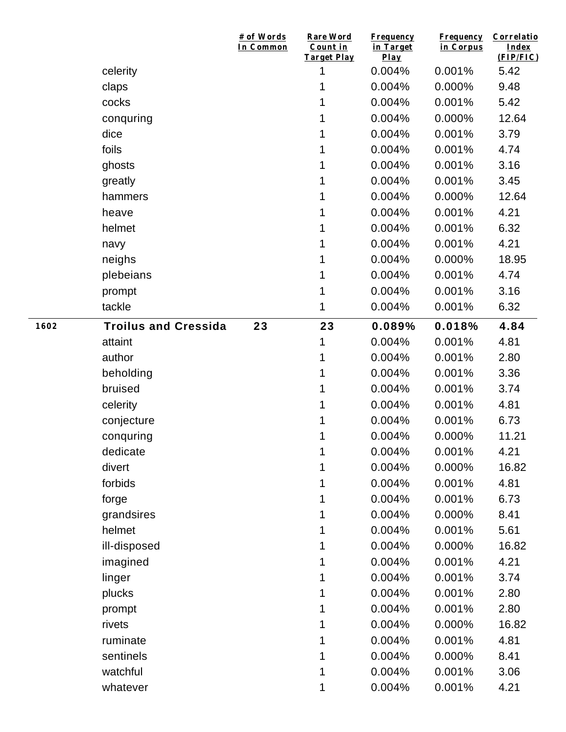| | | # of Words In Common | Rare Word Count in Target Play | Frequency in Target Play | Frequency in Corpus | Correlatio Index (FIP/FIC) |
|---|---|---|---|---|---|---|
| | celerity | | 1 | 0.004% | 0.001% | 5.42 |
| | claps | | 1 | 0.004% | 0.000% | 9.48 |
| | cocks | | 1 | 0.004% | 0.001% | 5.42 |
| | conquring | | 1 | 0.004% | 0.000% | 12.64 |
| | dice | | 1 | 0.004% | 0.001% | 3.79 |
| | foils | | 1 | 0.004% | 0.001% | 4.74 |
| | ghosts | | 1 | 0.004% | 0.001% | 3.16 |
| | greatly | | 1 | 0.004% | 0.001% | 3.45 |
| | hammers | | 1 | 0.004% | 0.000% | 12.64 |
| | heave | | 1 | 0.004% | 0.001% | 4.21 |
| | helmet | | 1 | 0.004% | 0.001% | 6.32 |
| | navy | | 1 | 0.004% | 0.001% | 4.21 |
| | neighs | | 1 | 0.004% | 0.000% | 18.95 |
| | plebeians | | 1 | 0.004% | 0.001% | 4.74 |
| | prompt | | 1 | 0.004% | 0.001% | 3.16 |
| | tackle | | 1 | 0.004% | 0.001% | 6.32 |
| **1602** | **Troilus and Cressida** | **23** | **23** | **0.089%** | **0.018%** | **4.84** |
| | attaint | | 1 | 0.004% | 0.001% | 4.81 |
| | author | | 1 | 0.004% | 0.001% | 2.80 |
| | beholding | | 1 | 0.004% | 0.001% | 3.36 |
| | bruised | | 1 | 0.004% | 0.001% | 3.74 |
| | celerity | | 1 | 0.004% | 0.001% | 4.81 |
| | conjecture | | 1 | 0.004% | 0.001% | 6.73 |
| | conquring | | 1 | 0.004% | 0.000% | 11.21 |
| | dedicate | | 1 | 0.004% | 0.001% | 4.21 |
| | divert | | 1 | 0.004% | 0.000% | 16.82 |
| | forbids | | 1 | 0.004% | 0.001% | 4.81 |
| | forge | | 1 | 0.004% | 0.001% | 6.73 |
| | grandsires | | 1 | 0.004% | 0.000% | 8.41 |
| | helmet | | 1 | 0.004% | 0.001% | 5.61 |
| | ill-disposed | | 1 | 0.004% | 0.000% | 16.82 |
| | imagined | | 1 | 0.004% | 0.001% | 4.21 |
| | linger | | 1 | 0.004% | 0.001% | 3.74 |
| | plucks | | 1 | 0.004% | 0.001% | 2.80 |
| | prompt | | 1 | 0.004% | 0.001% | 2.80 |
| | rivets | | 1 | 0.004% | 0.000% | 16.82 |
| | ruminate | | 1 | 0.004% | 0.001% | 4.81 |
| | sentinels | | 1 | 0.004% | 0.000% | 8.41 |
| | watchful | | 1 | 0.004% | 0.001% | 3.06 |
| | whatever | | 1 | 0.004% | 0.001% | 4.21 |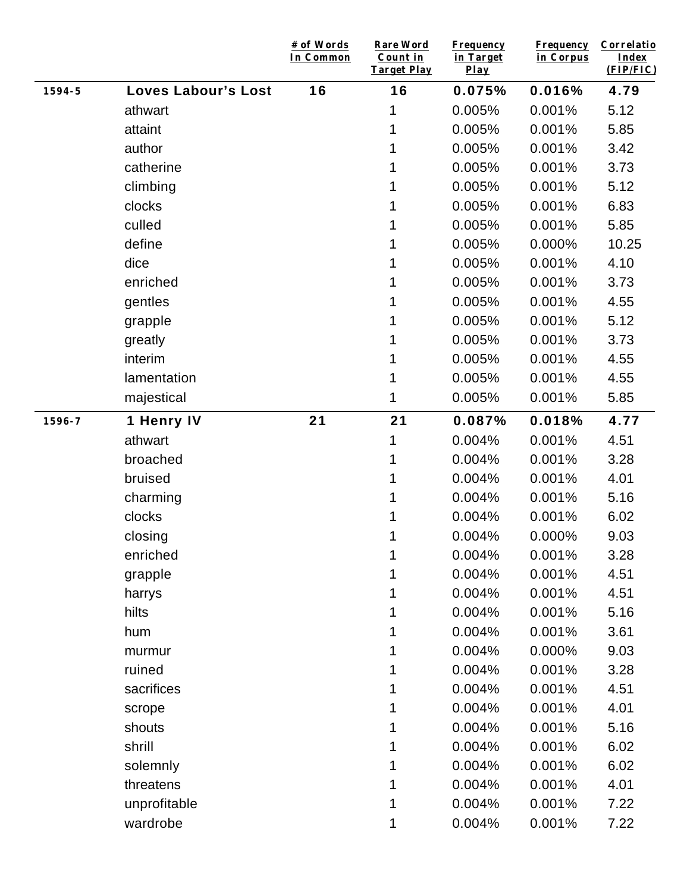| | | # of Words In Common | Rare Word Count in Target Play | Frequency in Target Play | Frequency in Corpus | Correlatio Index (FIP/FIC) |
|---|---|---|---|---|---|---|
| 1594-5 | **Loves Labour's Lost** | **16** | **16** | **0.075%** | **0.016%** | **4.79** |
| | athwart | | 1 | 0.005% | 0.001% | 5.12 |
| | attaint | | 1 | 0.005% | 0.001% | 5.85 |
| | author | | 1 | 0.005% | 0.001% | 3.42 |
| | catherine | | 1 | 0.005% | 0.001% | 3.73 |
| | climbing | | 1 | 0.005% | 0.001% | 5.12 |
| | clocks | | 1 | 0.005% | 0.001% | 6.83 |
| | culled | | 1 | 0.005% | 0.001% | 5.85 |
| | define | | 1 | 0.005% | 0.000% | 10.25 |
| | dice | | 1 | 0.005% | 0.001% | 4.10 |
| | enriched | | 1 | 0.005% | 0.001% | 3.73 |
| | gentles | | 1 | 0.005% | 0.001% | 4.55 |
| | grapple | | 1 | 0.005% | 0.001% | 5.12 |
| | greatly | | 1 | 0.005% | 0.001% | 3.73 |
| | interim | | 1 | 0.005% | 0.001% | 4.55 |
| | lamentation | | 1 | 0.005% | 0.001% | 4.55 |
| | majestical | | 1 | 0.005% | 0.001% | 5.85 |
| 1596-7 | **1 Henry IV** | **21** | **21** | **0.087%** | **0.018%** | **4.77** |
| | athwart | | 1 | 0.004% | 0.001% | 4.51 |
| | broached | | 1 | 0.004% | 0.001% | 3.28 |
| | bruised | | 1 | 0.004% | 0.001% | 4.01 |
| | charming | | 1 | 0.004% | 0.001% | 5.16 |
| | clocks | | 1 | 0.004% | 0.001% | 6.02 |
| | closing | | 1 | 0.004% | 0.000% | 9.03 |
| | enriched | | 1 | 0.004% | 0.001% | 3.28 |
| | grapple | | 1 | 0.004% | 0.001% | 4.51 |
| | harrys | | 1 | 0.004% | 0.001% | 4.51 |
| | hilts | | 1 | 0.004% | 0.001% | 5.16 |
| | hum | | 1 | 0.004% | 0.001% | 3.61 |
| | murmur | | 1 | 0.004% | 0.000% | 9.03 |
| | ruined | | 1 | 0.004% | 0.001% | 3.28 |
| | sacrifices | | 1 | 0.004% | 0.001% | 4.51 |
| | scrope | | 1 | 0.004% | 0.001% | 4.01 |
| | shouts | | 1 | 0.004% | 0.001% | 5.16 |
| | shrill | | 1 | 0.004% | 0.001% | 6.02 |
| | solemnly | | 1 | 0.004% | 0.001% | 6.02 |
| | threatens | | 1 | 0.004% | 0.001% | 4.01 |
| | unprofitable | | 1 | 0.004% | 0.001% | 7.22 |
| | wardrobe | | 1 | 0.004% | 0.001% | 7.22 |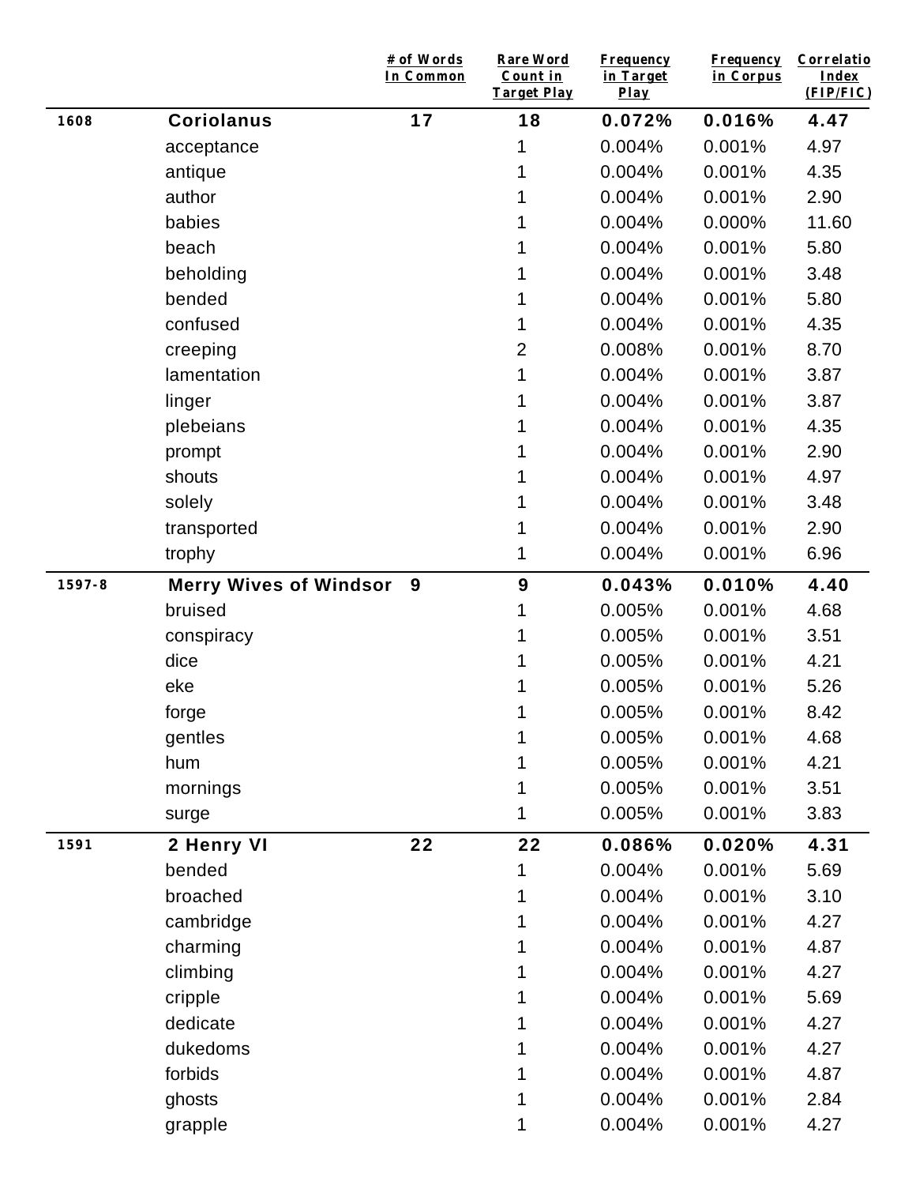|  |  | # of Words In Common | Rare Word Count in Target Play | Frequency in Target Play | Frequency in Corpus | Correlation Index (FIP/FIC) |
|---|---|---|---|---|---|---|
| 1608 | **Coriolanus** | **17** | **18** | **0.072%** | **0.016%** | **4.47** |
|  | acceptance |  | 1 | 0.004% | 0.001% | 4.97 |
|  | antique |  | 1 | 0.004% | 0.001% | 4.35 |
|  | author |  | 1 | 0.004% | 0.001% | 2.90 |
|  | babies |  | 1 | 0.004% | 0.000% | 11.60 |
|  | beach |  | 1 | 0.004% | 0.001% | 5.80 |
|  | beholding |  | 1 | 0.004% | 0.001% | 3.48 |
|  | bended |  | 1 | 0.004% | 0.001% | 5.80 |
|  | confused |  | 1 | 0.004% | 0.001% | 4.35 |
|  | creeping |  | 2 | 0.008% | 0.001% | 8.70 |
|  | lamentation |  | 1 | 0.004% | 0.001% | 3.87 |
|  | linger |  | 1 | 0.004% | 0.001% | 3.87 |
|  | plebeians |  | 1 | 0.004% | 0.001% | 4.35 |
|  | prompt |  | 1 | 0.004% | 0.001% | 2.90 |
|  | shouts |  | 1 | 0.004% | 0.001% | 4.97 |
|  | solely |  | 1 | 0.004% | 0.001% | 3.48 |
|  | transported |  | 1 | 0.004% | 0.001% | 2.90 |
|  | trophy |  | 1 | 0.004% | 0.001% | 6.96 |
| 1597-8 | **Merry Wives of Windsor** | **9** | **9** | **0.043%** | **0.010%** | **4.40** |
|  | bruised |  | 1 | 0.005% | 0.001% | 4.68 |
|  | conspiracy |  | 1 | 0.005% | 0.001% | 3.51 |
|  | dice |  | 1 | 0.005% | 0.001% | 4.21 |
|  | eke |  | 1 | 0.005% | 0.001% | 5.26 |
|  | forge |  | 1 | 0.005% | 0.001% | 8.42 |
|  | gentles |  | 1 | 0.005% | 0.001% | 4.68 |
|  | hum |  | 1 | 0.005% | 0.001% | 4.21 |
|  | mornings |  | 1 | 0.005% | 0.001% | 3.51 |
|  | surge |  | 1 | 0.005% | 0.001% | 3.83 |
| 1591 | **2 Henry VI** | **22** | **22** | **0.086%** | **0.020%** | **4.31** |
|  | bended |  | 1 | 0.004% | 0.001% | 5.69 |
|  | broached |  | 1 | 0.004% | 0.001% | 3.10 |
|  | cambridge |  | 1 | 0.004% | 0.001% | 4.27 |
|  | charming |  | 1 | 0.004% | 0.001% | 4.87 |
|  | climbing |  | 1 | 0.004% | 0.001% | 4.27 |
|  | cripple |  | 1 | 0.004% | 0.001% | 5.69 |
|  | dedicate |  | 1 | 0.004% | 0.001% | 4.27 |
|  | dukedoms |  | 1 | 0.004% | 0.001% | 4.27 |
|  | forbids |  | 1 | 0.004% | 0.001% | 4.87 |
|  | ghosts |  | 1 | 0.004% | 0.001% | 2.84 |
|  | grapple |  | 1 | 0.004% | 0.001% | 4.27 |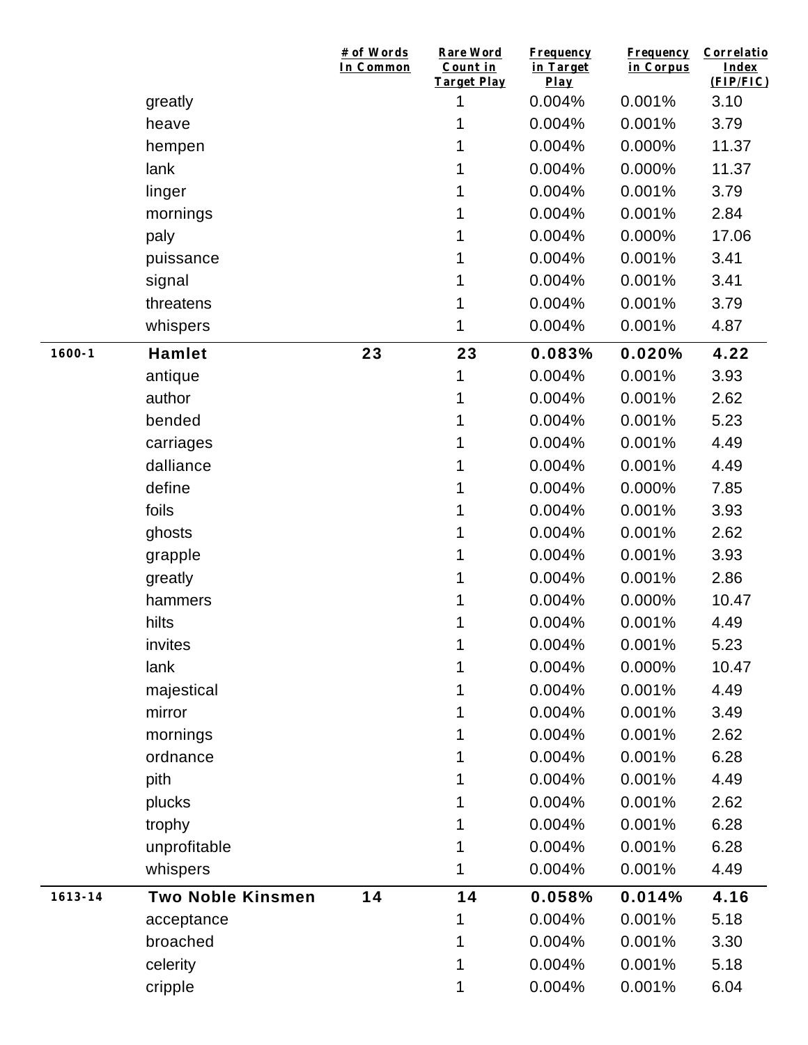| | | # of Words In Common | Rare Word Count in Target Play | Frequency in Target Play | Frequency in Corpus | Correlation Index (FIP/FIC) |
|---|---|---|---|---|---|---|
| | greatly | | 1 | 0.004% | 0.001% | 3.10 |
| | heave | | 1 | 0.004% | 0.001% | 3.79 |
| | hempen | | 1 | 0.004% | 0.000% | 11.37 |
| | lank | | 1 | 0.004% | 0.000% | 11.37 |
| | linger | | 1 | 0.004% | 0.001% | 3.79 |
| | mornings | | 1 | 0.004% | 0.001% | 2.84 |
| | paly | | 1 | 0.004% | 0.000% | 17.06 |
| | puissance | | 1 | 0.004% | 0.001% | 3.41 |
| | signal | | 1 | 0.004% | 0.001% | 3.41 |
| | threatens | | 1 | 0.004% | 0.001% | 3.79 |
| | whispers | | 1 | 0.004% | 0.001% | 4.87 |
| **1600-1** | **Hamlet** | **23** | **23** | **0.083%** | **0.020%** | **4.22** |
| | antique | | 1 | 0.004% | 0.001% | 3.93 |
| | author | | 1 | 0.004% | 0.001% | 2.62 |
| | bended | | 1 | 0.004% | 0.001% | 5.23 |
| | carriages | | 1 | 0.004% | 0.001% | 4.49 |
| | dalliance | | 1 | 0.004% | 0.001% | 4.49 |
| | define | | 1 | 0.004% | 0.000% | 7.85 |
| | foils | | 1 | 0.004% | 0.001% | 3.93 |
| | ghosts | | 1 | 0.004% | 0.001% | 2.62 |
| | grapple | | 1 | 0.004% | 0.001% | 3.93 |
| | greatly | | 1 | 0.004% | 0.001% | 2.86 |
| | hammers | | 1 | 0.004% | 0.000% | 10.47 |
| | hilts | | 1 | 0.004% | 0.001% | 4.49 |
| | invites | | 1 | 0.004% | 0.001% | 5.23 |
| | lank | | 1 | 0.004% | 0.000% | 10.47 |
| | majestical | | 1 | 0.004% | 0.001% | 4.49 |
| | mirror | | 1 | 0.004% | 0.001% | 3.49 |
| | mornings | | 1 | 0.004% | 0.001% | 2.62 |
| | ordnance | | 1 | 0.004% | 0.001% | 6.28 |
| | pith | | 1 | 0.004% | 0.001% | 4.49 |
| | plucks | | 1 | 0.004% | 0.001% | 2.62 |
| | trophy | | 1 | 0.004% | 0.001% | 6.28 |
| | unprofitable | | 1 | 0.004% | 0.001% | 6.28 |
| | whispers | | 1 | 0.004% | 0.001% | 4.49 |
| **1613-14** | **Two Noble Kinsmen** | **14** | **14** | **0.058%** | **0.014%** | **4.16** |
| | acceptance | | 1 | 0.004% | 0.001% | 5.18 |
| | broached | | 1 | 0.004% | 0.001% | 3.30 |
| | celerity | | 1 | 0.004% | 0.001% | 5.18 |
| | cripple | | 1 | 0.004% | 0.001% | 6.04 |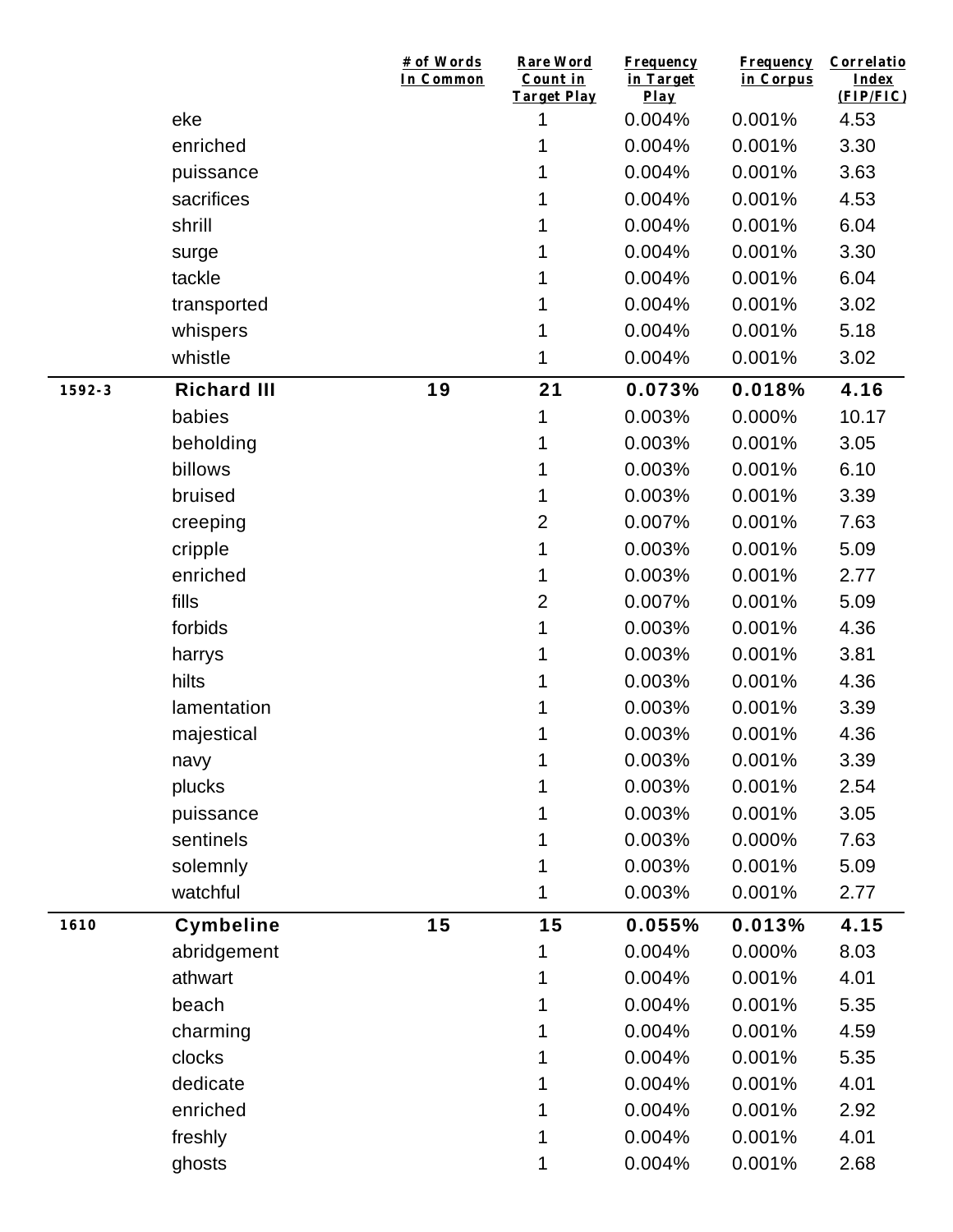| | | # of Words In Common | Rare Word Count in Target Play | Frequency in Target Play | Frequency in Corpus | Correlation Index (FIP/FIC) |
|---|---|---|---|---|---|---|
| | eke | | 1 | 0.004% | 0.001% | 4.53 |
| | enriched | | 1 | 0.004% | 0.001% | 3.30 |
| | puissance | | 1 | 0.004% | 0.001% | 3.63 |
| | sacrifices | | 1 | 0.004% | 0.001% | 4.53 |
| | shrill | | 1 | 0.004% | 0.001% | 6.04 |
| | surge | | 1 | 0.004% | 0.001% | 3.30 |
| | tackle | | 1 | 0.004% | 0.001% | 6.04 |
| | transported | | 1 | 0.004% | 0.001% | 3.02 |
| | whispers | | 1 | 0.004% | 0.001% | 5.18 |
| | whistle | | 1 | 0.004% | 0.001% | 3.02 |
| **1592-3** | **Richard III** | **19** | **21** | **0.073%** | **0.018%** | **4.16** |
| | babies | | 1 | 0.003% | 0.000% | 10.17 |
| | beholding | | 1 | 0.003% | 0.001% | 3.05 |
| | billows | | 1 | 0.003% | 0.001% | 6.10 |
| | bruised | | 1 | 0.003% | 0.001% | 3.39 |
| | creeping | | 2 | 0.007% | 0.001% | 7.63 |
| | cripple | | 1 | 0.003% | 0.001% | 5.09 |
| | enriched | | 1 | 0.003% | 0.001% | 2.77 |
| | fills | | 2 | 0.007% | 0.001% | 5.09 |
| | forbids | | 1 | 0.003% | 0.001% | 4.36 |
| | harrys | | 1 | 0.003% | 0.001% | 3.81 |
| | hilts | | 1 | 0.003% | 0.001% | 4.36 |
| | lamentation | | 1 | 0.003% | 0.001% | 3.39 |
| | majestical | | 1 | 0.003% | 0.001% | 4.36 |
| | navy | | 1 | 0.003% | 0.001% | 3.39 |
| | plucks | | 1 | 0.003% | 0.001% | 2.54 |
| | puissance | | 1 | 0.003% | 0.001% | 3.05 |
| | sentinels | | 1 | 0.003% | 0.000% | 7.63 |
| | solemnly | | 1 | 0.003% | 0.001% | 5.09 |
| | watchful | | 1 | 0.003% | 0.001% | 2.77 |
| **1610** | **Cymbeline** | **15** | **15** | **0.055%** | **0.013%** | **4.15** |
| | abridgement | | 1 | 0.004% | 0.000% | 8.03 |
| | athwart | | 1 | 0.004% | 0.001% | 4.01 |
| | beach | | 1 | 0.004% | 0.001% | 5.35 |
| | charming | | 1 | 0.004% | 0.001% | 4.59 |
| | clocks | | 1 | 0.004% | 0.001% | 5.35 |
| | dedicate | | 1 | 0.004% | 0.001% | 4.01 |
| | enriched | | 1 | 0.004% | 0.001% | 2.92 |
| | freshly | | 1 | 0.004% | 0.001% | 4.01 |
| | ghosts | | 1 | 0.004% | 0.001% | 2.68 |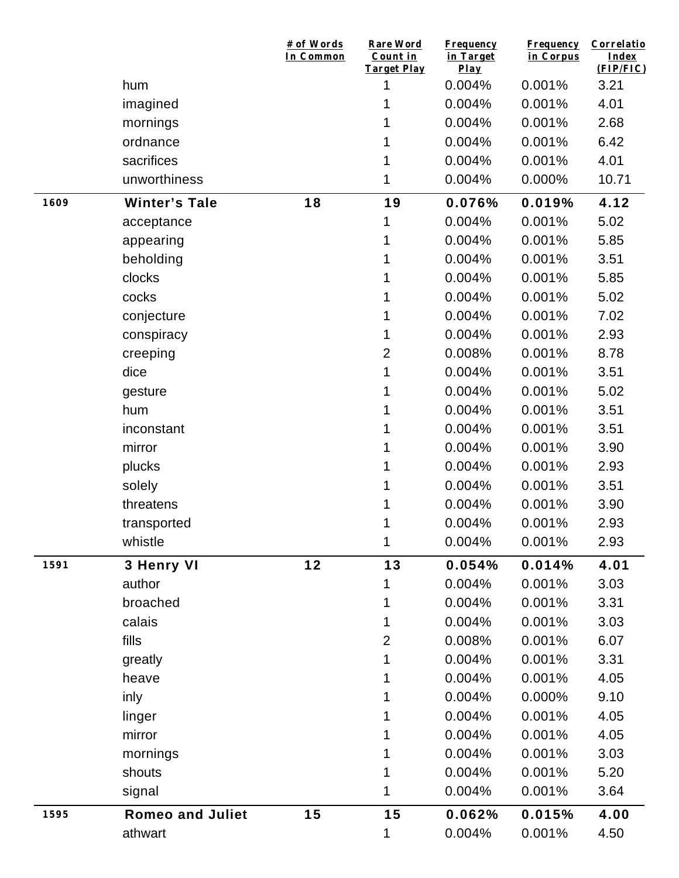| | | # of Words In Common | Rare Word Count in Target Play | Frequency in Target Play | Frequency in Corpus | Correlation Index (FIP/FIC) |
|---|---|---|---|---|---|---|
| | hum | | 1 | 0.004% | 0.001% | 3.21 |
| | imagined | | 1 | 0.004% | 0.001% | 4.01 |
| | mornings | | 1 | 0.004% | 0.001% | 2.68 |
| | ordnance | | 1 | 0.004% | 0.001% | 6.42 |
| | sacrifices | | 1 | 0.004% | 0.001% | 4.01 |
| | unworthiness | | 1 | 0.004% | 0.000% | 10.71 |
| **1609** | **Winter's Tale** | **18** | **19** | **0.076%** | **0.019%** | **4.12** |
| | acceptance | | 1 | 0.004% | 0.001% | 5.02 |
| | appearing | | 1 | 0.004% | 0.001% | 5.85 |
| | beholding | | 1 | 0.004% | 0.001% | 3.51 |
| | clocks | | 1 | 0.004% | 0.001% | 5.85 |
| | cocks | | 1 | 0.004% | 0.001% | 5.02 |
| | conjecture | | 1 | 0.004% | 0.001% | 7.02 |
| | conspiracy | | 1 | 0.004% | 0.001% | 2.93 |
| | creeping | | 2 | 0.008% | 0.001% | 8.78 |
| | dice | | 1 | 0.004% | 0.001% | 3.51 |
| | gesture | | 1 | 0.004% | 0.001% | 5.02 |
| | hum | | 1 | 0.004% | 0.001% | 3.51 |
| | inconstant | | 1 | 0.004% | 0.001% | 3.51 |
| | mirror | | 1 | 0.004% | 0.001% | 3.90 |
| | plucks | | 1 | 0.004% | 0.001% | 2.93 |
| | solely | | 1 | 0.004% | 0.001% | 3.51 |
| | threatens | | 1 | 0.004% | 0.001% | 3.90 |
| | transported | | 1 | 0.004% | 0.001% | 2.93 |
| | whistle | | 1 | 0.004% | 0.001% | 2.93 |
| **1591** | **3 Henry VI** | **12** | **13** | **0.054%** | **0.014%** | **4.01** |
| | author | | 1 | 0.004% | 0.001% | 3.03 |
| | broached | | 1 | 0.004% | 0.001% | 3.31 |
| | calais | | 1 | 0.004% | 0.001% | 3.03 |
| | fills | | 2 | 0.008% | 0.001% | 6.07 |
| | greatly | | 1 | 0.004% | 0.001% | 3.31 |
| | heave | | 1 | 0.004% | 0.001% | 4.05 |
| | inly | | 1 | 0.004% | 0.000% | 9.10 |
| | linger | | 1 | 0.004% | 0.001% | 4.05 |
| | mirror | | 1 | 0.004% | 0.001% | 4.05 |
| | mornings | | 1 | 0.004% | 0.001% | 3.03 |
| | shouts | | 1 | 0.004% | 0.001% | 5.20 |
| | signal | | 1 | 0.004% | 0.001% | 3.64 |
| **1595** | **Romeo and Juliet** | **15** | **15** | **0.062%** | **0.015%** | **4.00** |
| | athwart | | 1 | 0.004% | 0.001% | 4.50 |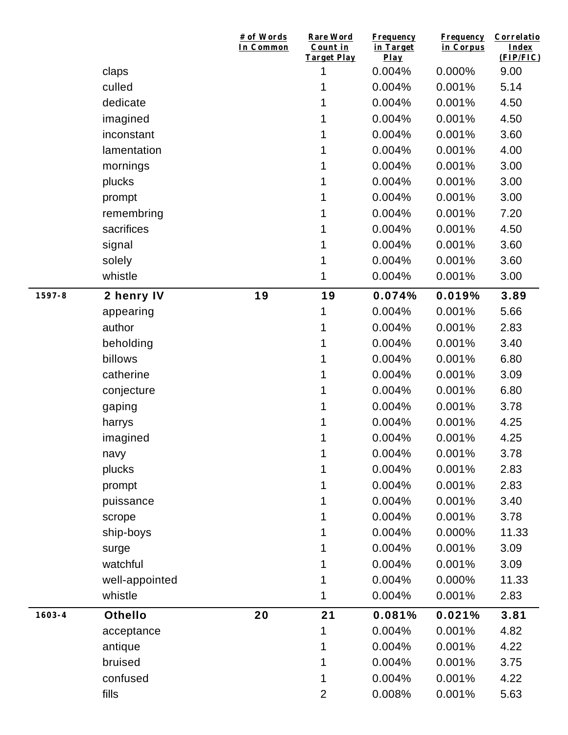| | | # of Words In Common | Rare Word Count in Target Play | Frequency in Target Play | Frequency in Corpus | Correlatio Index (FIP/FIC) |
|---|---|---|---|---|---|---|
| | claps | | 1 | 0.004% | 0.000% | 9.00 |
| | culled | | 1 | 0.004% | 0.001% | 5.14 |
| | dedicate | | 1 | 0.004% | 0.001% | 4.50 |
| | imagined | | 1 | 0.004% | 0.001% | 4.50 |
| | inconstant | | 1 | 0.004% | 0.001% | 3.60 |
| | lamentation | | 1 | 0.004% | 0.001% | 4.00 |
| | mornings | | 1 | 0.004% | 0.001% | 3.00 |
| | plucks | | 1 | 0.004% | 0.001% | 3.00 |
| | prompt | | 1 | 0.004% | 0.001% | 3.00 |
| | remembring | | 1 | 0.004% | 0.001% | 7.20 |
| | sacrifices | | 1 | 0.004% | 0.001% | 4.50 |
| | signal | | 1 | 0.004% | 0.001% | 3.60 |
| | solely | | 1 | 0.004% | 0.001% | 3.60 |
| | whistle | | 1 | 0.004% | 0.001% | 3.00 |
| **1597-8** | **2 henry IV** | **19** | **19** | **0.074%** | **0.019%** | **3.89** |
| | appearing | | 1 | 0.004% | 0.001% | 5.66 |
| | author | | 1 | 0.004% | 0.001% | 2.83 |
| | beholding | | 1 | 0.004% | 0.001% | 3.40 |
| | billows | | 1 | 0.004% | 0.001% | 6.80 |
| | catherine | | 1 | 0.004% | 0.001% | 3.09 |
| | conjecture | | 1 | 0.004% | 0.001% | 6.80 |
| | gaping | | 1 | 0.004% | 0.001% | 3.78 |
| | harrys | | 1 | 0.004% | 0.001% | 4.25 |
| | imagined | | 1 | 0.004% | 0.001% | 4.25 |
| | navy | | 1 | 0.004% | 0.001% | 3.78 |
| | plucks | | 1 | 0.004% | 0.001% | 2.83 |
| | prompt | | 1 | 0.004% | 0.001% | 2.83 |
| | puissance | | 1 | 0.004% | 0.001% | 3.40 |
| | scrope | | 1 | 0.004% | 0.001% | 3.78 |
| | ship-boys | | 1 | 0.004% | 0.000% | 11.33 |
| | surge | | 1 | 0.004% | 0.001% | 3.09 |
| | watchful | | 1 | 0.004% | 0.001% | 3.09 |
| | well-appointed | | 1 | 0.004% | 0.000% | 11.33 |
| | whistle | | 1 | 0.004% | 0.001% | 2.83 |
| **1603-4** | **Othello** | **20** | **21** | **0.081%** | **0.021%** | **3.81** |
| | acceptance | | 1 | 0.004% | 0.001% | 4.82 |
| | antique | | 1 | 0.004% | 0.001% | 4.22 |
| | bruised | | 1 | 0.004% | 0.001% | 3.75 |
| | confused | | 1 | 0.004% | 0.001% | 4.22 |
| | fills | | 2 | 0.008% | 0.001% | 5.63 |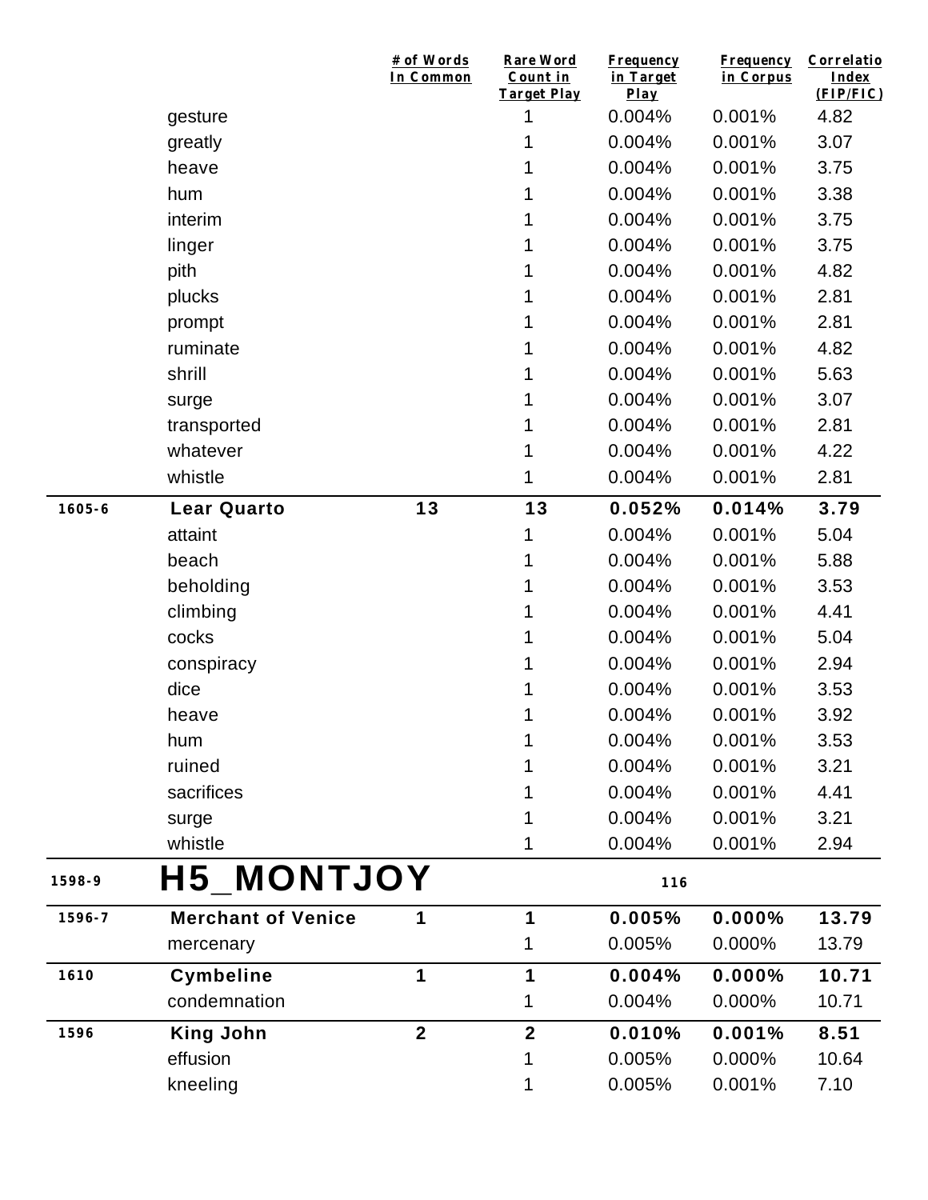| | | # of Words In Common | Rare Word Count in Target Play | Frequency in Target Play | Frequency in Corpus | Correlatio Index (FIP/FIC) |
|---|---|---|---|---|---|---|
| | gesture | | 1 | 0.004% | 0.001% | 4.82 |
| | greatly | | 1 | 0.004% | 0.001% | 3.07 |
| | heave | | 1 | 0.004% | 0.001% | 3.75 |
| | hum | | 1 | 0.004% | 0.001% | 3.38 |
| | interim | | 1 | 0.004% | 0.001% | 3.75 |
| | linger | | 1 | 0.004% | 0.001% | 3.75 |
| | pith | | 1 | 0.004% | 0.001% | 4.82 |
| | plucks | | 1 | 0.004% | 0.001% | 2.81 |
| | prompt | | 1 | 0.004% | 0.001% | 2.81 |
| | ruminate | | 1 | 0.004% | 0.001% | 4.82 |
| | shrill | | 1 | 0.004% | 0.001% | 5.63 |
| | surge | | 1 | 0.004% | 0.001% | 3.07 |
| | transported | | 1 | 0.004% | 0.001% | 2.81 |
| | whatever | | 1 | 0.004% | 0.001% | 4.22 |
| | whistle | | 1 | 0.004% | 0.001% | 2.81 |
| **1605-6** | **Lear Quarto** | **13** | **13** | **0.052%** | **0.014%** | **3.79** |
| | attaint | | 1 | 0.004% | 0.001% | 5.04 |
| | beach | | 1 | 0.004% | 0.001% | 5.88 |
| | beholding | | 1 | 0.004% | 0.001% | 3.53 |
| | climbing | | 1 | 0.004% | 0.001% | 4.41 |
| | cocks | | 1 | 0.004% | 0.001% | 5.04 |
| | conspiracy | | 1 | 0.004% | 0.001% | 2.94 |
| | dice | | 1 | 0.004% | 0.001% | 3.53 |
| | heave | | 1 | 0.004% | 0.001% | 3.92 |
| | hum | | 1 | 0.004% | 0.001% | 3.53 |
| | ruined | | 1 | 0.004% | 0.001% | 3.21 |
| | sacrifices | | 1 | 0.004% | 0.001% | 4.41 |
| | surge | | 1 | 0.004% | 0.001% | 3.21 |
| | whistle | | 1 | 0.004% | 0.001% | 2.94 |
| **1598-9** | **H5_MONTJOY** | | | **116** | | |
| **1596-7** | **Merchant of Venice** | **1** | **1** | **0.005%** | **0.000%** | **13.79** |
| | mercenary | | 1 | 0.005% | 0.000% | 13.79 |
| **1610** | **Cymbeline** | **1** | **1** | **0.004%** | **0.000%** | **10.71** |
| | condemnation | | 1 | 0.004% | 0.000% | 10.71 |
| **1596** | **King John** | **2** | **2** | **0.010%** | **0.001%** | **8.51** |
| | effusion | | 1 | 0.005% | 0.000% | 10.64 |
| | kneeling | | 1 | 0.005% | 0.001% | 7.10 |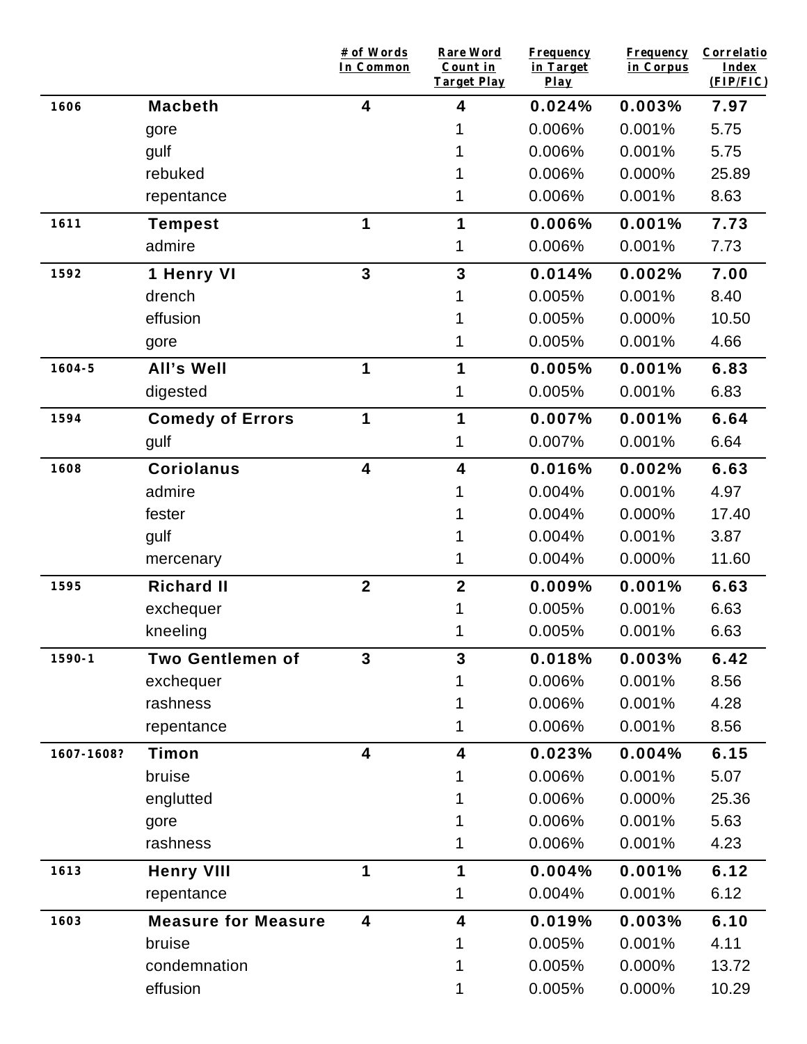| | | # of Words In Common | Rare Word Count in Target Play | Frequency in Target Play | Frequency in Corpus | Correlatio Index (FIP/FIC) |
|---|---|---|---|---|---|---|
| **1606** | **Macbeth** | **4** | **4** | **0.024%** | **0.003%** | **7.97** |
| | gore | | 1 | 0.006% | 0.001% | 5.75 |
| | gulf | | 1 | 0.006% | 0.001% | 5.75 |
| | rebuked | | 1 | 0.006% | 0.000% | 25.89 |
| | repentance | | 1 | 0.006% | 0.001% | 8.63 |
| **1611** | **Tempest** | **1** | **1** | **0.006%** | **0.001%** | **7.73** |
| | admire | | 1 | 0.006% | 0.001% | 7.73 |
| **1592** | **1 Henry VI** | **3** | **3** | **0.014%** | **0.002%** | **7.00** |
| | drench | | 1 | 0.005% | 0.001% | 8.40 |
| | effusion | | 1 | 0.005% | 0.000% | 10.50 |
| | gore | | 1 | 0.005% | 0.001% | 4.66 |
| **1604-5** | **All's Well** | **1** | **1** | **0.005%** | **0.001%** | **6.83** |
| | digested | | 1 | 0.005% | 0.001% | 6.83 |
| **1594** | **Comedy of Errors** | **1** | **1** | **0.007%** | **0.001%** | **6.64** |
| | gulf | | 1 | 0.007% | 0.001% | 6.64 |
| **1608** | **Coriolanus** | **4** | **4** | **0.016%** | **0.002%** | **6.63** |
| | admire | | 1 | 0.004% | 0.001% | 4.97 |
| | fester | | 1 | 0.004% | 0.000% | 17.40 |
| | gulf | | 1 | 0.004% | 0.001% | 3.87 |
| | mercenary | | 1 | 0.004% | 0.000% | 11.60 |
| **1595** | **Richard II** | **2** | **2** | **0.009%** | **0.001%** | **6.63** |
| | exchequer | | 1 | 0.005% | 0.001% | 6.63 |
| | kneeling | | 1 | 0.005% | 0.001% | 6.63 |
| **1590-1** | **Two Gentlemen of** | **3** | **3** | **0.018%** | **0.003%** | **6.42** |
| | exchequer | | 1 | 0.006% | 0.001% | 8.56 |
| | rashness | | 1 | 0.006% | 0.001% | 4.28 |
| | repentance | | 1 | 0.006% | 0.001% | 8.56 |
| **1607-1608?** | **Timon** | **4** | **4** | **0.023%** | **0.004%** | **6.15** |
| | bruise | | 1 | 0.006% | 0.001% | 5.07 |
| | englutted | | 1 | 0.006% | 0.000% | 25.36 |
| | gore | | 1 | 0.006% | 0.001% | 5.63 |
| | rashness | | 1 | 0.006% | 0.001% | 4.23 |
| **1613** | **Henry VIII** | **1** | **1** | **0.004%** | **0.001%** | **6.12** |
| | repentance | | 1 | 0.004% | 0.001% | 6.12 |
| **1603** | **Measure for Measure** | **4** | **4** | **0.019%** | **0.003%** | **6.10** |
| | bruise | | 1 | 0.005% | 0.001% | 4.11 |
| | condemnation | | 1 | 0.005% | 0.000% | 13.72 |
| | effusion | | 1 | 0.005% | 0.000% | 10.29 |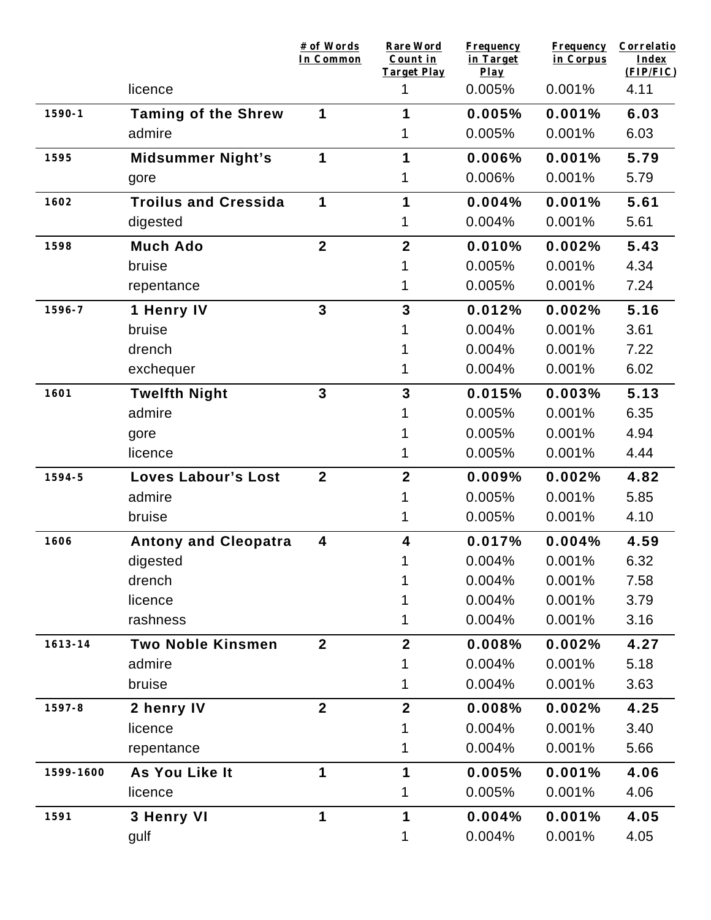| | | # of Words In Common | Rare Word Count in Target Play | Frequency in Target Play | Frequency in Corpus | Correlatio Index (FIP/FIC) |
|---|---|---|---|---|---|---|
| | licence | | 1 | 0.005% | 0.001% | 4.11 |
| **1590-1** | **Taming of the Shrew** | **1** | **1** | **0.005%** | **0.001%** | **6.03** |
| | admire | | 1 | 0.005% | 0.001% | 6.03 |
| **1595** | **Midsummer Night's** | **1** | **1** | **0.006%** | **0.001%** | **5.79** |
| | gore | | 1 | 0.006% | 0.001% | 5.79 |
| **1602** | **Troilus and Cressida** | **1** | **1** | **0.004%** | **0.001%** | **5.61** |
| | digested | | 1 | 0.004% | 0.001% | 5.61 |
| **1598** | **Much Ado** | **2** | **2** | **0.010%** | **0.002%** | **5.43** |
| | bruise | | 1 | 0.005% | 0.001% | 4.34 |
| | repentance | | 1 | 0.005% | 0.001% | 7.24 |
| **1596-7** | **1 Henry IV** | **3** | **3** | **0.012%** | **0.002%** | **5.16** |
| | bruise | | 1 | 0.004% | 0.001% | 3.61 |
| | drench | | 1 | 0.004% | 0.001% | 7.22 |
| | exchequer | | 1 | 0.004% | 0.001% | 6.02 |
| **1601** | **Twelfth Night** | **3** | **3** | **0.015%** | **0.003%** | **5.13** |
| | admire | | 1 | 0.005% | 0.001% | 6.35 |
| | gore | | 1 | 0.005% | 0.001% | 4.94 |
| | licence | | 1 | 0.005% | 0.001% | 4.44 |
| **1594-5** | **Loves Labour's Lost** | **2** | **2** | **0.009%** | **0.002%** | **4.82** |
| | admire | | 1 | 0.005% | 0.001% | 5.85 |
| | bruise | | 1 | 0.005% | 0.001% | 4.10 |
| **1606** | **Antony and Cleopatra** | **4** | **4** | **0.017%** | **0.004%** | **4.59** |
| | digested | | 1 | 0.004% | 0.001% | 6.32 |
| | drench | | 1 | 0.004% | 0.001% | 7.58 |
| | licence | | 1 | 0.004% | 0.001% | 3.79 |
| | rashness | | 1 | 0.004% | 0.001% | 3.16 |
| **1613-14** | **Two Noble Kinsmen** | **2** | **2** | **0.008%** | **0.002%** | **4.27** |
| | admire | | 1 | 0.004% | 0.001% | 5.18 |
| | bruise | | 1 | 0.004% | 0.001% | 3.63 |
| **1597-8** | **2 henry IV** | **2** | **2** | **0.008%** | **0.002%** | **4.25** |
| | licence | | 1 | 0.004% | 0.001% | 3.40 |
| | repentance | | 1 | 0.004% | 0.001% | 5.66 |
| **1599-1600** | **As You Like It** | **1** | **1** | **0.005%** | **0.001%** | **4.06** |
| | licence | | 1 | 0.005% | 0.001% | 4.06 |
| **1591** | **3 Henry VI** | **1** | **1** | **0.004%** | **0.001%** | **4.05** |
| | gulf | | 1 | 0.004% | 0.001% | 4.05 |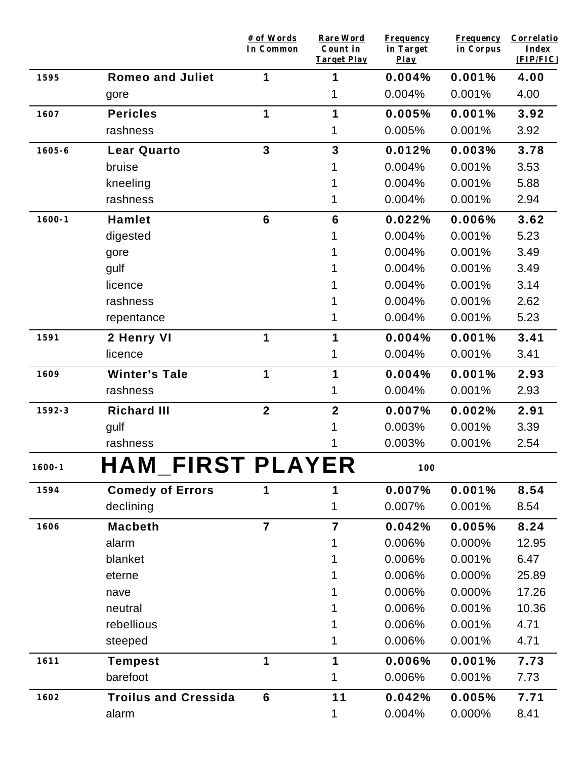| | | # of Words In Common | Rare Word Count in Target Play | Frequency in Target Play | Frequency in Corpus | Correlatio Index (FIP/FIC) |
|---|---|---|---|---|---|---|
| **1595** | **Romeo and Juliet** | **1** | **1** | **0.004%** | **0.001%** | **4.00** |
| | gore | | 1 | 0.004% | 0.001% | 4.00 |
| **1607** | **Pericles** | **1** | **1** | **0.005%** | **0.001%** | **3.92** |
| | rashness | | 1 | 0.005% | 0.001% | 3.92 |
| **1605-6** | **Lear Quarto** | **3** | **3** | **0.012%** | **0.003%** | **3.78** |
| | bruise | | 1 | 0.004% | 0.001% | 3.53 |
| | kneeling | | 1 | 0.004% | 0.001% | 5.88 |
| | rashness | | 1 | 0.004% | 0.001% | 2.94 |
| **1600-1** | **Hamlet** | **6** | **6** | **0.022%** | **0.006%** | **3.62** |
| | digested | | 1 | 0.004% | 0.001% | 5.23 |
| | gore | | 1 | 0.004% | 0.001% | 3.49 |
| | gulf | | 1 | 0.004% | 0.001% | 3.49 |
| | licence | | 1 | 0.004% | 0.001% | 3.14 |
| | rashness | | 1 | 0.004% | 0.001% | 2.62 |
| | repentance | | 1 | 0.004% | 0.001% | 5.23 |
| **1591** | **2 Henry VI** | **1** | **1** | **0.004%** | **0.001%** | **3.41** |
| | licence | | 1 | 0.004% | 0.001% | 3.41 |
| **1609** | **Winter's Tale** | **1** | **1** | **0.004%** | **0.001%** | **2.93** |
| | rashness | | 1 | 0.004% | 0.001% | 2.93 |
| **1592-3** | **Richard III** | **2** | **2** | **0.007%** | **0.002%** | **2.91** |
| | gulf | | 1 | 0.003% | 0.001% | 3.39 |
| | rashness | | 1 | 0.003% | 0.001% | 2.54 |
| **1600-1** | **HAM_FIRST PLAYER** | | | **100** | | |
| **1594** | **Comedy of Errors** | **1** | **1** | **0.007%** | **0.001%** | **8.54** |
| | declining | | 1 | 0.007% | 0.001% | 8.54 |
| **1606** | **Macbeth** | **7** | **7** | **0.042%** | **0.005%** | **8.24** |
| | alarm | | 1 | 0.006% | 0.000% | 12.95 |
| | blanket | | 1 | 0.006% | 0.001% | 6.47 |
| | eterne | | 1 | 0.006% | 0.000% | 25.89 |
| | nave | | 1 | 0.006% | 0.000% | 17.26 |
| | neutral | | 1 | 0.006% | 0.001% | 10.36 |
| | rebellious | | 1 | 0.006% | 0.001% | 4.71 |
| | steeped | | 1 | 0.006% | 0.001% | 4.71 |
| **1611** | **Tempest** | **1** | **1** | **0.006%** | **0.001%** | **7.73** |
| | barefoot | | 1 | 0.006% | 0.001% | 7.73 |
| **1602** | **Troilus and Cressida** | **6** | **11** | **0.042%** | **0.005%** | **7.71** |
| | alarm | | 1 | 0.004% | 0.000% | 8.41 |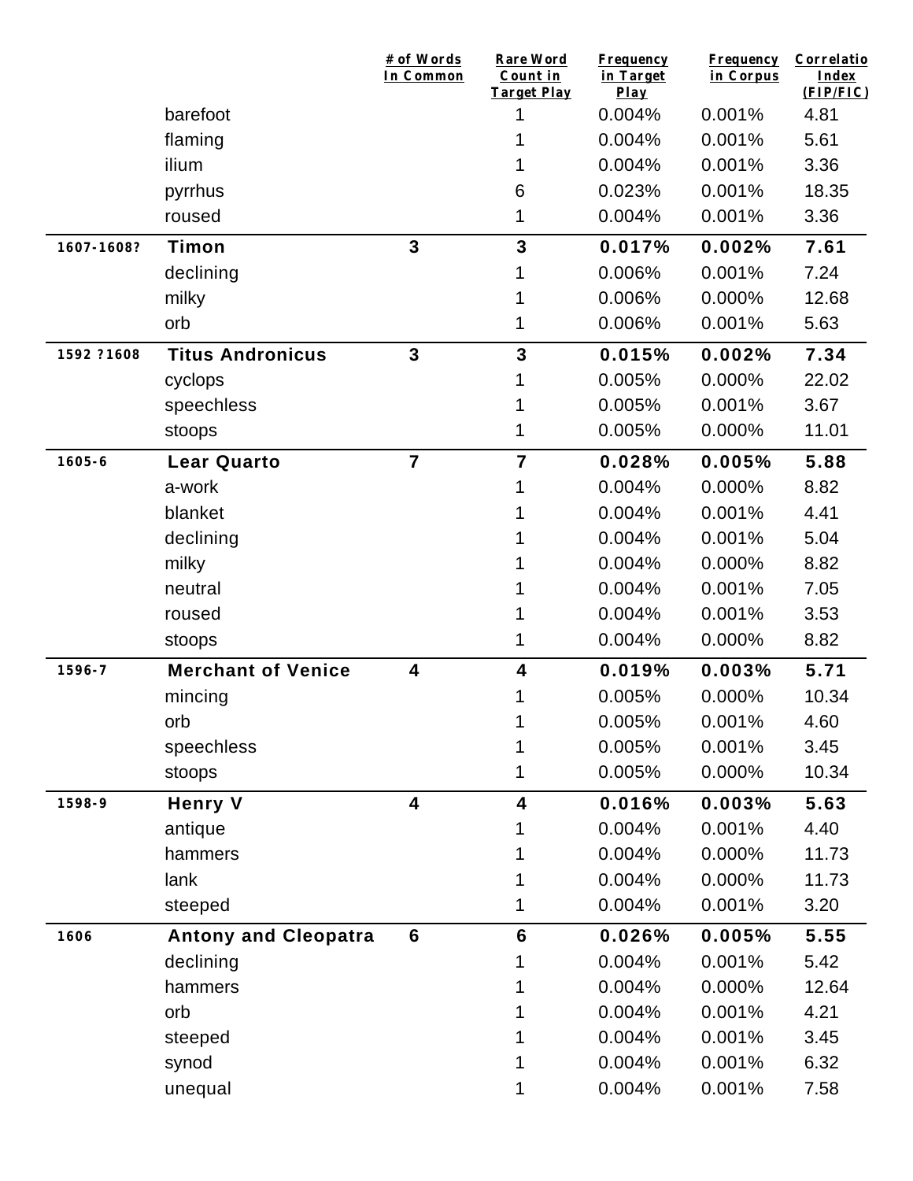| | | # of Words In Common | Rare Word Count in Target Play | Frequency in Target Play | Frequency in Corpus | Correlatio Index (FIP/FIC) |
|---|---|---|---|---|---|---|
| | barefoot | | 1 | 0.004% | 0.001% | 4.81 |
| | flaming | | 1 | 0.004% | 0.001% | 5.61 |
| | ilium | | 1 | 0.004% | 0.001% | 3.36 |
| | pyrrhus | | 6 | 0.023% | 0.001% | 18.35 |
| | roused | | 1 | 0.004% | 0.001% | 3.36 |
| **1607-1608?** | **Timon** | **3** | **3** | **0.017%** | **0.002%** | **7.61** |
| | declining | | 1 | 0.006% | 0.001% | 7.24 |
| | milky | | 1 | 0.006% | 0.000% | 12.68 |
| | orb | | 1 | 0.006% | 0.001% | 5.63 |
| **1592 ?1608** | **Titus Andronicus** | **3** | **3** | **0.015%** | **0.002%** | **7.34** |
| | cyclops | | 1 | 0.005% | 0.000% | 22.02 |
| | speechless | | 1 | 0.005% | 0.001% | 3.67 |
| | stoops | | 1 | 0.005% | 0.000% | 11.01 |
| **1605-6** | **Lear Quarto** | **7** | **7** | **0.028%** | **0.005%** | **5.88** |
| | a-work | | 1 | 0.004% | 0.000% | 8.82 |
| | blanket | | 1 | 0.004% | 0.001% | 4.41 |
| | declining | | 1 | 0.004% | 0.001% | 5.04 |
| | milky | | 1 | 0.004% | 0.000% | 8.82 |
| | neutral | | 1 | 0.004% | 0.001% | 7.05 |
| | roused | | 1 | 0.004% | 0.001% | 3.53 |
| | stoops | | 1 | 0.004% | 0.000% | 8.82 |
| **1596-7** | **Merchant of Venice** | **4** | **4** | **0.019%** | **0.003%** | **5.71** |
| | mincing | | 1 | 0.005% | 0.000% | 10.34 |
| | orb | | 1 | 0.005% | 0.001% | 4.60 |
| | speechless | | 1 | 0.005% | 0.001% | 3.45 |
| | stoops | | 1 | 0.005% | 0.000% | 10.34 |
| **1598-9** | **Henry V** | **4** | **4** | **0.016%** | **0.003%** | **5.63** |
| | antique | | 1 | 0.004% | 0.001% | 4.40 |
| | hammers | | 1 | 0.004% | 0.000% | 11.73 |
| | lank | | 1 | 0.004% | 0.000% | 11.73 |
| | steeped | | 1 | 0.004% | 0.001% | 3.20 |
| **1606** | **Antony and Cleopatra** | **6** | **6** | **0.026%** | **0.005%** | **5.55** |
| | declining | | 1 | 0.004% | 0.001% | 5.42 |
| | hammers | | 1 | 0.004% | 0.000% | 12.64 |
| | orb | | 1 | 0.004% | 0.001% | 4.21 |
| | steeped | | 1 | 0.004% | 0.001% | 3.45 |
| | synod | | 1 | 0.004% | 0.001% | 6.32 |
| | unequal | | 1 | 0.004% | 0.001% | 7.58 |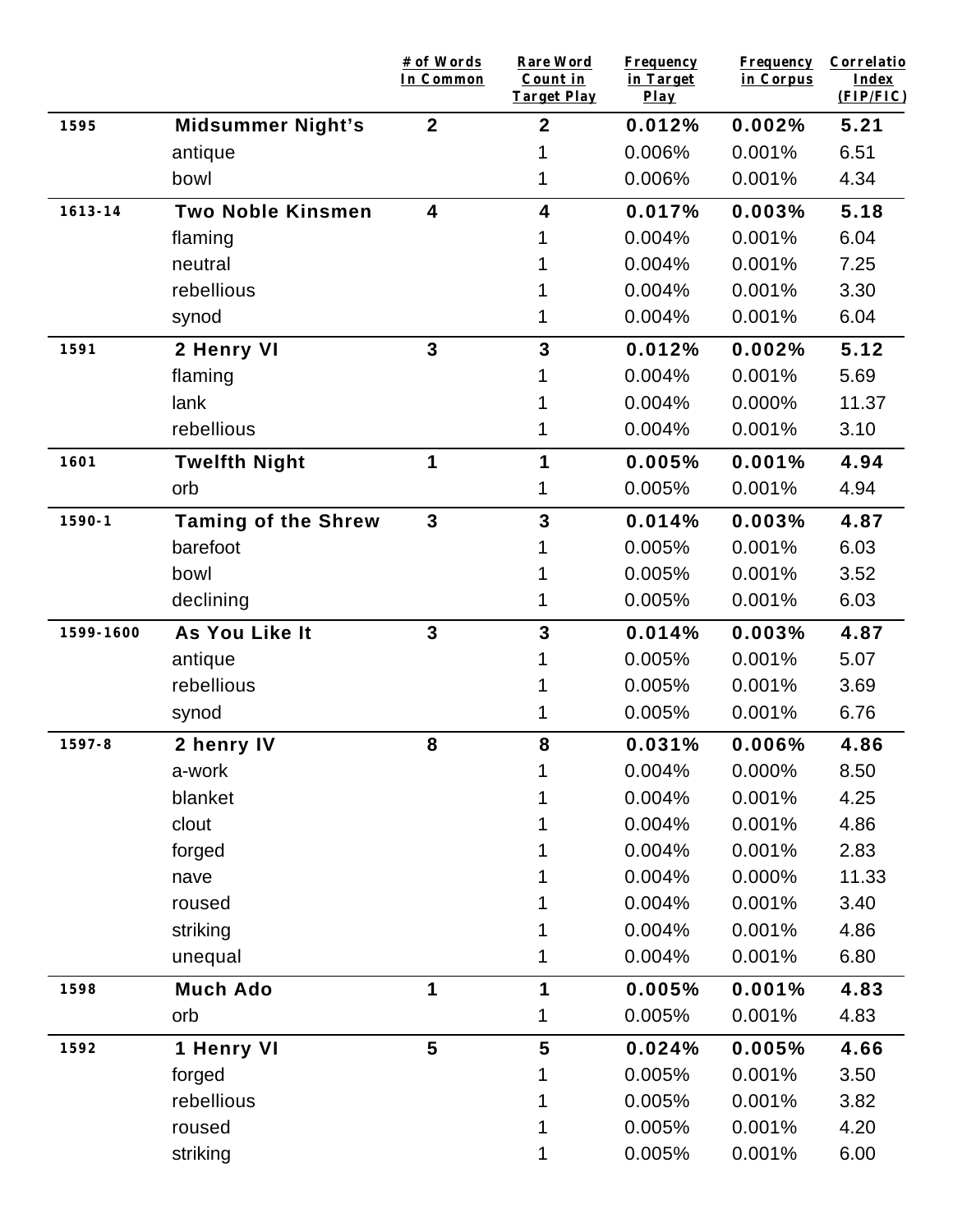| | | # of Words In Common | Rare Word Count in Target Play | Frequency in Target Play | Frequency in Corpus | Correlatio Index (FIP/FIC) |
|---|---|---|---|---|---|---|
| **1595** | **Midsummer Night's** | **2** | **2** | **0.012%** | **0.002%** | **5.21** |
| | antique | | 1 | 0.006% | 0.001% | 6.51 |
| | bowl | | 1 | 0.006% | 0.001% | 4.34 |
| **1613-14** | **Two Noble Kinsmen** | **4** | **4** | **0.017%** | **0.003%** | **5.18** |
| | flaming | | 1 | 0.004% | 0.001% | 6.04 |
| | neutral | | 1 | 0.004% | 0.001% | 7.25 |
| | rebellious | | 1 | 0.004% | 0.001% | 3.30 |
| | synod | | 1 | 0.004% | 0.001% | 6.04 |
| **1591** | **2 Henry VI** | **3** | **3** | **0.012%** | **0.002%** | **5.12** |
| | flaming | | 1 | 0.004% | 0.001% | 5.69 |
| | lank | | 1 | 0.004% | 0.000% | 11.37 |
| | rebellious | | 1 | 0.004% | 0.001% | 3.10 |
| **1601** | **Twelfth Night** | **1** | **1** | **0.005%** | **0.001%** | **4.94** |
| | orb | | 1 | 0.005% | 0.001% | 4.94 |
| **1590-1** | **Taming of the Shrew** | **3** | **3** | **0.014%** | **0.003%** | **4.87** |
| | barefoot | | 1 | 0.005% | 0.001% | 6.03 |
| | bowl | | 1 | 0.005% | 0.001% | 3.52 |
| | declining | | 1 | 0.005% | 0.001% | 6.03 |
| **1599-1600** | **As You Like It** | **3** | **3** | **0.014%** | **0.003%** | **4.87** |
| | antique | | 1 | 0.005% | 0.001% | 5.07 |
| | rebellious | | 1 | 0.005% | 0.001% | 3.69 |
| | synod | | 1 | 0.005% | 0.001% | 6.76 |
| **1597-8** | **2 henry IV** | **8** | **8** | **0.031%** | **0.006%** | **4.86** |
| | a-work | | 1 | 0.004% | 0.000% | 8.50 |
| | blanket | | 1 | 0.004% | 0.001% | 4.25 |
| | clout | | 1 | 0.004% | 0.001% | 4.86 |
| | forged | | 1 | 0.004% | 0.001% | 2.83 |
| | nave | | 1 | 0.004% | 0.000% | 11.33 |
| | roused | | 1 | 0.004% | 0.001% | 3.40 |
| | striking | | 1 | 0.004% | 0.001% | 4.86 |
| | unequal | | 1 | 0.004% | 0.001% | 6.80 |
| **1598** | **Much Ado** | **1** | **1** | **0.005%** | **0.001%** | **4.83** |
| | orb | | 1 | 0.005% | 0.001% | 4.83 |
| **1592** | **1 Henry VI** | **5** | **5** | **0.024%** | **0.005%** | **4.66** |
| | forged | | 1 | 0.005% | 0.001% | 3.50 |
| | rebellious | | 1 | 0.005% | 0.001% | 3.82 |
| | roused | | 1 | 0.005% | 0.001% | 4.20 |
| | striking | | 1 | 0.005% | 0.001% | 6.00 |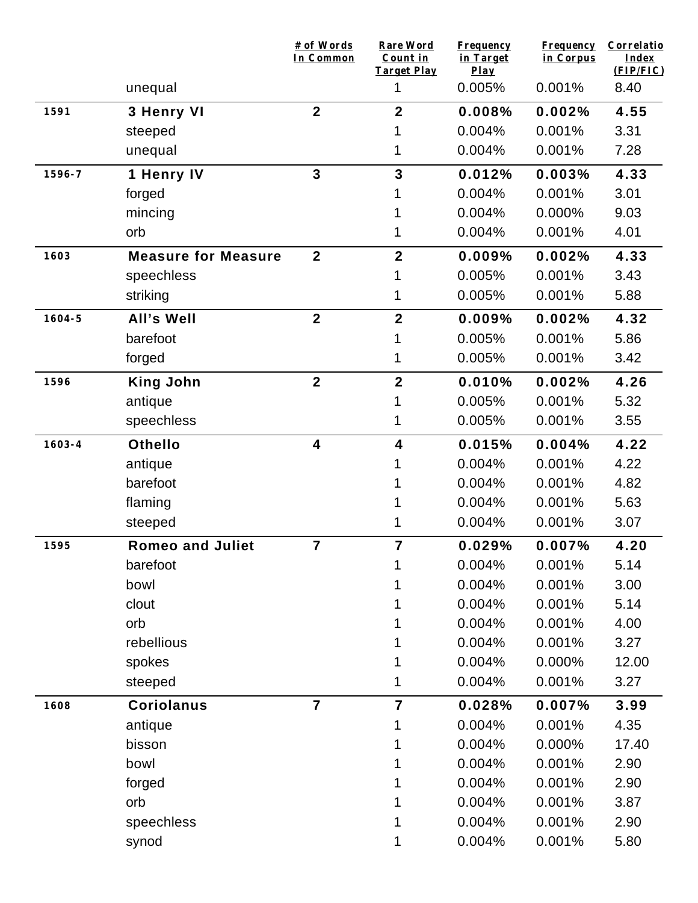| | | # of Words In Common | Rare Word Count in Target Play | Frequency in Target Play | Frequency in Corpus | Correlatio Index (FIP/FIC) |
|---|---|---|---|---|---|---|
| | unequal | | 1 | 0.005% | 0.001% | 8.40 |
| 1591 | **3 Henry VI** | **2** | **2** | **0.008%** | **0.002%** | **4.55** |
| | steeped | | 1 | 0.004% | 0.001% | 3.31 |
| | unequal | | 1 | 0.004% | 0.001% | 7.28 |
| 1596-7 | **1 Henry IV** | **3** | **3** | **0.012%** | **0.003%** | **4.33** |
| | forged | | 1 | 0.004% | 0.001% | 3.01 |
| | mincing | | 1 | 0.004% | 0.000% | 9.03 |
| | orb | | 1 | 0.004% | 0.001% | 4.01 |
| 1603 | **Measure for Measure** | **2** | **2** | **0.009%** | **0.002%** | **4.33** |
| | speechless | | 1 | 0.005% | 0.001% | 3.43 |
| | striking | | 1 | 0.005% | 0.001% | 5.88 |
| 1604-5 | **All's Well** | **2** | **2** | **0.009%** | **0.002%** | **4.32** |
| | barefoot | | 1 | 0.005% | 0.001% | 5.86 |
| | forged | | 1 | 0.005% | 0.001% | 3.42 |
| 1596 | **King John** | **2** | **2** | **0.010%** | **0.002%** | **4.26** |
| | antique | | 1 | 0.005% | 0.001% | 5.32 |
| | speechless | | 1 | 0.005% | 0.001% | 3.55 |
| 1603-4 | **Othello** | **4** | **4** | **0.015%** | **0.004%** | **4.22** |
| | antique | | 1 | 0.004% | 0.001% | 4.22 |
| | barefoot | | 1 | 0.004% | 0.001% | 4.82 |
| | flaming | | 1 | 0.004% | 0.001% | 5.63 |
| | steeped | | 1 | 0.004% | 0.001% | 3.07 |
| 1595 | **Romeo and Juliet** | **7** | **7** | **0.029%** | **0.007%** | **4.20** |
| | barefoot | | 1 | 0.004% | 0.001% | 5.14 |
| | bowl | | 1 | 0.004% | 0.001% | 3.00 |
| | clout | | 1 | 0.004% | 0.001% | 5.14 |
| | orb | | 1 | 0.004% | 0.001% | 4.00 |
| | rebellious | | 1 | 0.004% | 0.001% | 3.27 |
| | spokes | | 1 | 0.004% | 0.000% | 12.00 |
| | steeped | | 1 | 0.004% | 0.001% | 3.27 |
| 1608 | **Coriolanus** | **7** | **7** | **0.028%** | **0.007%** | **3.99** |
| | antique | | 1 | 0.004% | 0.001% | 4.35 |
| | bisson | | 1 | 0.004% | 0.000% | 17.40 |
| | bowl | | 1 | 0.004% | 0.001% | 2.90 |
| | forged | | 1 | 0.004% | 0.001% | 2.90 |
| | orb | | 1 | 0.004% | 0.001% | 3.87 |
| | speechless | | 1 | 0.004% | 0.001% | 2.90 |
| | synod | | 1 | 0.004% | 0.001% | 5.80 |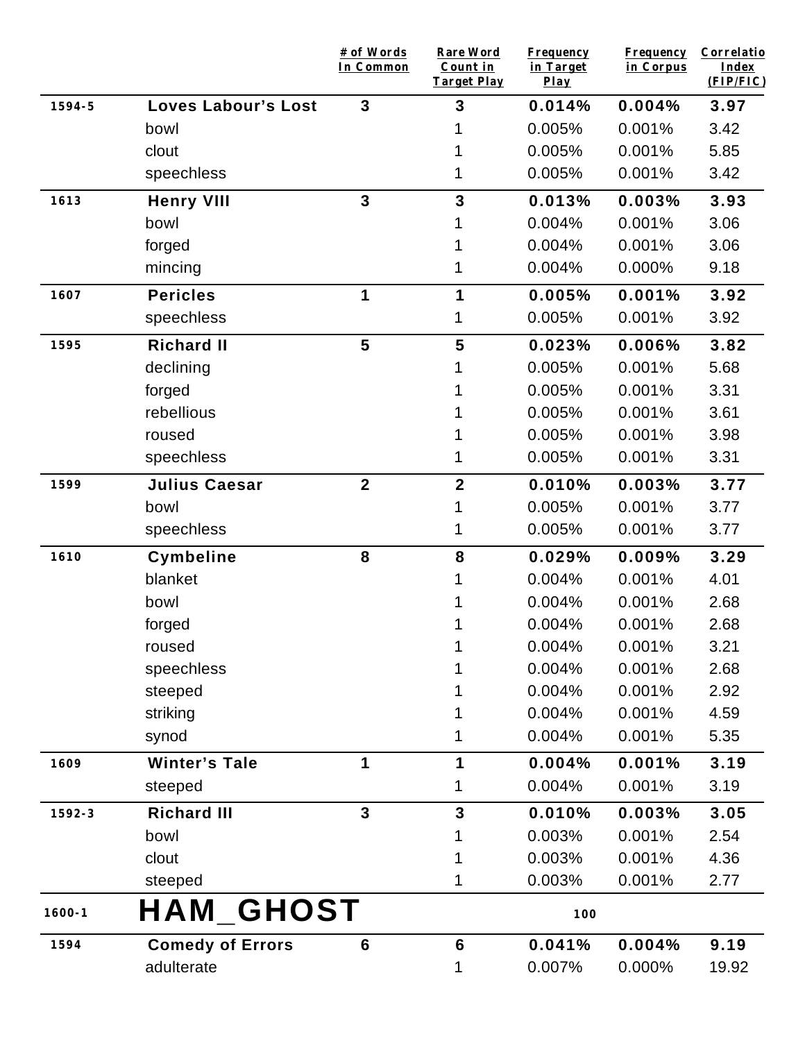| | | # of Words In Common | Rare Word Count in Target Play | Frequency in Target Play | Frequency in Corpus | Correlatio Index (FIP/FIC) |
|---|---|---|---|---|---|---|
| 1594-5 | **Loves Labour's Lost** | **3** | **3** | **0.014%** | **0.004%** | **3.97** |
| | bowl | | 1 | 0.005% | 0.001% | 3.42 |
| | clout | | 1 | 0.005% | 0.001% | 5.85 |
| | speechless | | 1 | 0.005% | 0.001% | 3.42 |
| 1613 | **Henry VIII** | **3** | **3** | **0.013%** | **0.003%** | **3.93** |
| | bowl | | 1 | 0.004% | 0.001% | 3.06 |
| | forged | | 1 | 0.004% | 0.001% | 3.06 |
| | mincing | | 1 | 0.004% | 0.000% | 9.18 |
| 1607 | **Pericles** | **1** | **1** | **0.005%** | **0.001%** | **3.92** |
| | speechless | | 1 | 0.005% | 0.001% | 3.92 |
| 1595 | **Richard II** | **5** | **5** | **0.023%** | **0.006%** | **3.82** |
| | declining | | 1 | 0.005% | 0.001% | 5.68 |
| | forged | | 1 | 0.005% | 0.001% | 3.31 |
| | rebellious | | 1 | 0.005% | 0.001% | 3.61 |
| | roused | | 1 | 0.005% | 0.001% | 3.98 |
| | speechless | | 1 | 0.005% | 0.001% | 3.31 |
| 1599 | **Julius Caesar** | **2** | **2** | **0.010%** | **0.003%** | **3.77** |
| | bowl | | 1 | 0.005% | 0.001% | 3.77 |
| | speechless | | 1 | 0.005% | 0.001% | 3.77 |
| 1610 | **Cymbeline** | **8** | **8** | **0.029%** | **0.009%** | **3.29** |
| | blanket | | 1 | 0.004% | 0.001% | 4.01 |
| | bowl | | 1 | 0.004% | 0.001% | 2.68 |
| | forged | | 1 | 0.004% | 0.001% | 2.68 |
| | roused | | 1 | 0.004% | 0.001% | 3.21 |
| | speechless | | 1 | 0.004% | 0.001% | 2.68 |
| | steeped | | 1 | 0.004% | 0.001% | 2.92 |
| | striking | | 1 | 0.004% | 0.001% | 4.59 |
| | synod | | 1 | 0.004% | 0.001% | 5.35 |
| 1609 | **Winter's Tale** | **1** | **1** | **0.004%** | **0.001%** | **3.19** |
| | steeped | | 1 | 0.004% | 0.001% | 3.19 |
| 1592-3 | **Richard III** | **3** | **3** | **0.010%** | **0.003%** | **3.05** |
| | bowl | | 1 | 0.003% | 0.001% | 2.54 |
| | clout | | 1 | 0.003% | 0.001% | 4.36 |
| | steeped | | 1 | 0.003% | 0.001% | 2.77 |
| 1600-1 | **HAM_GHOST** | | | **100** | | |
| 1594 | **Comedy of Errors** | **6** | **6** | **0.041%** | **0.004%** | **9.19** |
| | adulterate | | 1 | 0.007% | 0.000% | 19.92 |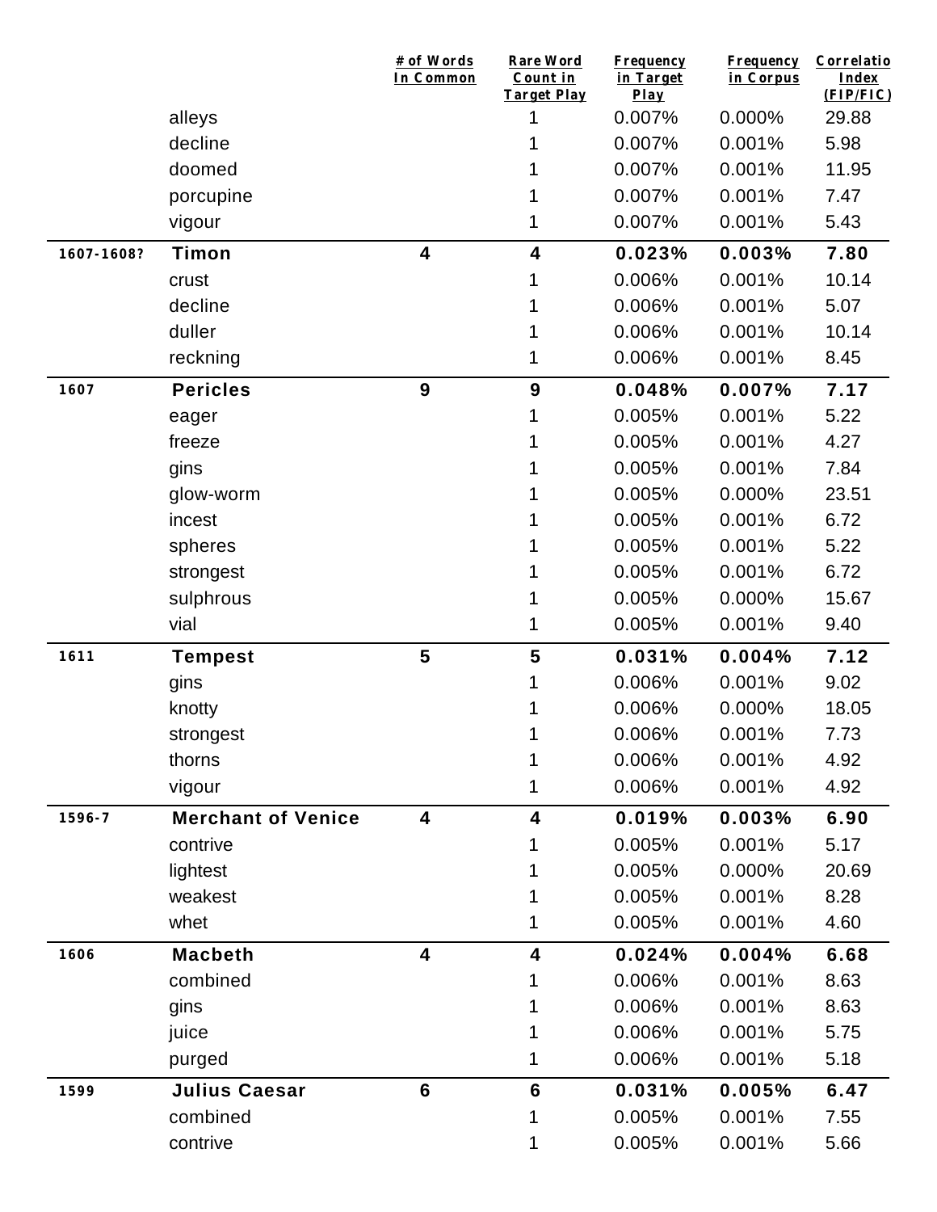| | | # of Words In Common | Rare Word Count in Target Play | Frequency in Target Play | Frequency in Corpus | Correlation Index (FIP/FIC) |
|---|---|---|---|---|---|---|
| | alleys | | 1 | 0.007% | 0.000% | 29.88 |
| | decline | | 1 | 0.007% | 0.001% | 5.98 |
| | doomed | | 1 | 0.007% | 0.001% | 11.95 |
| | porcupine | | 1 | 0.007% | 0.001% | 7.47 |
| | vigour | | 1 | 0.007% | 0.001% | 5.43 |
| **1607-1608?** | **Timon** | **4** | **4** | **0.023%** | **0.003%** | **7.80** |
| | crust | | 1 | 0.006% | 0.001% | 10.14 |
| | decline | | 1 | 0.006% | 0.001% | 5.07 |
| | duller | | 1 | 0.006% | 0.001% | 10.14 |
| | reckning | | 1 | 0.006% | 0.001% | 8.45 |
| **1607** | **Pericles** | **9** | **9** | **0.048%** | **0.007%** | **7.17** |
| | eager | | 1 | 0.005% | 0.001% | 5.22 |
| | freeze | | 1 | 0.005% | 0.001% | 4.27 |
| | gins | | 1 | 0.005% | 0.001% | 7.84 |
| | glow-worm | | 1 | 0.005% | 0.000% | 23.51 |
| | incest | | 1 | 0.005% | 0.001% | 6.72 |
| | spheres | | 1 | 0.005% | 0.001% | 5.22 |
| | strongest | | 1 | 0.005% | 0.001% | 6.72 |
| | sulphrous | | 1 | 0.005% | 0.000% | 15.67 |
| | vial | | 1 | 0.005% | 0.001% | 9.40 |
| **1611** | **Tempest** | **5** | **5** | **0.031%** | **0.004%** | **7.12** |
| | gins | | 1 | 0.006% | 0.001% | 9.02 |
| | knotty | | 1 | 0.006% | 0.000% | 18.05 |
| | strongest | | 1 | 0.006% | 0.001% | 7.73 |
| | thorns | | 1 | 0.006% | 0.001% | 4.92 |
| | vigour | | 1 | 0.006% | 0.001% | 4.92 |
| **1596-7** | **Merchant of Venice** | **4** | **4** | **0.019%** | **0.003%** | **6.90** |
| | contrive | | 1 | 0.005% | 0.001% | 5.17 |
| | lightest | | 1 | 0.005% | 0.000% | 20.69 |
| | weakest | | 1 | 0.005% | 0.001% | 8.28 |
| | whet | | 1 | 0.005% | 0.001% | 4.60 |
| **1606** | **Macbeth** | **4** | **4** | **0.024%** | **0.004%** | **6.68** |
| | combined | | 1 | 0.006% | 0.001% | 8.63 |
| | gins | | 1 | 0.006% | 0.001% | 8.63 |
| | juice | | 1 | 0.006% | 0.001% | 5.75 |
| | purged | | 1 | 0.006% | 0.001% | 5.18 |
| **1599** | **Julius Caesar** | **6** | **6** | **0.031%** | **0.005%** | **6.47** |
| | combined | | 1 | 0.005% | 0.001% | 7.55 |
| | contrive | | 1 | 0.005% | 0.001% | 5.66 |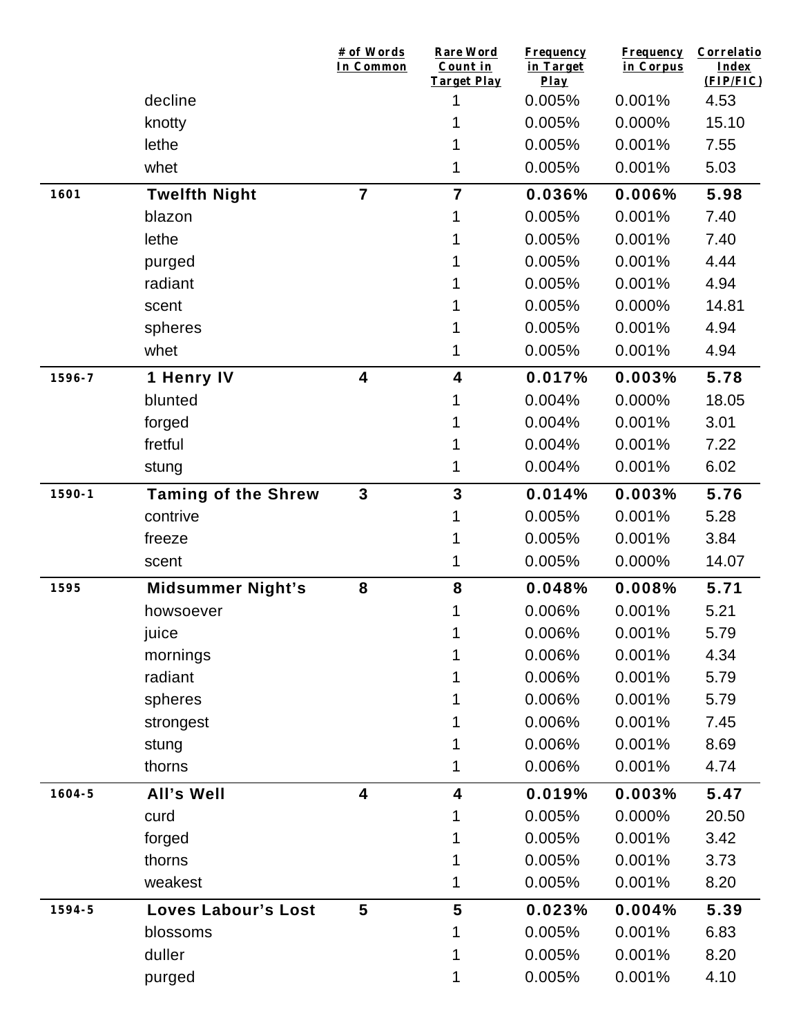| | | # of Words In Common | Rare Word Count in Target Play | Frequency in Target Play | Frequency in Corpus | Correlation Index (FIP/FIC) |
|---|---|---|---|---|---|---|
| | decline | | 1 | 0.005% | 0.001% | 4.53 |
| | knotty | | 1 | 0.005% | 0.000% | 15.10 |
| | lethe | | 1 | 0.005% | 0.001% | 7.55 |
| | whet | | 1 | 0.005% | 0.001% | 5.03 |
| **1601** | **Twelfth Night** | **7** | **7** | **0.036%** | **0.006%** | **5.98** |
| | blazon | | 1 | 0.005% | 0.001% | 7.40 |
| | lethe | | 1 | 0.005% | 0.001% | 7.40 |
| | purged | | 1 | 0.005% | 0.001% | 4.44 |
| | radiant | | 1 | 0.005% | 0.001% | 4.94 |
| | scent | | 1 | 0.005% | 0.000% | 14.81 |
| | spheres | | 1 | 0.005% | 0.001% | 4.94 |
| | whet | | 1 | 0.005% | 0.001% | 4.94 |
| **1596-7** | **1 Henry IV** | **4** | **4** | **0.017%** | **0.003%** | **5.78** |
| | blunted | | 1 | 0.004% | 0.000% | 18.05 |
| | forged | | 1 | 0.004% | 0.001% | 3.01 |
| | fretful | | 1 | 0.004% | 0.001% | 7.22 |
| | stung | | 1 | 0.004% | 0.001% | 6.02 |
| **1590-1** | **Taming of the Shrew** | **3** | **3** | **0.014%** | **0.003%** | **5.76** |
| | contrive | | 1 | 0.005% | 0.001% | 5.28 |
| | freeze | | 1 | 0.005% | 0.001% | 3.84 |
| | scent | | 1 | 0.005% | 0.000% | 14.07 |
| **1595** | **Midsummer Night's** | **8** | **8** | **0.048%** | **0.008%** | **5.71** |
| | howsoever | | 1 | 0.006% | 0.001% | 5.21 |
| | juice | | 1 | 0.006% | 0.001% | 5.79 |
| | mornings | | 1 | 0.006% | 0.001% | 4.34 |
| | radiant | | 1 | 0.006% | 0.001% | 5.79 |
| | spheres | | 1 | 0.006% | 0.001% | 5.79 |
| | strongest | | 1 | 0.006% | 0.001% | 7.45 |
| | stung | | 1 | 0.006% | 0.001% | 8.69 |
| | thorns | | 1 | 0.006% | 0.001% | 4.74 |
| **1604-5** | **All's Well** | **4** | **4** | **0.019%** | **0.003%** | **5.47** |
| | curd | | 1 | 0.005% | 0.000% | 20.50 |
| | forged | | 1 | 0.005% | 0.001% | 3.42 |
| | thorns | | 1 | 0.005% | 0.001% | 3.73 |
| | weakest | | 1 | 0.005% | 0.001% | 8.20 |
| **1594-5** | **Loves Labour's Lost** | **5** | **5** | **0.023%** | **0.004%** | **5.39** |
| | blossoms | | 1 | 0.005% | 0.001% | 6.83 |
| | duller | | 1 | 0.005% | 0.001% | 8.20 |
| | purged | | 1 | 0.005% | 0.001% | 4.10 |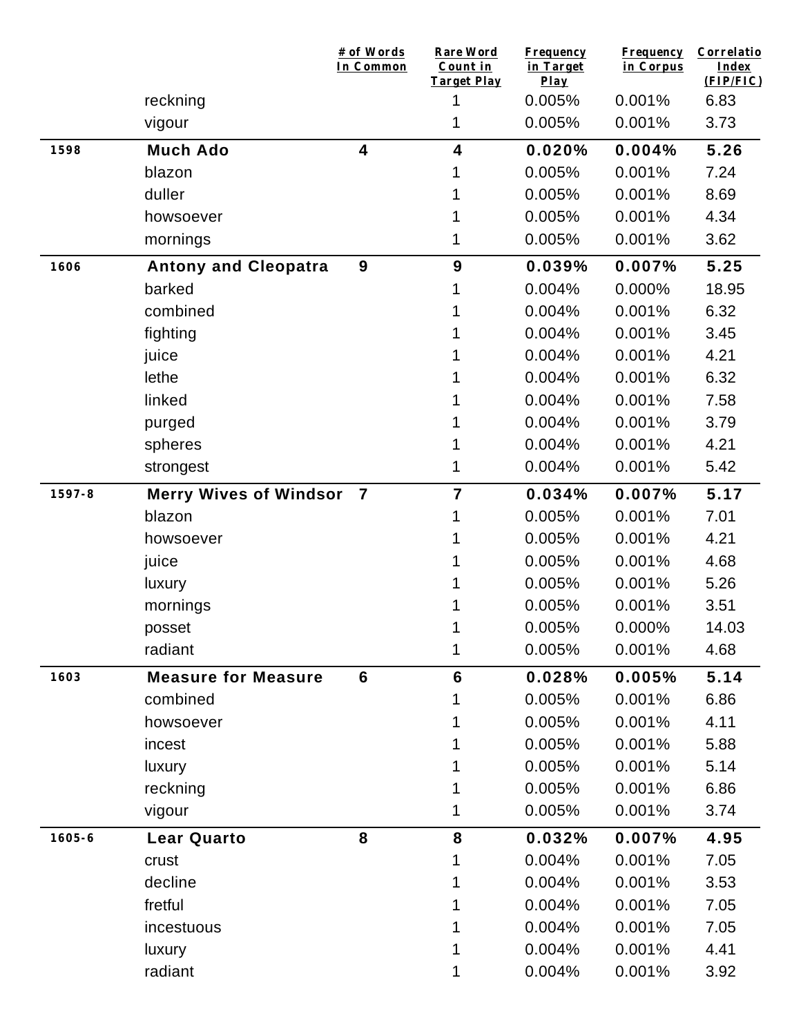|  |  | # of Words In Common | Rare Word Count in Target Play | Frequency in Target Play | Frequency in Corpus | Correlatio Index (FIP/FIC) |
|---|---|---|---|---|---|---|
|  | reckning |  | 1 | 0.005% | 0.001% | 6.83 |
|  | vigour |  | 1 | 0.005% | 0.001% | 3.73 |
| **1598** | **Much Ado** | **4** | **4** | **0.020%** | **0.004%** | **5.26** |
|  | blazon |  | 1 | 0.005% | 0.001% | 7.24 |
|  | duller |  | 1 | 0.005% | 0.001% | 8.69 |
|  | howsoever |  | 1 | 0.005% | 0.001% | 4.34 |
|  | mornings |  | 1 | 0.005% | 0.001% | 3.62 |
| **1606** | **Antony and Cleopatra** | **9** | **9** | **0.039%** | **0.007%** | **5.25** |
|  | barked |  | 1 | 0.004% | 0.000% | 18.95 |
|  | combined |  | 1 | 0.004% | 0.001% | 6.32 |
|  | fighting |  | 1 | 0.004% | 0.001% | 3.45 |
|  | juice |  | 1 | 0.004% | 0.001% | 4.21 |
|  | lethe |  | 1 | 0.004% | 0.001% | 6.32 |
|  | linked |  | 1 | 0.004% | 0.001% | 7.58 |
|  | purged |  | 1 | 0.004% | 0.001% | 3.79 |
|  | spheres |  | 1 | 0.004% | 0.001% | 4.21 |
|  | strongest |  | 1 | 0.004% | 0.001% | 5.42 |
| **1597-8** | **Merry Wives of Windsor** | **7** | **7** | **0.034%** | **0.007%** | **5.17** |
|  | blazon |  | 1 | 0.005% | 0.001% | 7.01 |
|  | howsoever |  | 1 | 0.005% | 0.001% | 4.21 |
|  | juice |  | 1 | 0.005% | 0.001% | 4.68 |
|  | luxury |  | 1 | 0.005% | 0.001% | 5.26 |
|  | mornings |  | 1 | 0.005% | 0.001% | 3.51 |
|  | posset |  | 1 | 0.005% | 0.000% | 14.03 |
|  | radiant |  | 1 | 0.005% | 0.001% | 4.68 |
| **1603** | **Measure for Measure** | **6** | **6** | **0.028%** | **0.005%** | **5.14** |
|  | combined |  | 1 | 0.005% | 0.001% | 6.86 |
|  | howsoever |  | 1 | 0.005% | 0.001% | 4.11 |
|  | incest |  | 1 | 0.005% | 0.001% | 5.88 |
|  | luxury |  | 1 | 0.005% | 0.001% | 5.14 |
|  | reckning |  | 1 | 0.005% | 0.001% | 6.86 |
|  | vigour |  | 1 | 0.005% | 0.001% | 3.74 |
| **1605-6** | **Lear Quarto** | **8** | **8** | **0.032%** | **0.007%** | **4.95** |
|  | crust |  | 1 | 0.004% | 0.001% | 7.05 |
|  | decline |  | 1 | 0.004% | 0.001% | 3.53 |
|  | fretful |  | 1 | 0.004% | 0.001% | 7.05 |
|  | incestuous |  | 1 | 0.004% | 0.001% | 7.05 |
|  | luxury |  | 1 | 0.004% | 0.001% | 4.41 |
|  | radiant |  | 1 | 0.004% | 0.001% | 3.92 |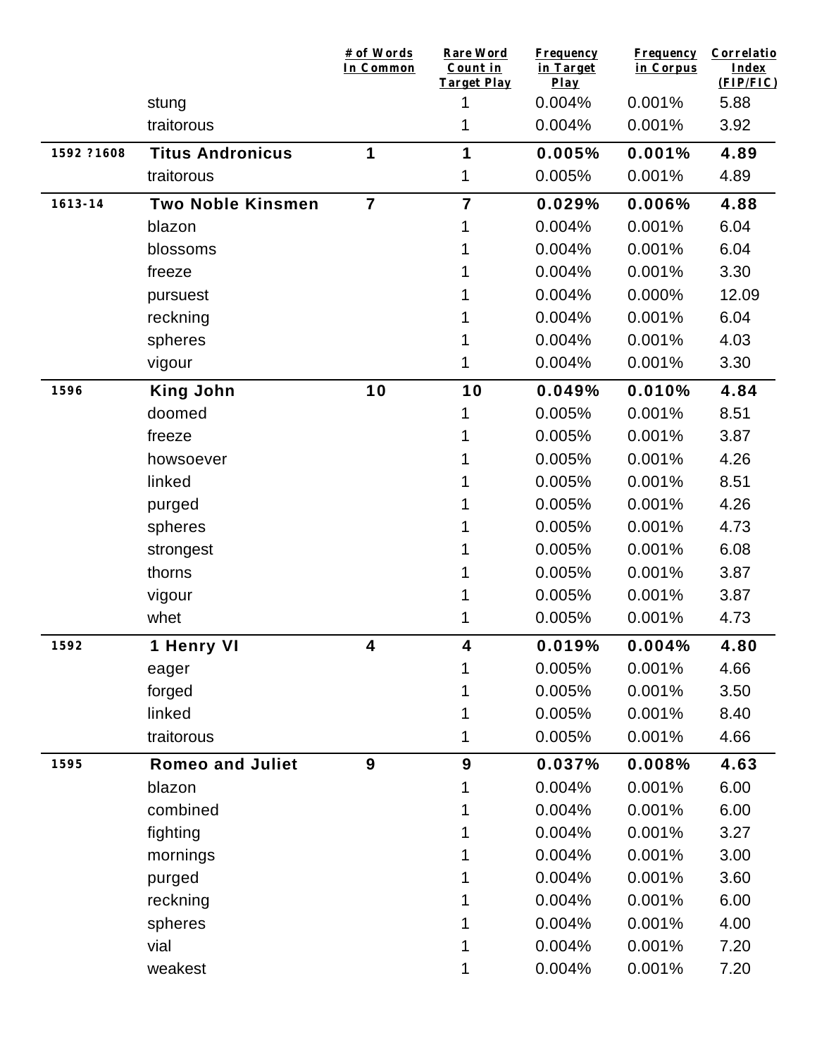| | | # of Words In Common | Rare Word Count in Target Play | Frequency in Target Play | Frequency in Corpus | Correlatio Index (FIP/FIC) |
|---|---|---|---|---|---|---|
| | stung | | 1 | 0.004% | 0.001% | 5.88 |
| | traitorous | | 1 | 0.004% | 0.001% | 3.92 |
| **1592 ?1608** | **Titus Andronicus** | **1** | **1** | **0.005%** | **0.001%** | **4.89** |
| | traitorous | | 1 | 0.005% | 0.001% | 4.89 |
| **1613-14** | **Two Noble Kinsmen** | **7** | **7** | **0.029%** | **0.006%** | **4.88** |
| | blazon | | 1 | 0.004% | 0.001% | 6.04 |
| | blossoms | | 1 | 0.004% | 0.001% | 6.04 |
| | freeze | | 1 | 0.004% | 0.001% | 3.30 |
| | pursuest | | 1 | 0.004% | 0.000% | 12.09 |
| | reckning | | 1 | 0.004% | 0.001% | 6.04 |
| | spheres | | 1 | 0.004% | 0.001% | 4.03 |
| | vigour | | 1 | 0.004% | 0.001% | 3.30 |
| **1596** | **King John** | **10** | **10** | **0.049%** | **0.010%** | **4.84** |
| | doomed | | 1 | 0.005% | 0.001% | 8.51 |
| | freeze | | 1 | 0.005% | 0.001% | 3.87 |
| | howsoever | | 1 | 0.005% | 0.001% | 4.26 |
| | linked | | 1 | 0.005% | 0.001% | 8.51 |
| | purged | | 1 | 0.005% | 0.001% | 4.26 |
| | spheres | | 1 | 0.005% | 0.001% | 4.73 |
| | strongest | | 1 | 0.005% | 0.001% | 6.08 |
| | thorns | | 1 | 0.005% | 0.001% | 3.87 |
| | vigour | | 1 | 0.005% | 0.001% | 3.87 |
| | whet | | 1 | 0.005% | 0.001% | 4.73 |
| **1592** | **1 Henry VI** | **4** | **4** | **0.019%** | **0.004%** | **4.80** |
| | eager | | 1 | 0.005% | 0.001% | 4.66 |
| | forged | | 1 | 0.005% | 0.001% | 3.50 |
| | linked | | 1 | 0.005% | 0.001% | 8.40 |
| | traitorous | | 1 | 0.005% | 0.001% | 4.66 |
| **1595** | **Romeo and Juliet** | **9** | **9** | **0.037%** | **0.008%** | **4.63** |
| | blazon | | 1 | 0.004% | 0.001% | 6.00 |
| | combined | | 1 | 0.004% | 0.001% | 6.00 |
| | fighting | | 1 | 0.004% | 0.001% | 3.27 |
| | mornings | | 1 | 0.004% | 0.001% | 3.00 |
| | purged | | 1 | 0.004% | 0.001% | 3.60 |
| | reckning | | 1 | 0.004% | 0.001% | 6.00 |
| | spheres | | 1 | 0.004% | 0.001% | 4.00 |
| | vial | | 1 | 0.004% | 0.001% | 7.20 |
| | weakest | | 1 | 0.004% | 0.001% | 7.20 |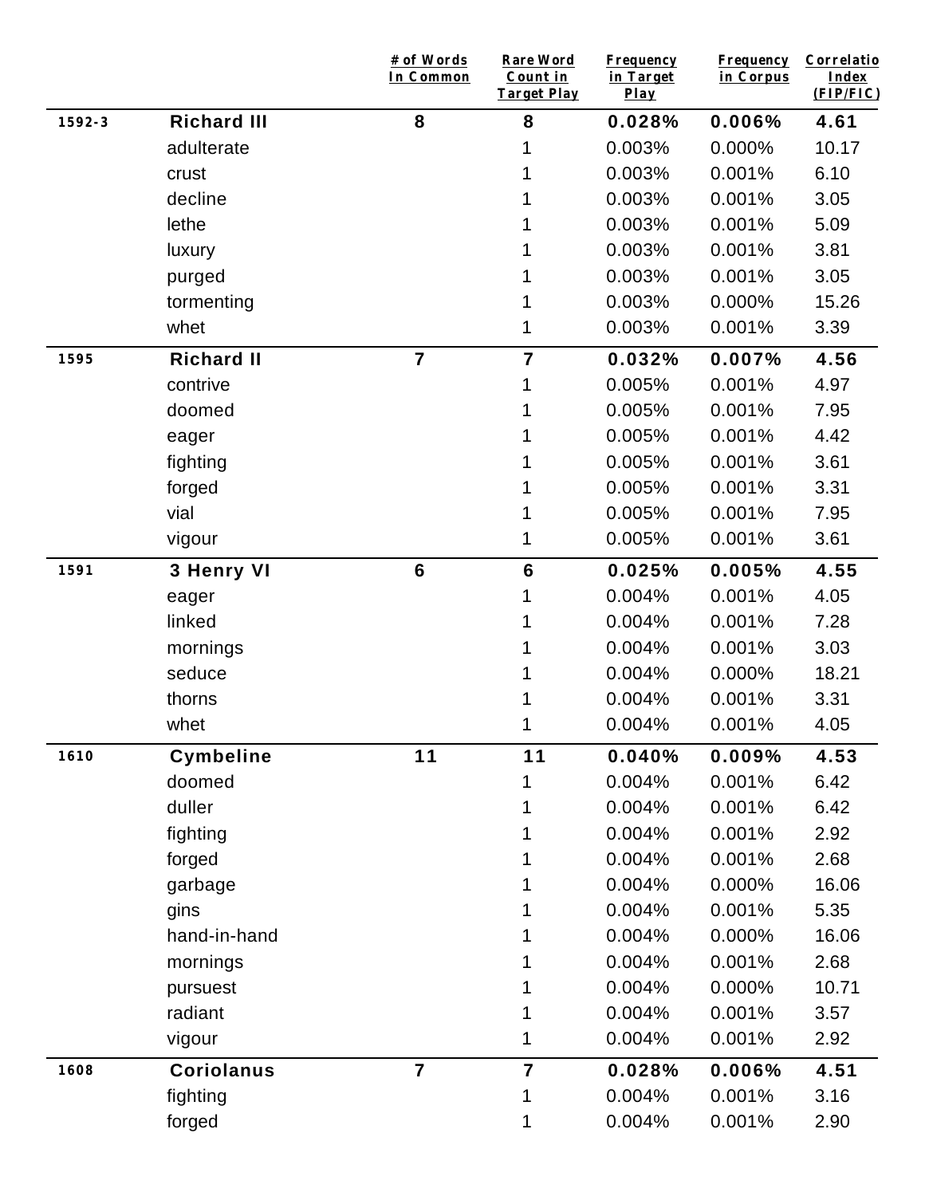| | | # of Words In Common | Rare Word Count in Target Play | Frequency in Target Play | Frequency in Corpus | Correlation Index (FIP/FIC) |
|---|---|---|---|---|---|---|
| 1592-3 | **Richard III** | **8** | **8** | **0.028%** | **0.006%** | **4.61** |
| | adulterate | | 1 | 0.003% | 0.000% | 10.17 |
| | crust | | 1 | 0.003% | 0.001% | 6.10 |
| | decline | | 1 | 0.003% | 0.001% | 3.05 |
| | lethe | | 1 | 0.003% | 0.001% | 5.09 |
| | luxury | | 1 | 0.003% | 0.001% | 3.81 |
| | purged | | 1 | 0.003% | 0.001% | 3.05 |
| | tormenting | | 1 | 0.003% | 0.000% | 15.26 |
| | whet | | 1 | 0.003% | 0.001% | 3.39 |
| 1595 | **Richard II** | **7** | **7** | **0.032%** | **0.007%** | **4.56** |
| | contrive | | 1 | 0.005% | 0.001% | 4.97 |
| | doomed | | 1 | 0.005% | 0.001% | 7.95 |
| | eager | | 1 | 0.005% | 0.001% | 4.42 |
| | fighting | | 1 | 0.005% | 0.001% | 3.61 |
| | forged | | 1 | 0.005% | 0.001% | 3.31 |
| | vial | | 1 | 0.005% | 0.001% | 7.95 |
| | vigour | | 1 | 0.005% | 0.001% | 3.61 |
| 1591 | **3 Henry VI** | **6** | **6** | **0.025%** | **0.005%** | **4.55** |
| | eager | | 1 | 0.004% | 0.001% | 4.05 |
| | linked | | 1 | 0.004% | 0.001% | 7.28 |
| | mornings | | 1 | 0.004% | 0.001% | 3.03 |
| | seduce | | 1 | 0.004% | 0.000% | 18.21 |
| | thorns | | 1 | 0.004% | 0.001% | 3.31 |
| | whet | | 1 | 0.004% | 0.001% | 4.05 |
| 1610 | **Cymbeline** | **11** | **11** | **0.040%** | **0.009%** | **4.53** |
| | doomed | | 1 | 0.004% | 0.001% | 6.42 |
| | duller | | 1 | 0.004% | 0.001% | 6.42 |
| | fighting | | 1 | 0.004% | 0.001% | 2.92 |
| | forged | | 1 | 0.004% | 0.001% | 2.68 |
| | garbage | | 1 | 0.004% | 0.000% | 16.06 |
| | gins | | 1 | 0.004% | 0.001% | 5.35 |
| | hand-in-hand | | 1 | 0.004% | 0.000% | 16.06 |
| | mornings | | 1 | 0.004% | 0.001% | 2.68 |
| | pursuest | | 1 | 0.004% | 0.000% | 10.71 |
| | radiant | | 1 | 0.004% | 0.001% | 3.57 |
| | vigour | | 1 | 0.004% | 0.001% | 2.92 |
| 1608 | **Coriolanus** | **7** | **7** | **0.028%** | **0.006%** | **4.51** |
| | fighting | | 1 | 0.004% | 0.001% | 3.16 |
| | forged | | 1 | 0.004% | 0.001% | 2.90 |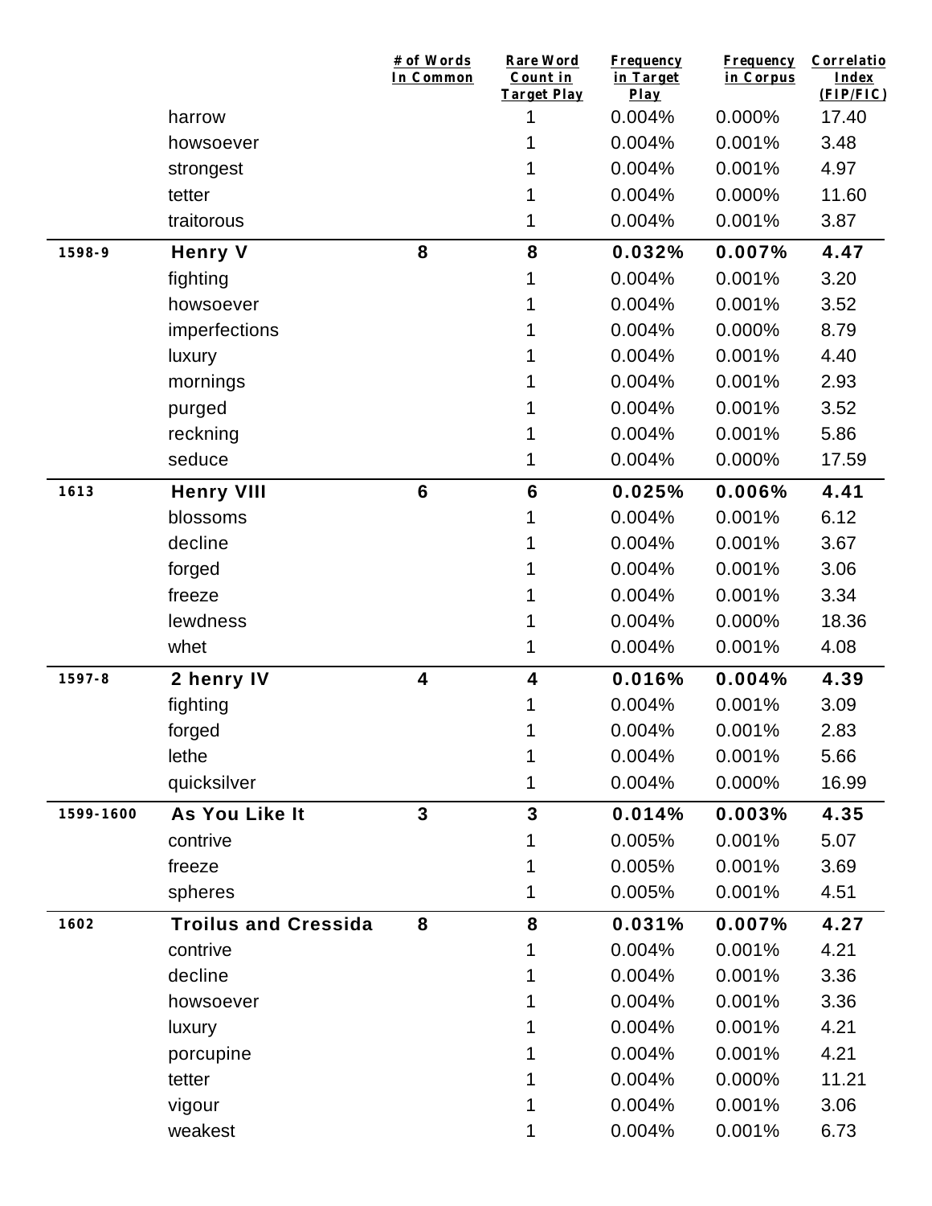|  |  | # of Words In Common | Rare Word Count in Target Play | Frequency in Target Play | Frequency in Corpus | Correlatio Index (FIP/FIC) |
|---|---|---|---|---|---|---|
|  | harrow |  | 1 | 0.004% | 0.000% | 17.40 |
|  | howsoever |  | 1 | 0.004% | 0.001% | 3.48 |
|  | strongest |  | 1 | 0.004% | 0.001% | 4.97 |
|  | tetter |  | 1 | 0.004% | 0.000% | 11.60 |
|  | traitorous |  | 1 | 0.004% | 0.001% | 3.87 |
| **1598-9** | **Henry V** | **8** | **8** | **0.032%** | **0.007%** | **4.47** |
|  | fighting |  | 1 | 0.004% | 0.001% | 3.20 |
|  | howsoever |  | 1 | 0.004% | 0.001% | 3.52 |
|  | imperfections |  | 1 | 0.004% | 0.000% | 8.79 |
|  | luxury |  | 1 | 0.004% | 0.001% | 4.40 |
|  | mornings |  | 1 | 0.004% | 0.001% | 2.93 |
|  | purged |  | 1 | 0.004% | 0.001% | 3.52 |
|  | reckning |  | 1 | 0.004% | 0.001% | 5.86 |
|  | seduce |  | 1 | 0.004% | 0.000% | 17.59 |
| **1613** | **Henry VIII** | **6** | **6** | **0.025%** | **0.006%** | **4.41** |
|  | blossoms |  | 1 | 0.004% | 0.001% | 6.12 |
|  | decline |  | 1 | 0.004% | 0.001% | 3.67 |
|  | forged |  | 1 | 0.004% | 0.001% | 3.06 |
|  | freeze |  | 1 | 0.004% | 0.001% | 3.34 |
|  | lewdness |  | 1 | 0.004% | 0.000% | 18.36 |
|  | whet |  | 1 | 0.004% | 0.001% | 4.08 |
| **1597-8** | **2 henry IV** | **4** | **4** | **0.016%** | **0.004%** | **4.39** |
|  | fighting |  | 1 | 0.004% | 0.001% | 3.09 |
|  | forged |  | 1 | 0.004% | 0.001% | 2.83 |
|  | lethe |  | 1 | 0.004% | 0.001% | 5.66 |
|  | quicksilver |  | 1 | 0.004% | 0.000% | 16.99 |
| **1599-1600** | **As You Like It** | **3** | **3** | **0.014%** | **0.003%** | **4.35** |
|  | contrive |  | 1 | 0.005% | 0.001% | 5.07 |
|  | freeze |  | 1 | 0.005% | 0.001% | 3.69 |
|  | spheres |  | 1 | 0.005% | 0.001% | 4.51 |
| **1602** | **Troilus and Cressida** | **8** | **8** | **0.031%** | **0.007%** | **4.27** |
|  | contrive |  | 1 | 0.004% | 0.001% | 4.21 |
|  | decline |  | 1 | 0.004% | 0.001% | 3.36 |
|  | howsoever |  | 1 | 0.004% | 0.001% | 3.36 |
|  | luxury |  | 1 | 0.004% | 0.001% | 4.21 |
|  | porcupine |  | 1 | 0.004% | 0.001% | 4.21 |
|  | tetter |  | 1 | 0.004% | 0.000% | 11.21 |
|  | vigour |  | 1 | 0.004% | 0.001% | 3.06 |
|  | weakest |  | 1 | 0.004% | 0.001% | 6.73 |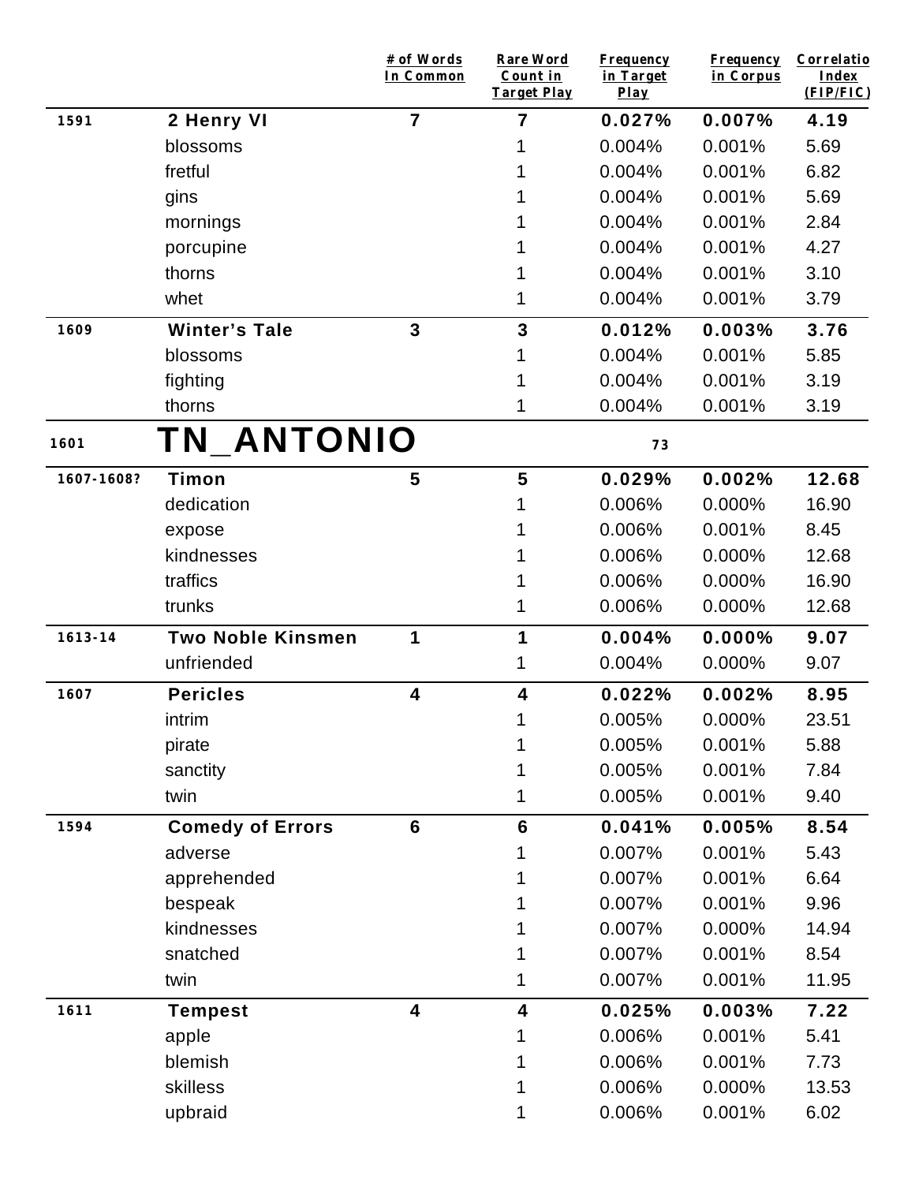|  |  | # of Words In Common | Rare Word Count in Target Play | Frequency in Target Play | Frequency in Corpus | Correlatio Index (FIP/FIC) |
|---|---|---|---|---|---|---|
| 1591 | **2 Henry VI** | **7** | **7** | **0.027%** | **0.007%** | **4.19** |
|  | blossoms |  | 1 | 0.004% | 0.001% | 5.69 |
|  | fretful |  | 1 | 0.004% | 0.001% | 6.82 |
|  | gins |  | 1 | 0.004% | 0.001% | 5.69 |
|  | mornings |  | 1 | 0.004% | 0.001% | 2.84 |
|  | porcupine |  | 1 | 0.004% | 0.001% | 4.27 |
|  | thorns |  | 1 | 0.004% | 0.001% | 3.10 |
|  | whet |  | 1 | 0.004% | 0.001% | 3.79 |
| 1609 | **Winter's Tale** | **3** | **3** | **0.012%** | **0.003%** | **3.76** |
|  | blossoms |  | 1 | 0.004% | 0.001% | 5.85 |
|  | fighting |  | 1 | 0.004% | 0.001% | 3.19 |
|  | thorns |  | 1 | 0.004% | 0.001% | 3.19 |
| 1601 | **TN_ANTONIO** |  | **73** |  |  |  |
| 1607-1608? | **Timon** | **5** | **5** | **0.029%** | **0.002%** | **12.68** |
|  | dedication |  | 1 | 0.006% | 0.000% | 16.90 |
|  | expose |  | 1 | 0.006% | 0.001% | 8.45 |
|  | kindnesses |  | 1 | 0.006% | 0.000% | 12.68 |
|  | traffics |  | 1 | 0.006% | 0.000% | 16.90 |
|  | trunks |  | 1 | 0.006% | 0.000% | 12.68 |
| 1613-14 | **Two Noble Kinsmen** | **1** | **1** | **0.004%** | **0.000%** | **9.07** |
|  | unfriended |  | 1 | 0.004% | 0.000% | 9.07 |
| 1607 | **Pericles** | **4** | **4** | **0.022%** | **0.002%** | **8.95** |
|  | intrim |  | 1 | 0.005% | 0.000% | 23.51 |
|  | pirate |  | 1 | 0.005% | 0.001% | 5.88 |
|  | sanctity |  | 1 | 0.005% | 0.001% | 7.84 |
|  | twin |  | 1 | 0.005% | 0.001% | 9.40 |
| 1594 | **Comedy of Errors** | **6** | **6** | **0.041%** | **0.005%** | **8.54** |
|  | adverse |  | 1 | 0.007% | 0.001% | 5.43 |
|  | apprehended |  | 1 | 0.007% | 0.001% | 6.64 |
|  | bespeak |  | 1 | 0.007% | 0.001% | 9.96 |
|  | kindnesses |  | 1 | 0.007% | 0.000% | 14.94 |
|  | snatched |  | 1 | 0.007% | 0.001% | 8.54 |
|  | twin |  | 1 | 0.007% | 0.001% | 11.95 |
| 1611 | **Tempest** | **4** | **4** | **0.025%** | **0.003%** | **7.22** |
|  | apple |  | 1 | 0.006% | 0.001% | 5.41 |
|  | blemish |  | 1 | 0.006% | 0.001% | 7.73 |
|  | skilless |  | 1 | 0.006% | 0.000% | 13.53 |
|  | upbraid |  | 1 | 0.006% | 0.001% | 6.02 |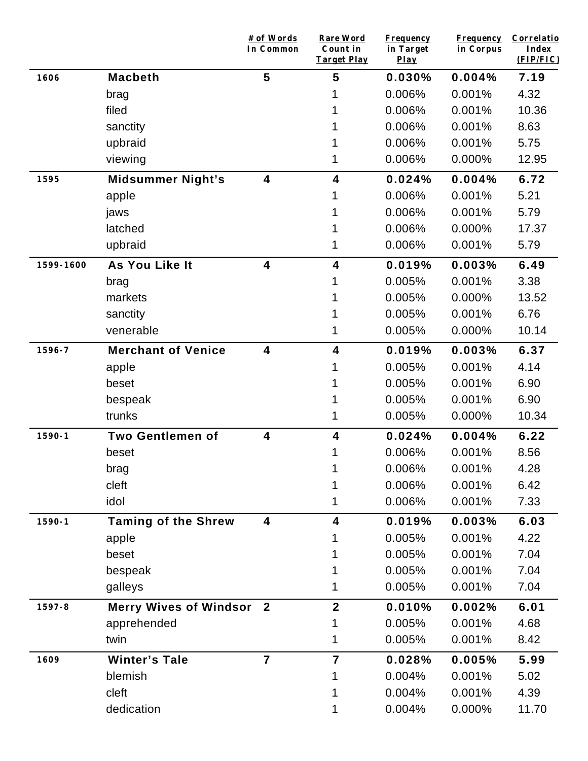|  |  | # of Words In Common | Rare Word Count in Target Play | Frequency in Target Play | Frequency in Corpus | Correlatio Index (FIP/FIC) |
|---|---|---|---|---|---|---|
| **1606** | **Macbeth** | **5** | **5** | **0.030%** | **0.004%** | **7.19** |
|  | brag |  | 1 | 0.006% | 0.001% | 4.32 |
|  | filed |  | 1 | 0.006% | 0.001% | 10.36 |
|  | sanctity |  | 1 | 0.006% | 0.001% | 8.63 |
|  | upbraid |  | 1 | 0.006% | 0.001% | 5.75 |
|  | viewing |  | 1 | 0.006% | 0.000% | 12.95 |
| **1595** | **Midsummer Night's** | **4** | **4** | **0.024%** | **0.004%** | **6.72** |
|  | apple |  | 1 | 0.006% | 0.001% | 5.21 |
|  | jaws |  | 1 | 0.006% | 0.001% | 5.79 |
|  | latched |  | 1 | 0.006% | 0.000% | 17.37 |
|  | upbraid |  | 1 | 0.006% | 0.001% | 5.79 |
| **1599-1600** | **As You Like It** | **4** | **4** | **0.019%** | **0.003%** | **6.49** |
|  | brag |  | 1 | 0.005% | 0.001% | 3.38 |
|  | markets |  | 1 | 0.005% | 0.000% | 13.52 |
|  | sanctity |  | 1 | 0.005% | 0.001% | 6.76 |
|  | venerable |  | 1 | 0.005% | 0.000% | 10.14 |
| **1596-7** | **Merchant of Venice** | **4** | **4** | **0.019%** | **0.003%** | **6.37** |
|  | apple |  | 1 | 0.005% | 0.001% | 4.14 |
|  | beset |  | 1 | 0.005% | 0.001% | 6.90 |
|  | bespeak |  | 1 | 0.005% | 0.001% | 6.90 |
|  | trunks |  | 1 | 0.005% | 0.000% | 10.34 |
| **1590-1** | **Two Gentlemen of** | **4** | **4** | **0.024%** | **0.004%** | **6.22** |
|  | beset |  | 1 | 0.006% | 0.001% | 8.56 |
|  | brag |  | 1 | 0.006% | 0.001% | 4.28 |
|  | cleft |  | 1 | 0.006% | 0.001% | 6.42 |
|  | idol |  | 1 | 0.006% | 0.001% | 7.33 |
| **1590-1** | **Taming of the Shrew** | **4** | **4** | **0.019%** | **0.003%** | **6.03** |
|  | apple |  | 1 | 0.005% | 0.001% | 4.22 |
|  | beset |  | 1 | 0.005% | 0.001% | 7.04 |
|  | bespeak |  | 1 | 0.005% | 0.001% | 7.04 |
|  | galleys |  | 1 | 0.005% | 0.001% | 7.04 |
| **1597-8** | **Merry Wives of Windsor** | **2** | **2** | **0.010%** | **0.002%** | **6.01** |
|  | apprehended |  | 1 | 0.005% | 0.001% | 4.68 |
|  | twin |  | 1 | 0.005% | 0.001% | 8.42 |
| **1609** | **Winter's Tale** | **7** | **7** | **0.028%** | **0.005%** | **5.99** |
|  | blemish |  | 1 | 0.004% | 0.001% | 5.02 |
|  | cleft |  | 1 | 0.004% | 0.001% | 4.39 |
|  | dedication |  | 1 | 0.004% | 0.000% | 11.70 |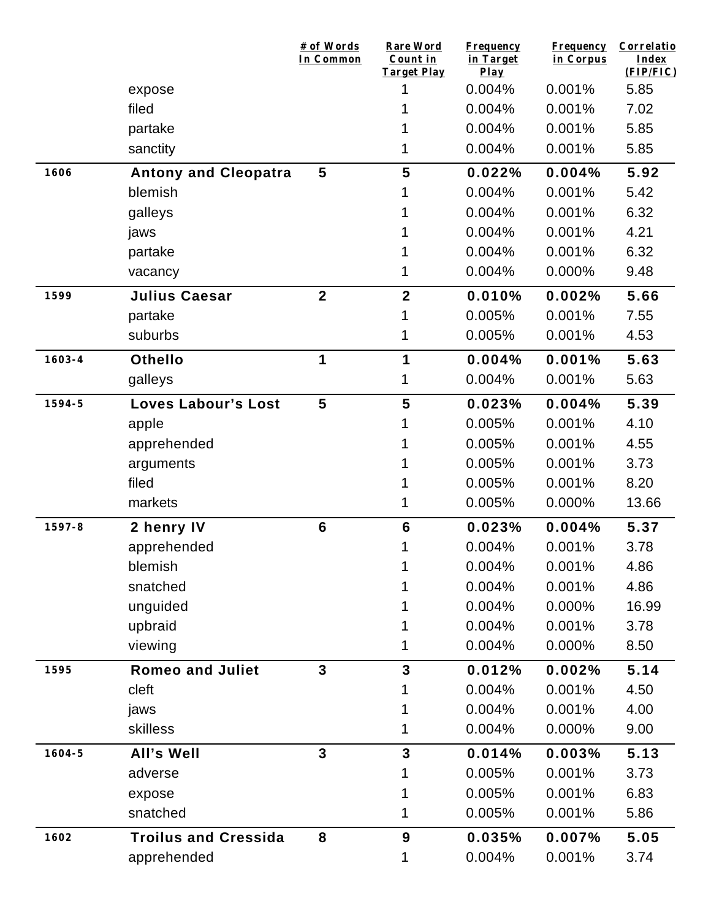| | | # of Words In Common | Rare Word Count in Target Play | Frequency in Target Play | Frequency in Corpus | Correlatio Index (FIP/FIC) |
|---|---|---|---|---|---|---|
| | expose | | 1 | 0.004% | 0.001% | 5.85 |
| | filed | | 1 | 0.004% | 0.001% | 7.02 |
| | partake | | 1 | 0.004% | 0.001% | 5.85 |
| | sanctity | | 1 | 0.004% | 0.001% | 5.85 |
| **1606** | **Antony and Cleopatra** | **5** | **5** | **0.022%** | **0.004%** | **5.92** |
| | blemish | | 1 | 0.004% | 0.001% | 5.42 |
| | galleys | | 1 | 0.004% | 0.001% | 6.32 |
| | jaws | | 1 | 0.004% | 0.001% | 4.21 |
| | partake | | 1 | 0.004% | 0.001% | 6.32 |
| | vacancy | | 1 | 0.004% | 0.000% | 9.48 |
| **1599** | **Julius Caesar** | **2** | **2** | **0.010%** | **0.002%** | **5.66** |
| | partake | | 1 | 0.005% | 0.001% | 7.55 |
| | suburbs | | 1 | 0.005% | 0.001% | 4.53 |
| **1603-4** | **Othello** | **1** | **1** | **0.004%** | **0.001%** | **5.63** |
| | galleys | | 1 | 0.004% | 0.001% | 5.63 |
| **1594-5** | **Loves Labour's Lost** | **5** | **5** | **0.023%** | **0.004%** | **5.39** |
| | apple | | 1 | 0.005% | 0.001% | 4.10 |
| | apprehended | | 1 | 0.005% | 0.001% | 4.55 |
| | arguments | | 1 | 0.005% | 0.001% | 3.73 |
| | filed | | 1 | 0.005% | 0.001% | 8.20 |
| | markets | | 1 | 0.005% | 0.000% | 13.66 |
| **1597-8** | **2 henry IV** | **6** | **6** | **0.023%** | **0.004%** | **5.37** |
| | apprehended | | 1 | 0.004% | 0.001% | 3.78 |
| | blemish | | 1 | 0.004% | 0.001% | 4.86 |
| | snatched | | 1 | 0.004% | 0.001% | 4.86 |
| | unguided | | 1 | 0.004% | 0.000% | 16.99 |
| | upbraid | | 1 | 0.004% | 0.001% | 3.78 |
| | viewing | | 1 | 0.004% | 0.000% | 8.50 |
| **1595** | **Romeo and Juliet** | **3** | **3** | **0.012%** | **0.002%** | **5.14** |
| | cleft | | 1 | 0.004% | 0.001% | 4.50 |
| | jaws | | 1 | 0.004% | 0.001% | 4.00 |
| | skilless | | 1 | 0.004% | 0.000% | 9.00 |
| **1604-5** | **All's Well** | **3** | **3** | **0.014%** | **0.003%** | **5.13** |
| | adverse | | 1 | 0.005% | 0.001% | 3.73 |
| | expose | | 1 | 0.005% | 0.001% | 6.83 |
| | snatched | | 1 | 0.005% | 0.001% | 5.86 |
| **1602** | **Troilus and Cressida** | **8** | **9** | **0.035%** | **0.007%** | **5.05** |
| | apprehended | | 1 | 0.004% | 0.001% | 3.74 |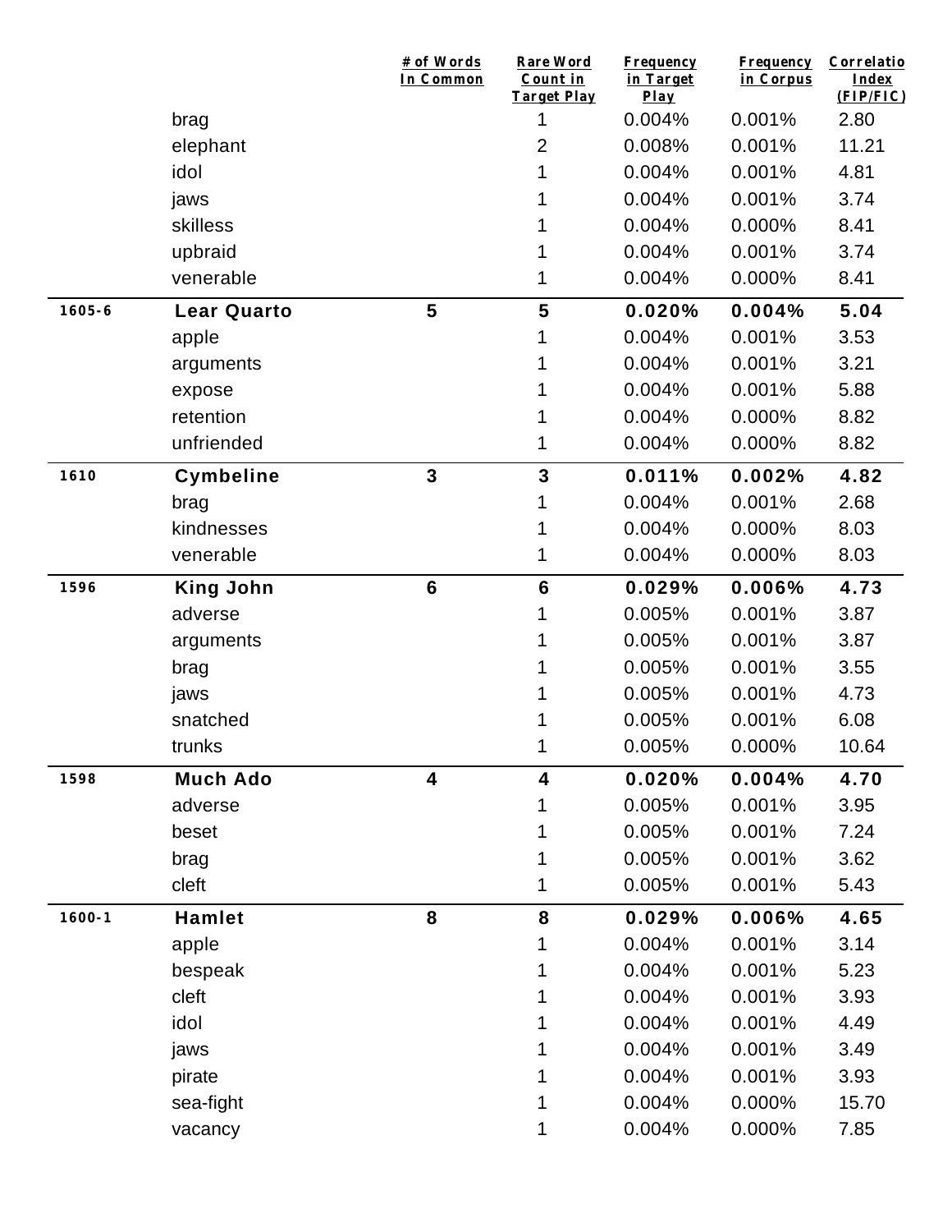|  |  | # of Words In Common | Rare Word Count in Target Play | Frequency in Target Play | Frequency in Corpus | Correlation Index (FIP/FIC) |
|---|---|---|---|---|---|---|
|  | brag |  | 1 | 0.004% | 0.001% | 2.80 |
|  | elephant |  | 2 | 0.008% | 0.001% | 11.21 |
|  | idol |  | 1 | 0.004% | 0.001% | 4.81 |
|  | jaws |  | 1 | 0.004% | 0.001% | 3.74 |
|  | skilless |  | 1 | 0.004% | 0.000% | 8.41 |
|  | upbraid |  | 1 | 0.004% | 0.001% | 3.74 |
|  | venerable |  | 1 | 0.004% | 0.000% | 8.41 |
| **1605-6** | **Lear Quarto** | **5** | **5** | **0.020%** | **0.004%** | **5.04** |
|  | apple |  | 1 | 0.004% | 0.001% | 3.53 |
|  | arguments |  | 1 | 0.004% | 0.001% | 3.21 |
|  | expose |  | 1 | 0.004% | 0.001% | 5.88 |
|  | retention |  | 1 | 0.004% | 0.000% | 8.82 |
|  | unfriended |  | 1 | 0.004% | 0.000% | 8.82 |
| **1610** | **Cymbeline** | **3** | **3** | **0.011%** | **0.002%** | **4.82** |
|  | brag |  | 1 | 0.004% | 0.001% | 2.68 |
|  | kindnesses |  | 1 | 0.004% | 0.000% | 8.03 |
|  | venerable |  | 1 | 0.004% | 0.000% | 8.03 |
| **1596** | **King John** | **6** | **6** | **0.029%** | **0.006%** | **4.73** |
|  | adverse |  | 1 | 0.005% | 0.001% | 3.87 |
|  | arguments |  | 1 | 0.005% | 0.001% | 3.87 |
|  | brag |  | 1 | 0.005% | 0.001% | 3.55 |
|  | jaws |  | 1 | 0.005% | 0.001% | 4.73 |
|  | snatched |  | 1 | 0.005% | 0.001% | 6.08 |
|  | trunks |  | 1 | 0.005% | 0.000% | 10.64 |
| **1598** | **Much Ado** | **4** | **4** | **0.020%** | **0.004%** | **4.70** |
|  | adverse |  | 1 | 0.005% | 0.001% | 3.95 |
|  | beset |  | 1 | 0.005% | 0.001% | 7.24 |
|  | brag |  | 1 | 0.005% | 0.001% | 3.62 |
|  | cleft |  | 1 | 0.005% | 0.001% | 5.43 |
| **1600-1** | **Hamlet** | **8** | **8** | **0.029%** | **0.006%** | **4.65** |
|  | apple |  | 1 | 0.004% | 0.001% | 3.14 |
|  | bespeak |  | 1 | 0.004% | 0.001% | 5.23 |
|  | cleft |  | 1 | 0.004% | 0.001% | 3.93 |
|  | idol |  | 1 | 0.004% | 0.001% | 4.49 |
|  | jaws |  | 1 | 0.004% | 0.001% | 3.49 |
|  | pirate |  | 1 | 0.004% | 0.001% | 3.93 |
|  | sea-fight |  | 1 | 0.004% | 0.000% | 15.70 |
|  | vacancy |  | 1 | 0.004% | 0.000% | 7.85 |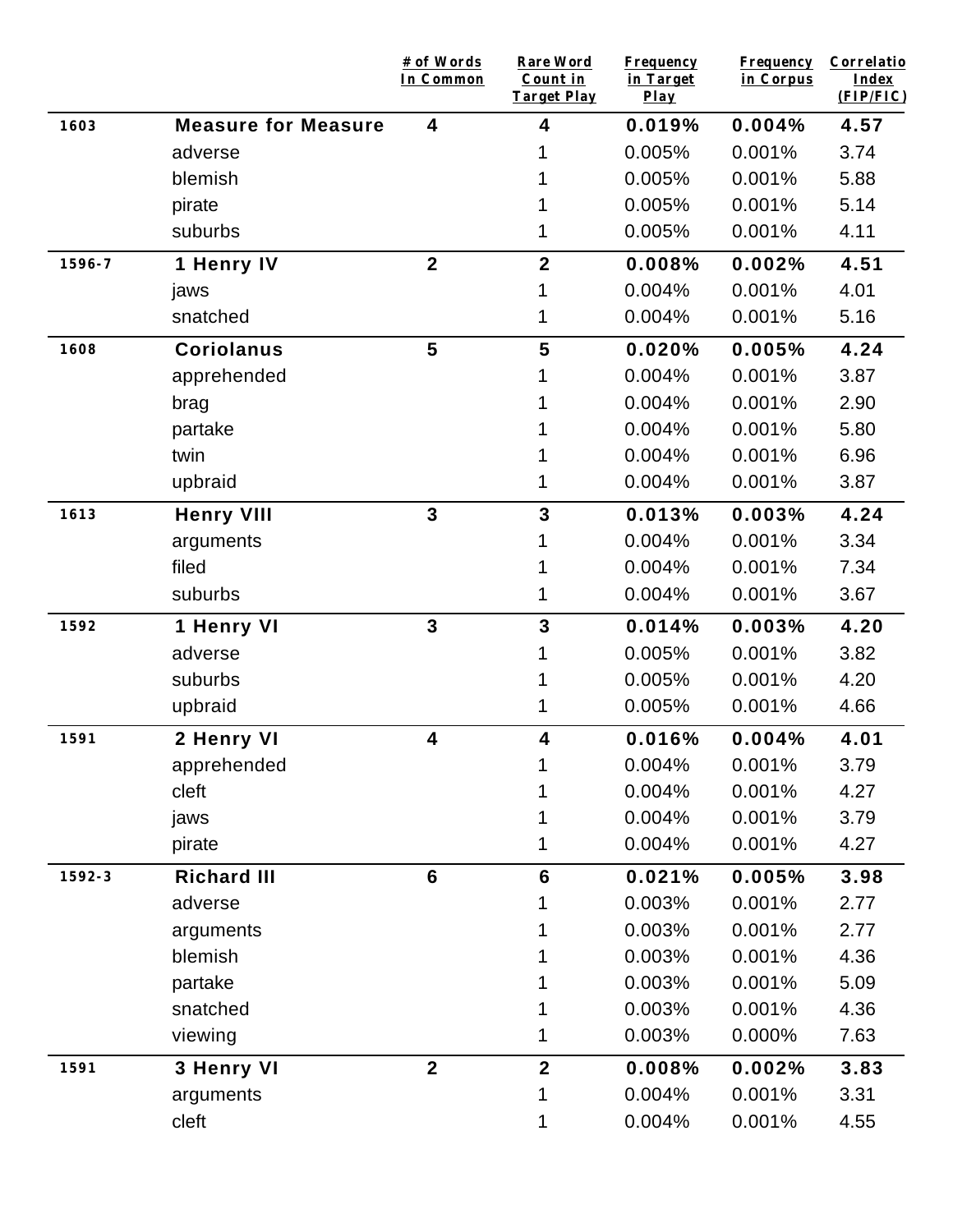| | | # of Words In Common | Rare Word Count in Target Play | Frequency in Target Play | Frequency in Corpus | Correlatio Index (FIP/FIC) |
|---|---|---|---|---|---|---|
| **1603** | **Measure for Measure** | **4** | **4** | **0.019%** | **0.004%** | **4.57** |
| | adverse | | 1 | 0.005% | 0.001% | 3.74 |
| | blemish | | 1 | 0.005% | 0.001% | 5.88 |
| | pirate | | 1 | 0.005% | 0.001% | 5.14 |
| | suburbs | | 1 | 0.005% | 0.001% | 4.11 |
| **1596-7** | **1 Henry IV** | **2** | **2** | **0.008%** | **0.002%** | **4.51** |
| | jaws | | 1 | 0.004% | 0.001% | 4.01 |
| | snatched | | 1 | 0.004% | 0.001% | 5.16 |
| **1608** | **Coriolanus** | **5** | **5** | **0.020%** | **0.005%** | **4.24** |
| | apprehended | | 1 | 0.004% | 0.001% | 3.87 |
| | brag | | 1 | 0.004% | 0.001% | 2.90 |
| | partake | | 1 | 0.004% | 0.001% | 5.80 |
| | twin | | 1 | 0.004% | 0.001% | 6.96 |
| | upbraid | | 1 | 0.004% | 0.001% | 3.87 |
| **1613** | **Henry VIII** | **3** | **3** | **0.013%** | **0.003%** | **4.24** |
| | arguments | | 1 | 0.004% | 0.001% | 3.34 |
| | filed | | 1 | 0.004% | 0.001% | 7.34 |
| | suburbs | | 1 | 0.004% | 0.001% | 3.67 |
| **1592** | **1 Henry VI** | **3** | **3** | **0.014%** | **0.003%** | **4.20** |
| | adverse | | 1 | 0.005% | 0.001% | 3.82 |
| | suburbs | | 1 | 0.005% | 0.001% | 4.20 |
| | upbraid | | 1 | 0.005% | 0.001% | 4.66 |
| **1591** | **2 Henry VI** | **4** | **4** | **0.016%** | **0.004%** | **4.01** |
| | apprehended | | 1 | 0.004% | 0.001% | 3.79 |
| | cleft | | 1 | 0.004% | 0.001% | 4.27 |
| | jaws | | 1 | 0.004% | 0.001% | 3.79 |
| | pirate | | 1 | 0.004% | 0.001% | 4.27 |
| **1592-3** | **Richard III** | **6** | **6** | **0.021%** | **0.005%** | **3.98** |
| | adverse | | 1 | 0.003% | 0.001% | 2.77 |
| | arguments | | 1 | 0.003% | 0.001% | 2.77 |
| | blemish | | 1 | 0.003% | 0.001% | 4.36 |
| | partake | | 1 | 0.003% | 0.001% | 5.09 |
| | snatched | | 1 | 0.003% | 0.001% | 4.36 |
| | viewing | | 1 | 0.003% | 0.000% | 7.63 |
| **1591** | **3 Henry VI** | **2** | **2** | **0.008%** | **0.002%** | **3.83** |
| | arguments | | 1 | 0.004% | 0.001% | 3.31 |
| | cleft | | 1 | 0.004% | 0.001% | 4.55 |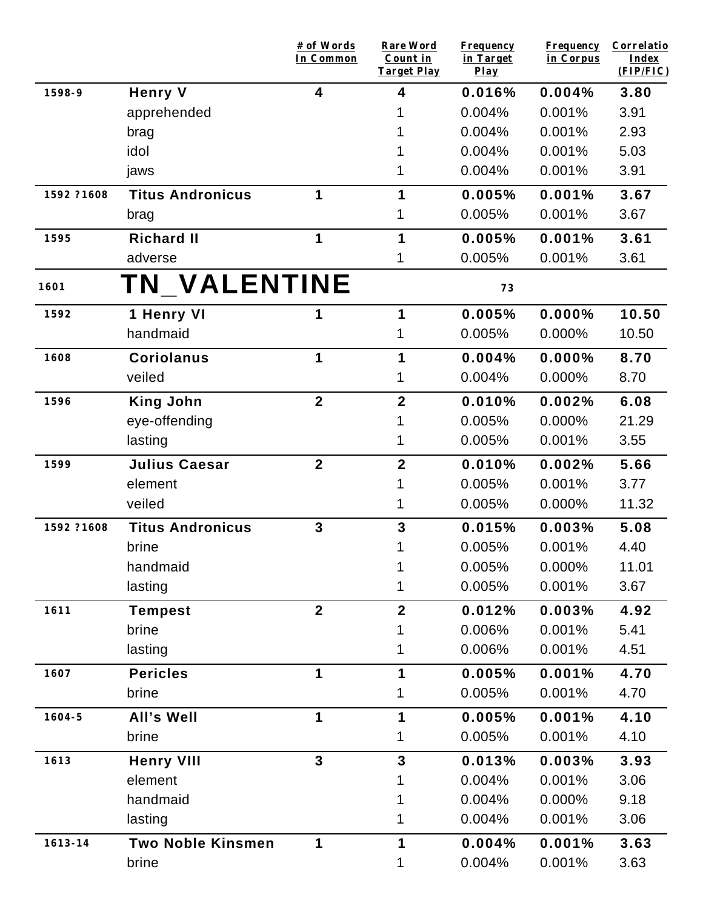| | | # of Words In Common | Rare Word Count in Target Play | Frequency in Target Play | Frequency in Corpus | Correlatio Index (FIP/FIC) |
|---|---|---|---|---|---|---|
| 1598-9 | **Henry V** | **4** | **4** | **0.016%** | **0.004%** | **3.80** |
| | apprehended | | 1 | 0.004% | 0.001% | 3.91 |
| | brag | | 1 | 0.004% | 0.001% | 2.93 |
| | idol | | 1 | 0.004% | 0.001% | 5.03 |
| | jaws | | 1 | 0.004% | 0.001% | 3.91 |
| 1592 ?1608 | **Titus Andronicus** | **1** | **1** | **0.005%** | **0.001%** | **3.67** |
| | brag | | 1 | 0.005% | 0.001% | 3.67 |
| 1595 | **Richard II** | **1** | **1** | **0.005%** | **0.001%** | **3.61** |
| | adverse | | 1 | 0.005% | 0.001% | 3.61 |
| 1601 | **TN_VALENTINE** | | | 73 | | |
| 1592 | **1 Henry VI** | **1** | **1** | **0.005%** | **0.000%** | **10.50** |
| | handmaid | | 1 | 0.005% | 0.000% | 10.50 |
| 1608 | **Coriolanus** | **1** | **1** | **0.004%** | **0.000%** | **8.70** |
| | veiled | | 1 | 0.004% | 0.000% | 8.70 |
| 1596 | **King John** | **2** | **2** | **0.010%** | **0.002%** | **6.08** |
| | eye-offending | | 1 | 0.005% | 0.000% | 21.29 |
| | lasting | | 1 | 0.005% | 0.001% | 3.55 |
| 1599 | **Julius Caesar** | **2** | **2** | **0.010%** | **0.002%** | **5.66** |
| | element | | 1 | 0.005% | 0.001% | 3.77 |
| | veiled | | 1 | 0.005% | 0.000% | 11.32 |
| 1592 ?1608 | **Titus Andronicus** | **3** | **3** | **0.015%** | **0.003%** | **5.08** |
| | brine | | 1 | 0.005% | 0.001% | 4.40 |
| | handmaid | | 1 | 0.005% | 0.000% | 11.01 |
| | lasting | | 1 | 0.005% | 0.001% | 3.67 |
| 1611 | **Tempest** | **2** | **2** | **0.012%** | **0.003%** | **4.92** |
| | brine | | 1 | 0.006% | 0.001% | 5.41 |
| | lasting | | 1 | 0.006% | 0.001% | 4.51 |
| 1607 | **Pericles** | **1** | **1** | **0.005%** | **0.001%** | **4.70** |
| | brine | | 1 | 0.005% | 0.001% | 4.70 |
| 1604-5 | **All's Well** | **1** | **1** | **0.005%** | **0.001%** | **4.10** |
| | brine | | 1 | 0.005% | 0.001% | 4.10 |
| 1613 | **Henry VIII** | **3** | **3** | **0.013%** | **0.003%** | **3.93** |
| | element | | 1 | 0.004% | 0.001% | 3.06 |
| | handmaid | | 1 | 0.004% | 0.000% | 9.18 |
| | lasting | | 1 | 0.004% | 0.001% | 3.06 |
| 1613-14 | **Two Noble Kinsmen** | **1** | **1** | **0.004%** | **0.001%** | **3.63** |
| | brine | | 1 | 0.004% | 0.001% | 3.63 |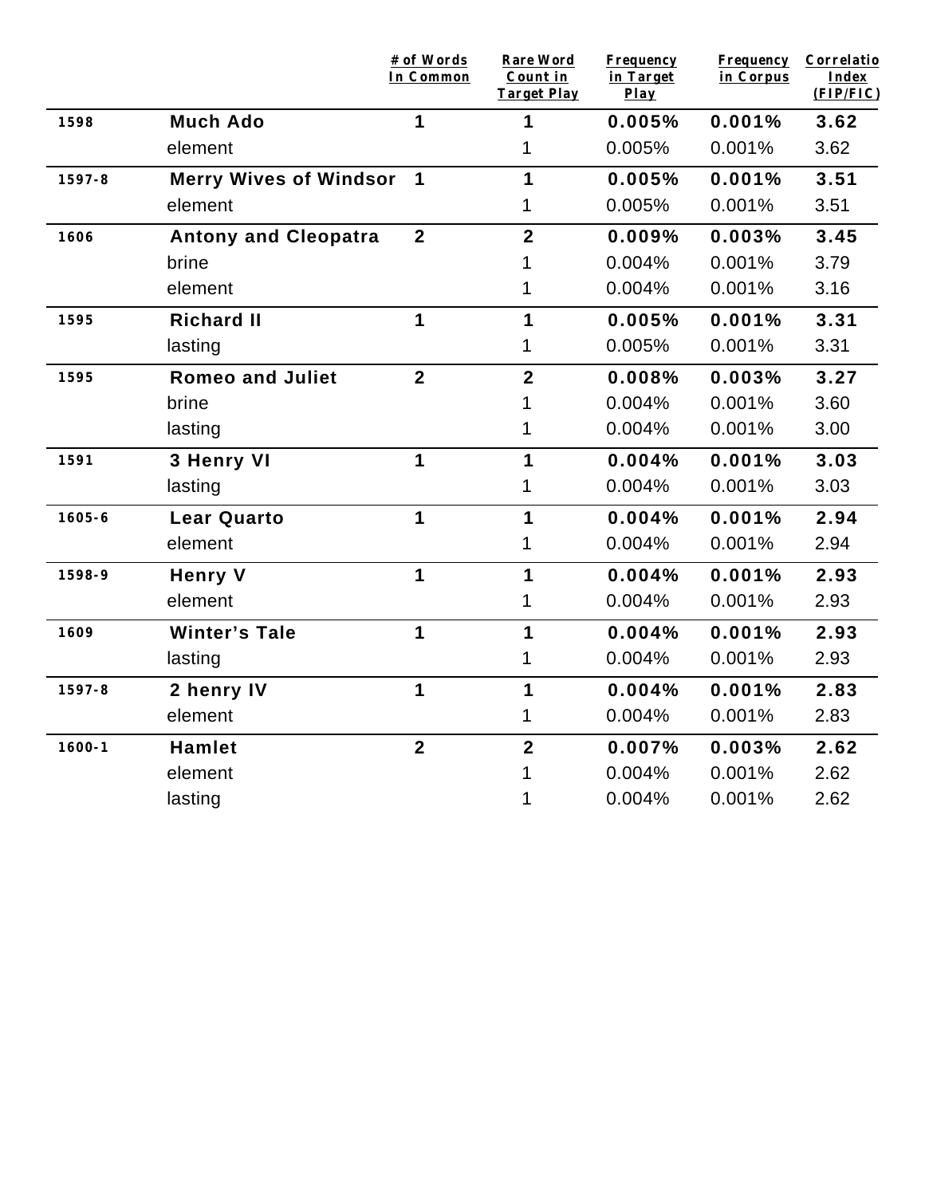| | | # of Words In Common | Rare Word Count in Target Play | Frequency in Target Play | Frequency in Corpus | Correlatio Index (FIP/FIC) |
|---|---|---|---|---|---|---|
| **1598** | **Much Ado** | **1** | **1** | **0.005%** | **0.001%** | **3.62** |
| | element | | 1 | 0.005% | 0.001% | 3.62 |
| **1597-8** | **Merry Wives of Windsor** | **1** | **1** | **0.005%** | **0.001%** | **3.51** |
| | element | | 1 | 0.005% | 0.001% | 3.51 |
| **1606** | **Antony and Cleopatra** | **2** | **2** | **0.009%** | **0.003%** | **3.45** |
| | brine | | 1 | 0.004% | 0.001% | 3.79 |
| | element | | 1 | 0.004% | 0.001% | 3.16 |
| **1595** | **Richard II** | **1** | **1** | **0.005%** | **0.001%** | **3.31** |
| | lasting | | 1 | 0.005% | 0.001% | 3.31 |
| **1595** | **Romeo and Juliet** | **2** | **2** | **0.008%** | **0.003%** | **3.27** |
| | brine | | 1 | 0.004% | 0.001% | 3.60 |
| | lasting | | 1 | 0.004% | 0.001% | 3.00 |
| **1591** | **3 Henry VI** | **1** | **1** | **0.004%** | **0.001%** | **3.03** |
| | lasting | | 1 | 0.004% | 0.001% | 3.03 |
| **1605-6** | **Lear Quarto** | **1** | **1** | **0.004%** | **0.001%** | **2.94** |
| | element | | 1 | 0.004% | 0.001% | 2.94 |
| **1598-9** | **Henry V** | **1** | **1** | **0.004%** | **0.001%** | **2.93** |
| | element | | 1 | 0.004% | 0.001% | 2.93 |
| **1609** | **Winter's Tale** | **1** | **1** | **0.004%** | **0.001%** | **2.93** |
| | lasting | | 1 | 0.004% | 0.001% | 2.93 |
| **1597-8** | **2 henry IV** | **1** | **1** | **0.004%** | **0.001%** | **2.83** |
| | element | | 1 | 0.004% | 0.001% | 2.83 |
| **1600-1** | **Hamlet** | **2** | **2** | **0.007%** | **0.003%** | **2.62** |
| | element | | 1 | 0.004% | 0.001% | 2.62 |
| | lasting | | 1 | 0.004% | 0.001% | 2.62 |